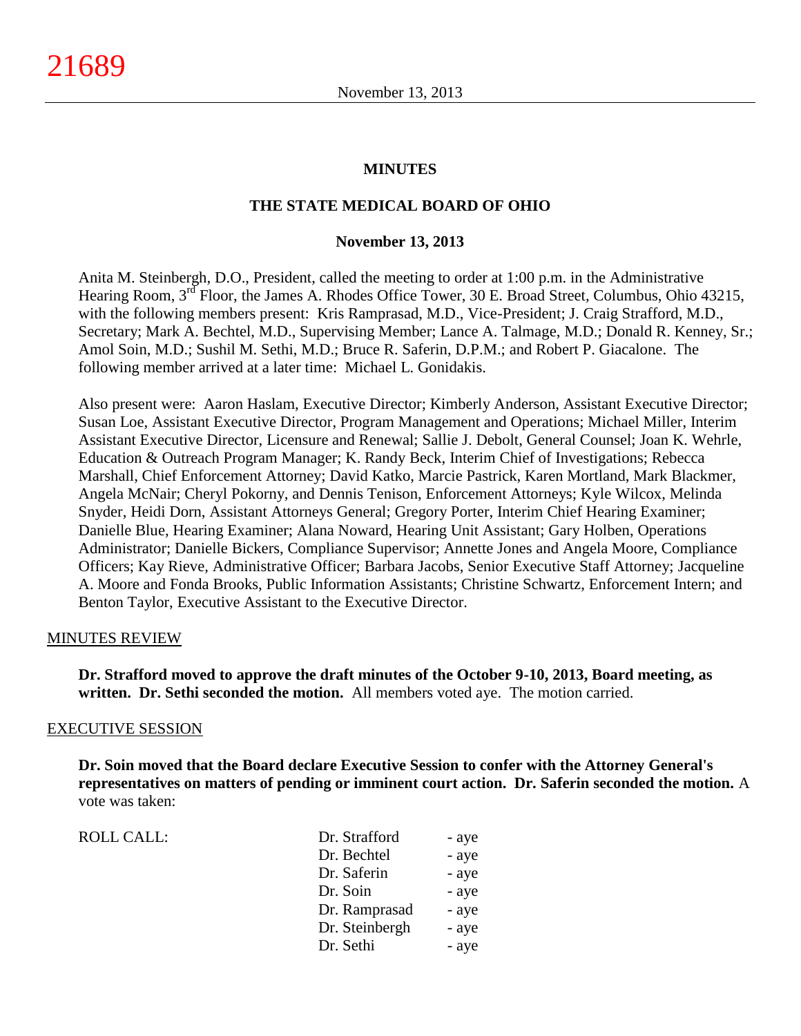# MINUTES

## THE STATE MEDICAL BOARD OF OHIO

### November 13, 2013

Anita M. Steinbergh, D.O., President, called the meeting to order at 1:00 p.m. in the Administrative Hearing Room, 3rd Floor, the James A. Rhodes Office Tower, 30 E. Broad Street, Columbus, Ohio 43215, with the following members present: Kris Ramprasad, M.D., Vice-President; J. Craig Strafford, M.D., Secretary; Mark A. Bechtel, M.D., Supervising Member; Lance A. Talmage, M.D.; Donald R. Kenney, Sr.; Amol Soin, M.D.; Sushil M. Sethi, M.D.; Bruce R. Saferin, D.P.M.; and Robert P. Giacalone. The following member arrived at a later time: Michael L. Gonidakis.

Also present were: Aaron Haslam, Executive Director; Kimberly Anderson, Assistant Executive Director; Susan Loe, Assistant Executive Director, Program Management and Operations; Michael Miller, Interim Assistant Executive Director, Licensure and Renewal; Sallie J. Debolt, General Counsel; Joan K. Wehrle, Education & Outreach Program Manager; K. Randy Beck, Interim Chief of Investigations; Rebecca Marshall, Chief Enforcement Attorney; David Katko, Marcie Pastrick, Karen Mortland, Mark Blackmer, Angela McNair; Cheryl Pokorny, and Dennis Tenison, Enforcement Attorneys; Kyle Wilcox, Melinda Snyder, Heidi Dorn, Assistant Attorneys General; Gregory Porter, Interim Chief Hearing Examiner; Danielle Blue, Hearing Examiner; Alana Noward, Hearing Unit Assistant; Gary Holben, Operations Administrator; Danielle Bickers, Compliance Supervisor; Annette Jones and Angela Moore, Compliance Officers; Kay Rieve, Administrative Officer; Barbara Jacobs, Senior Executive Staff Attorney; Jacqueline A. Moore and Fonda Brooks, Public Information Assistants; Christine Schwartz, Enforcement Intern; and Benton Taylor, Executive Assistant to the Executive Director.

## MINUTES REVIEW

**Dr. Strafford moved to approve the draft minutes of the October 9-10, 2013, Board meeting, as written. Dr. Sethi seconded the motion.** All members voted aye. The motion carried.

## EXECUTIVE SESSION

**Dr. Soin moved that the Board declare Executive Session to confer with the Attorney General's representatives on matters of pending or imminent court action. Dr. Saferin seconded the motion.** A vote was taken:

| ROLL CALL: | | |
|---|---|---|
| | Dr. Strafford | - aye |
| | Dr. Bechtel | - aye |
| | Dr. Saferin | - aye |
| | Dr. Soin | - aye |
| | Dr. Ramprasad | - aye |
| | Dr. Steinbergh | - aye |
| | Dr. Sethi | - aye |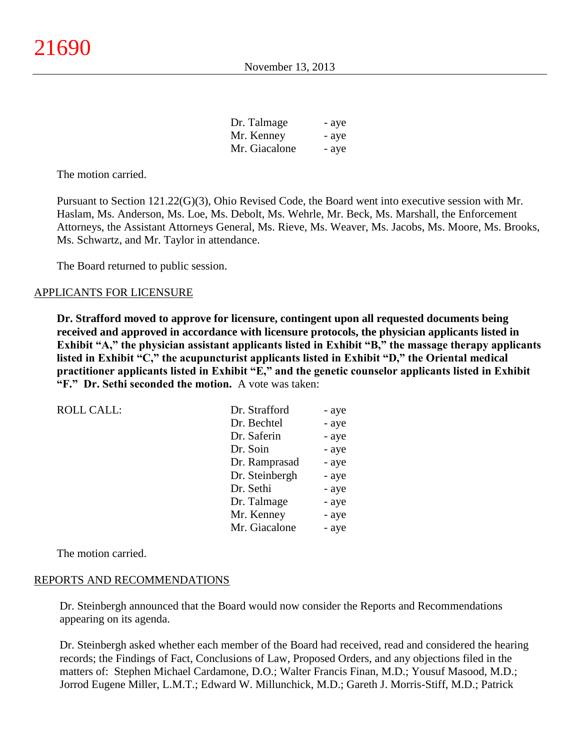| | |
|---|---|
| Dr. Talmage | - aye |
| Mr. Kenney | - aye |
| Mr. Giacalone | - aye |

The motion carried.

Pursuant to Section 121.22(G)(3), Ohio Revised Code, the Board went into executive session with Mr. Haslam, Ms. Anderson, Ms. Loe, Ms. Debolt, Ms. Wehrle, Mr. Beck, Ms. Marshall, the Enforcement Attorneys, the Assistant Attorneys General, Ms. Rieve, Ms. Weaver, Ms. Jacobs, Ms. Moore, Ms. Brooks, Ms. Schwartz, and Mr. Taylor in attendance.

The Board returned to public session.

## APPLICANTS FOR LICENSURE

**Dr. Strafford moved to approve for licensure, contingent upon all requested documents being received and approved in accordance with licensure protocols, the physician applicants listed in Exhibit "A," the physician assistant applicants listed in Exhibit "B," the massage therapy applicants listed in Exhibit "C," the acupuncturist applicants listed in Exhibit "D," the Oriental medical practitioner applicants listed in Exhibit "E," and the genetic counselor applicants listed in Exhibit "F." Dr. Sethi seconded the motion.** A vote was taken:

| ROLL CALL: | | |
|---|---|---|
| | Dr. Strafford | - aye |
| | Dr. Bechtel | - aye |
| | Dr. Saferin | - aye |
| | Dr. Soin | - aye |
| | Dr. Ramprasad | - aye |
| | Dr. Steinbergh | - aye |
| | Dr. Sethi | - aye |
| | Dr. Talmage | - aye |
| | Mr. Kenney | - aye |
| | Mr. Giacalone | - aye |

The motion carried.

## REPORTS AND RECOMMENDATIONS

Dr. Steinbergh announced that the Board would now consider the Reports and Recommendations appearing on its agenda.

Dr. Steinbergh asked whether each member of the Board had received, read and considered the hearing records; the Findings of Fact, Conclusions of Law, Proposed Orders, and any objections filed in the matters of: Stephen Michael Cardamone, D.O.; Walter Francis Finan, M.D.; Yousuf Masood, M.D.; Jorrod Eugene Miller, L.M.T.; Edward W. Millunchick, M.D.; Gareth J. Morris-Stiff, M.D.; Patrick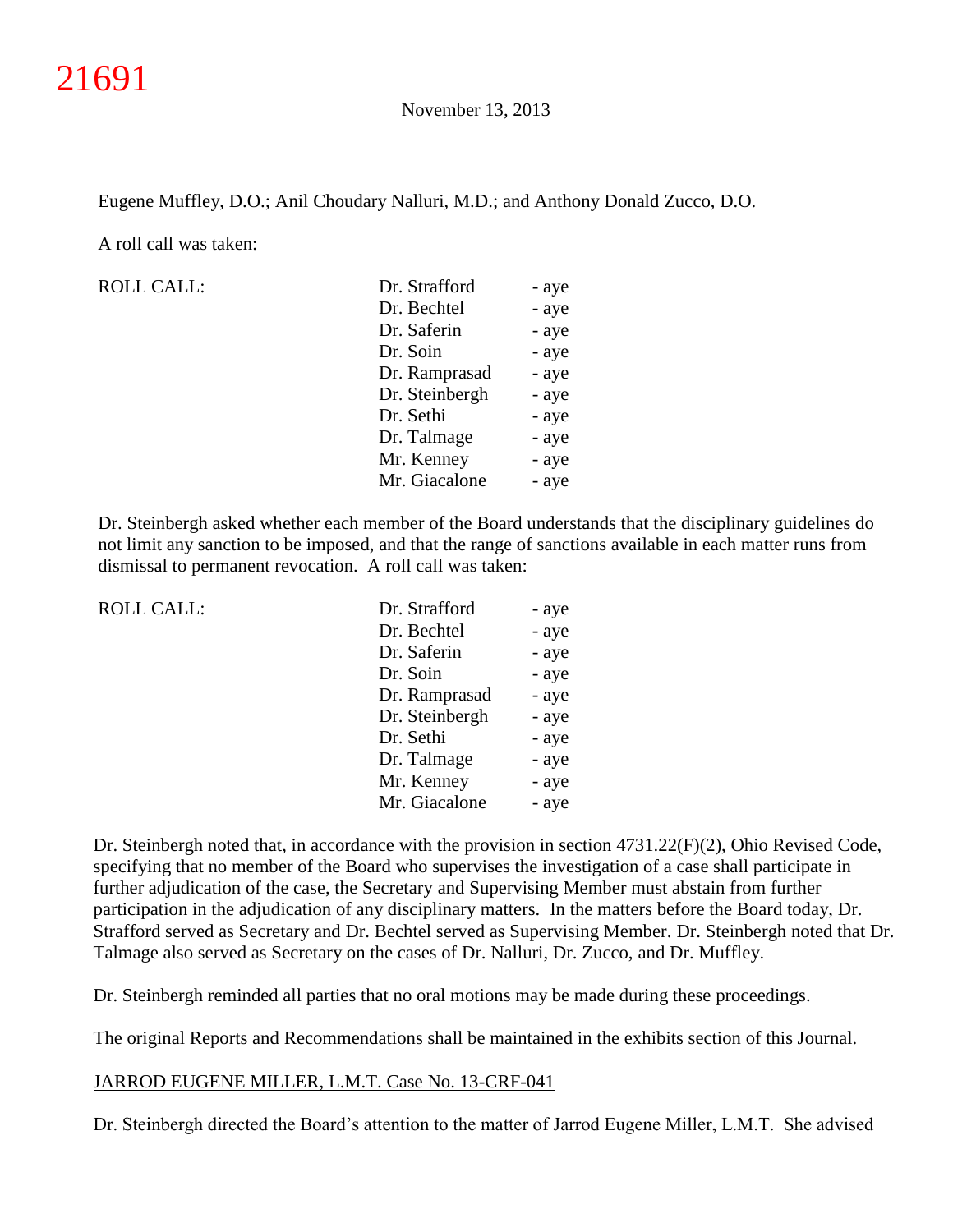Eugene Muffley, D.O.; Anil Choudary Nalluri, M.D.; and Anthony Donald Zucco, D.O.

A roll call was taken:

| ROLL CALL: | Dr. Strafford | - aye |
|---|---|---|
| | Dr. Bechtel | - aye |
| | Dr. Saferin | - aye |
| | Dr. Soin | - aye |
| | Dr. Ramprasad | - aye |
| | Dr. Steinbergh | - aye |
| | Dr. Sethi | - aye |
| | Dr. Talmage | - aye |
| | Mr. Kenney | - aye |
| | Mr. Giacalone | - aye |

Dr. Steinbergh asked whether each member of the Board understands that the disciplinary guidelines do not limit any sanction to be imposed, and that the range of sanctions available in each matter runs from dismissal to permanent revocation. A roll call was taken:

| ROLL CALL: | Dr. Strafford | - aye |
|---|---|---|
| | Dr. Bechtel | - aye |
| | Dr. Saferin | - aye |
| | Dr. Soin | - aye |
| | Dr. Ramprasad | - aye |
| | Dr. Steinbergh | - aye |
| | Dr. Sethi | - aye |
| | Dr. Talmage | - aye |
| | Mr. Kenney | - aye |
| | Mr. Giacalone | - aye |

Dr. Steinbergh noted that, in accordance with the provision in section 4731.22(F)(2), Ohio Revised Code, specifying that no member of the Board who supervises the investigation of a case shall participate in further adjudication of the case, the Secretary and Supervising Member must abstain from further participation in the adjudication of any disciplinary matters. In the matters before the Board today, Dr. Strafford served as Secretary and Dr. Bechtel served as Supervising Member. Dr. Steinbergh noted that Dr. Talmage also served as Secretary on the cases of Dr. Nalluri, Dr. Zucco, and Dr. Muffley.

Dr. Steinbergh reminded all parties that no oral motions may be made during these proceedings.

The original Reports and Recommendations shall be maintained in the exhibits section of this Journal.

JARROD EUGENE MILLER, L.M.T. Case No. 13-CRF-041

Dr. Steinbergh directed the Board's attention to the matter of Jarrod Eugene Miller, L.M.T. She advised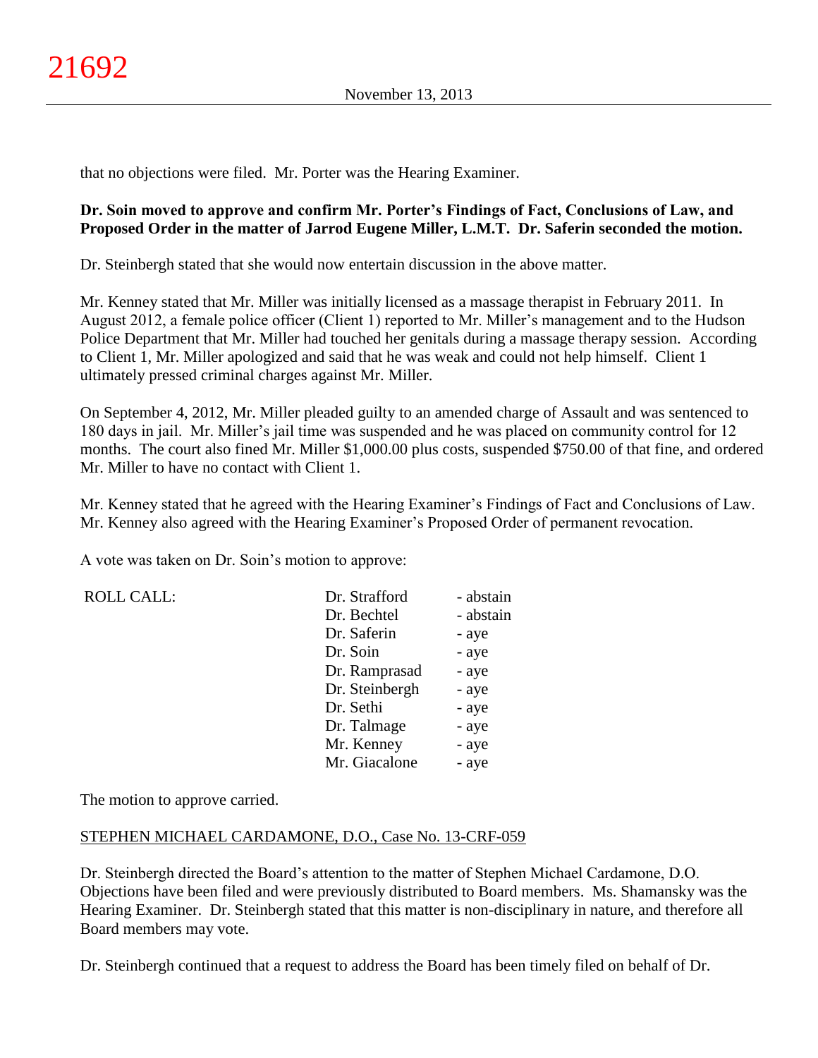that no objections were filed. Mr. Porter was the Hearing Examiner.

**Dr. Soin moved to approve and confirm Mr. Porter's Findings of Fact, Conclusions of Law, and Proposed Order in the matter of Jarrod Eugene Miller, L.M.T. Dr. Saferin seconded the motion.**

Dr. Steinbergh stated that she would now entertain discussion in the above matter.

Mr. Kenney stated that Mr. Miller was initially licensed as a massage therapist in February 2011. In August 2012, a female police officer (Client 1) reported to Mr. Miller's management and to the Hudson Police Department that Mr. Miller had touched her genitals during a massage therapy session. According to Client 1, Mr. Miller apologized and said that he was weak and could not help himself. Client 1 ultimately pressed criminal charges against Mr. Miller.

On September 4, 2012, Mr. Miller pleaded guilty to an amended charge of Assault and was sentenced to 180 days in jail. Mr. Miller's jail time was suspended and he was placed on community control for 12 months. The court also fined Mr. Miller $1,000.00 plus costs, suspended $750.00 of that fine, and ordered Mr. Miller to have no contact with Client 1.

Mr. Kenney stated that he agreed with the Hearing Examiner's Findings of Fact and Conclusions of Law. Mr. Kenney also agreed with the Hearing Examiner's Proposed Order of permanent revocation.

A vote was taken on Dr. Soin's motion to approve:

| ROLL CALL: | Dr. Strafford | - abstain |
|---|---|---|
| | Dr. Bechtel | - abstain |
| | Dr. Saferin | - aye |
| | Dr. Soin | - aye |
| | Dr. Ramprasad | - aye |
| | Dr. Steinbergh | - aye |
| | Dr. Sethi | - aye |
| | Dr. Talmage | - aye |
| | Mr. Kenney | - aye |
| | Mr. Giacalone | - aye |

The motion to approve carried.

STEPHEN MICHAEL CARDAMONE, D.O., Case No. 13-CRF-059

Dr. Steinbergh directed the Board's attention to the matter of Stephen Michael Cardamone, D.O. Objections have been filed and were previously distributed to Board members. Ms. Shamansky was the Hearing Examiner. Dr. Steinbergh stated that this matter is non-disciplinary in nature, and therefore all Board members may vote.

Dr. Steinbergh continued that a request to address the Board has been timely filed on behalf of Dr.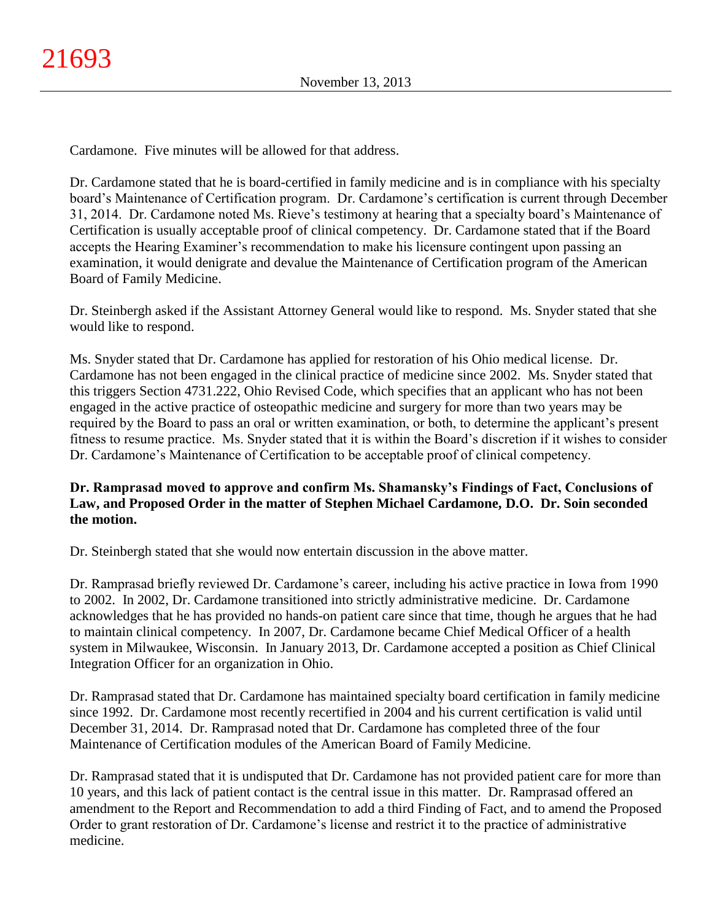Cardamone. Five minutes will be allowed for that address.

Dr. Cardamone stated that he is board-certified in family medicine and is in compliance with his specialty board's Maintenance of Certification program. Dr. Cardamone's certification is current through December 31, 2014. Dr. Cardamone noted Ms. Rieve's testimony at hearing that a specialty board's Maintenance of Certification is usually acceptable proof of clinical competency. Dr. Cardamone stated that if the Board accepts the Hearing Examiner's recommendation to make his licensure contingent upon passing an examination, it would denigrate and devalue the Maintenance of Certification program of the American Board of Family Medicine.

Dr. Steinbergh asked if the Assistant Attorney General would like to respond. Ms. Snyder stated that she would like to respond.

Ms. Snyder stated that Dr. Cardamone has applied for restoration of his Ohio medical license. Dr. Cardamone has not been engaged in the clinical practice of medicine since 2002. Ms. Snyder stated that this triggers Section 4731.222, Ohio Revised Code, which specifies that an applicant who has not been engaged in the active practice of osteopathic medicine and surgery for more than two years may be required by the Board to pass an oral or written examination, or both, to determine the applicant's present fitness to resume practice. Ms. Snyder stated that it is within the Board's discretion if it wishes to consider Dr. Cardamone's Maintenance of Certification to be acceptable proof of clinical competency.

**Dr. Ramprasad moved to approve and confirm Ms. Shamansky's Findings of Fact, Conclusions of Law, and Proposed Order in the matter of Stephen Michael Cardamone, D.O. Dr. Soin seconded the motion.**

Dr. Steinbergh stated that she would now entertain discussion in the above matter.

Dr. Ramprasad briefly reviewed Dr. Cardamone's career, including his active practice in Iowa from 1990 to 2002. In 2002, Dr. Cardamone transitioned into strictly administrative medicine. Dr. Cardamone acknowledges that he has provided no hands-on patient care since that time, though he argues that he had to maintain clinical competency. In 2007, Dr. Cardamone became Chief Medical Officer of a health system in Milwaukee, Wisconsin. In January 2013, Dr. Cardamone accepted a position as Chief Clinical Integration Officer for an organization in Ohio.

Dr. Ramprasad stated that Dr. Cardamone has maintained specialty board certification in family medicine since 1992. Dr. Cardamone most recently recertified in 2004 and his current certification is valid until December 31, 2014. Dr. Ramprasad noted that Dr. Cardamone has completed three of the four Maintenance of Certification modules of the American Board of Family Medicine.

Dr. Ramprasad stated that it is undisputed that Dr. Cardamone has not provided patient care for more than 10 years, and this lack of patient contact is the central issue in this matter. Dr. Ramprasad offered an amendment to the Report and Recommendation to add a third Finding of Fact, and to amend the Proposed Order to grant restoration of Dr. Cardamone's license and restrict it to the practice of administrative medicine.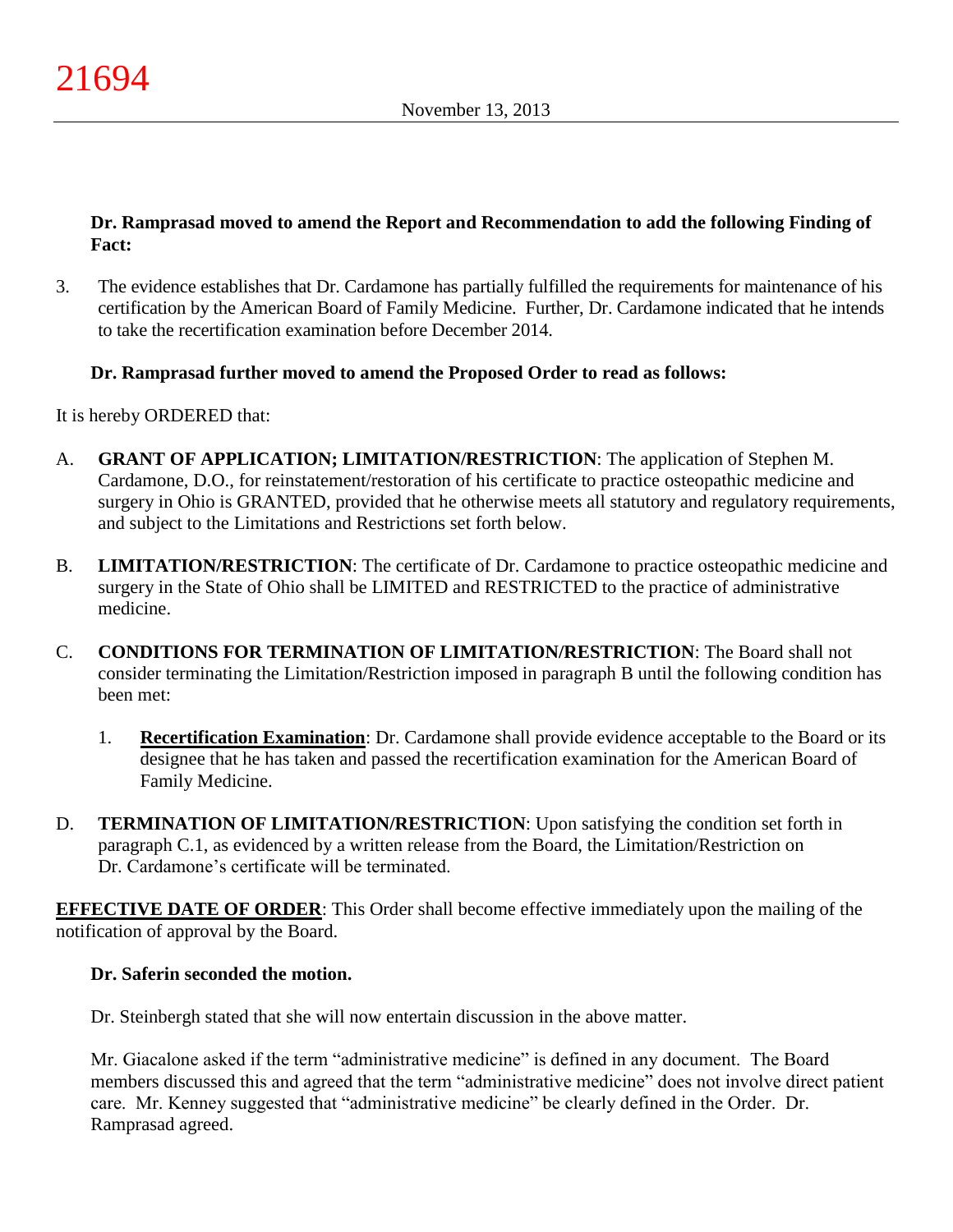**Dr. Ramprasad moved to amend the Report and Recommendation to add the following Finding of Fact:**

3. The evidence establishes that Dr. Cardamone has partially fulfilled the requirements for maintenance of his certification by the American Board of Family Medicine. Further, Dr. Cardamone indicated that he intends to take the recertification examination before December 2014.

**Dr. Ramprasad further moved to amend the Proposed Order to read as follows:**

It is hereby ORDERED that:

A. **GRANT OF APPLICATION; LIMITATION/RESTRICTION**: The application of Stephen M. Cardamone, D.O., for reinstatement/restoration of his certificate to practice osteopathic medicine and surgery in Ohio is GRANTED, provided that he otherwise meets all statutory and regulatory requirements, and subject to the Limitations and Restrictions set forth below.

B. **LIMITATION/RESTRICTION**: The certificate of Dr. Cardamone to practice osteopathic medicine and surgery in the State of Ohio shall be LIMITED and RESTRICTED to the practice of administrative medicine.

C. **CONDITIONS FOR TERMINATION OF LIMITATION/RESTRICTION**: The Board shall not consider terminating the Limitation/Restriction imposed in paragraph B until the following condition has been met:

   1. **Recertification Examination**: Dr. Cardamone shall provide evidence acceptable to the Board or its designee that he has taken and passed the recertification examination for the American Board of Family Medicine.

D. **TERMINATION OF LIMITATION/RESTRICTION**: Upon satisfying the condition set forth in paragraph C.1, as evidenced by a written release from the Board, the Limitation/Restriction on Dr. Cardamone's certificate will be terminated.

**EFFECTIVE DATE OF ORDER**: This Order shall become effective immediately upon the mailing of the notification of approval by the Board.

**Dr. Saferin seconded the motion.**

Dr. Steinbergh stated that she will now entertain discussion in the above matter.

Mr. Giacalone asked if the term "administrative medicine" is defined in any document. The Board members discussed this and agreed that the term "administrative medicine" does not involve direct patient care. Mr. Kenney suggested that "administrative medicine" be clearly defined in the Order. Dr. Ramprasad agreed.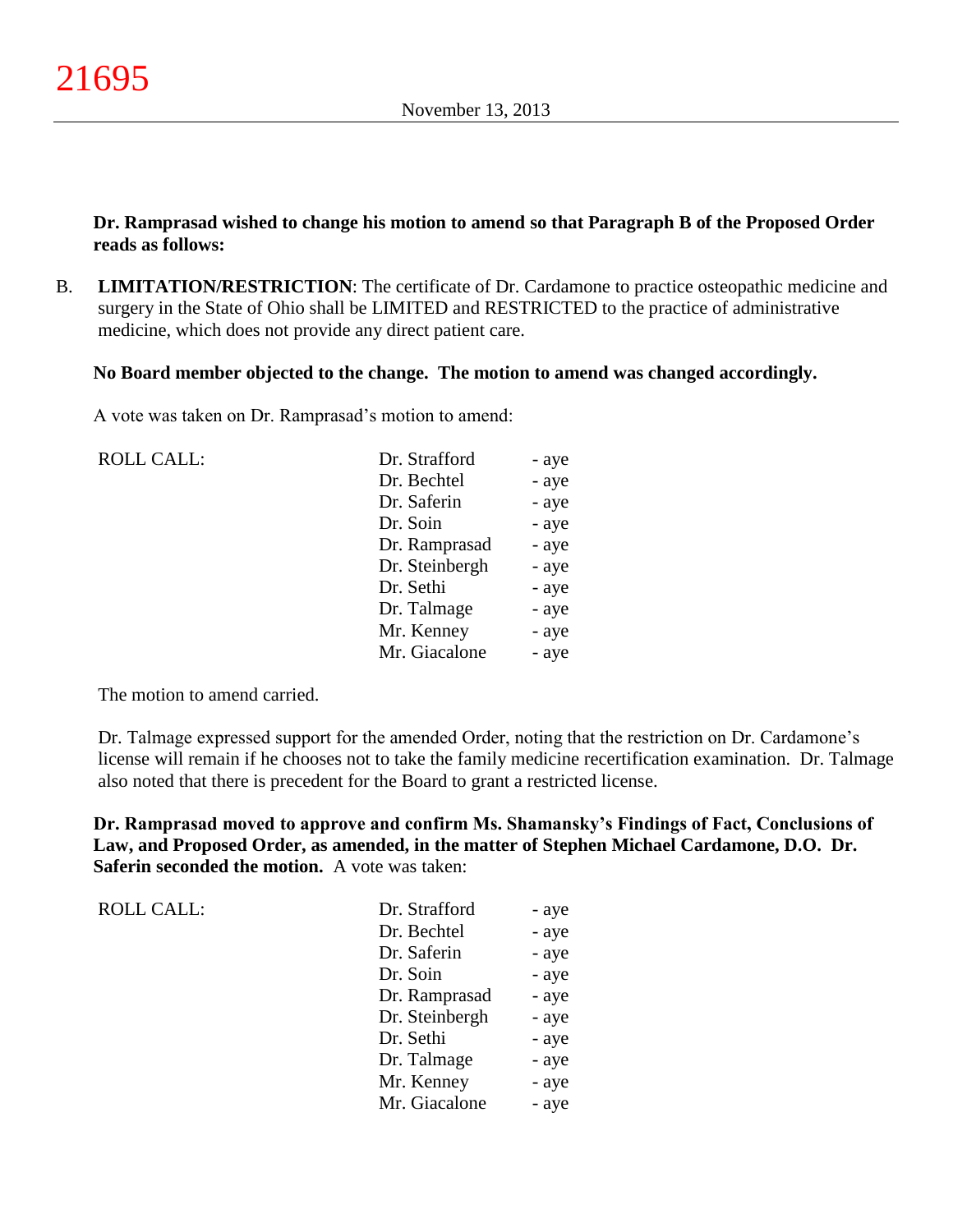**Dr. Ramprasad wished to change his motion to amend so that Paragraph B of the Proposed Order reads as follows:**

B. **LIMITATION/RESTRICTION**: The certificate of Dr. Cardamone to practice osteopathic medicine and surgery in the State of Ohio shall be LIMITED and RESTRICTED to the practice of administrative medicine, which does not provide any direct patient care.

**No Board member objected to the change. The motion to amend was changed accordingly.**

A vote was taken on Dr. Ramprasad's motion to amend:

| ROLL CALL: | | |
|---|---|---|
| | Dr. Strafford | - aye |
| | Dr. Bechtel | - aye |
| | Dr. Saferin | - aye |
| | Dr. Soin | - aye |
| | Dr. Ramprasad | - aye |
| | Dr. Steinbergh | - aye |
| | Dr. Sethi | - aye |
| | Dr. Talmage | - aye |
| | Mr. Kenney | - aye |
| | Mr. Giacalone | - aye |

The motion to amend carried.

Dr. Talmage expressed support for the amended Order, noting that the restriction on Dr. Cardamone's license will remain if he chooses not to take the family medicine recertification examination. Dr. Talmage also noted that there is precedent for the Board to grant a restricted license.

**Dr. Ramprasad moved to approve and confirm Ms. Shamansky's Findings of Fact, Conclusions of Law, and Proposed Order, as amended, in the matter of Stephen Michael Cardamone, D.O. Dr. Saferin seconded the motion.** A vote was taken:

| ROLL CALL: | | |
|---|---|---|
| | Dr. Strafford | - aye |
| | Dr. Bechtel | - aye |
| | Dr. Saferin | - aye |
| | Dr. Soin | - aye |
| | Dr. Ramprasad | - aye |
| | Dr. Steinbergh | - aye |
| | Dr. Sethi | - aye |
| | Dr. Talmage | - aye |
| | Mr. Kenney | - aye |
| | Mr. Giacalone | - aye |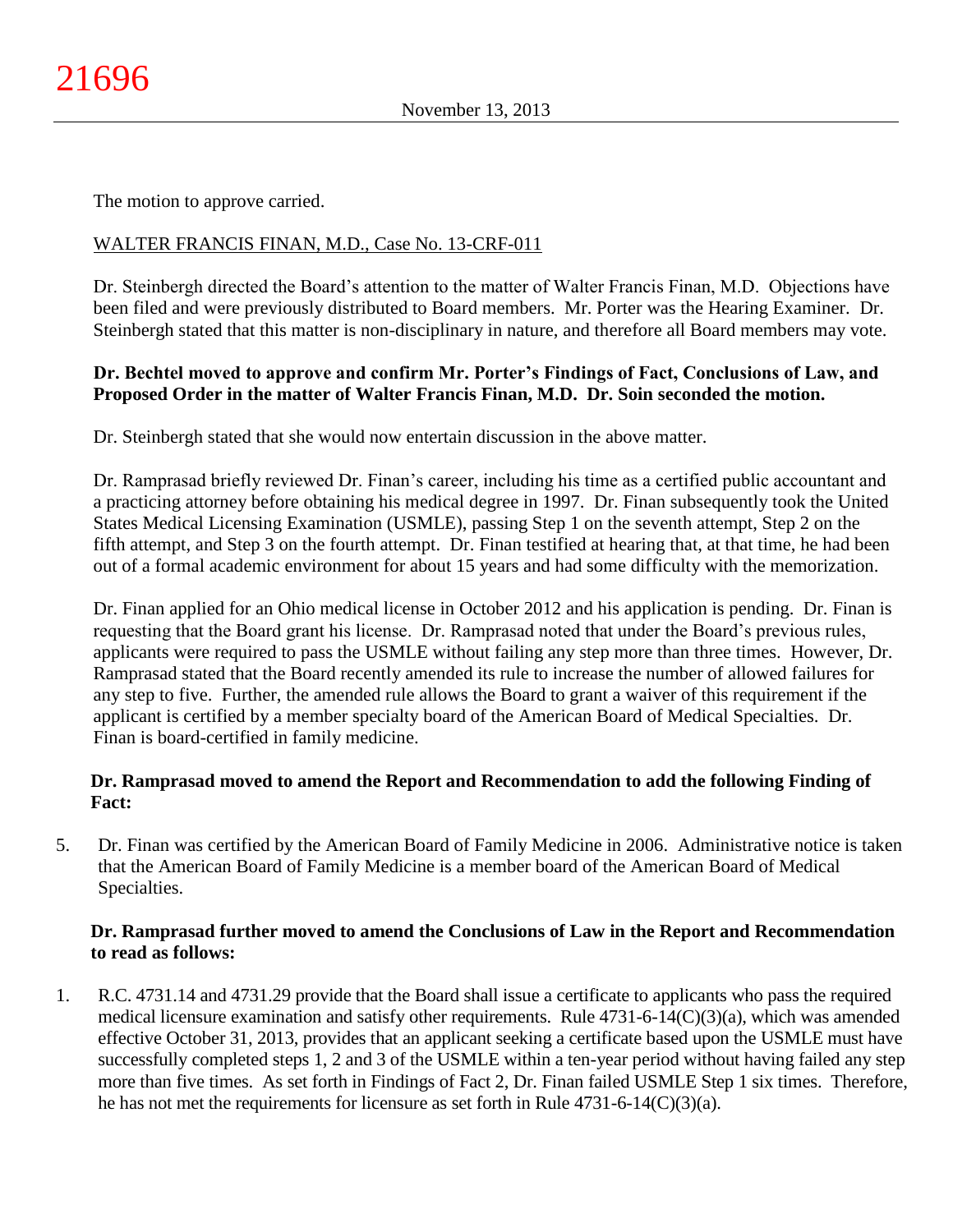The motion to approve carried.

WALTER FRANCIS FINAN, M.D., Case No. 13-CRF-011

Dr. Steinbergh directed the Board's attention to the matter of Walter Francis Finan, M.D. Objections have been filed and were previously distributed to Board members. Mr. Porter was the Hearing Examiner. Dr. Steinbergh stated that this matter is non-disciplinary in nature, and therefore all Board members may vote.

**Dr. Bechtel moved to approve and confirm Mr. Porter's Findings of Fact, Conclusions of Law, and Proposed Order in the matter of Walter Francis Finan, M.D. Dr. Soin seconded the motion.**

Dr. Steinbergh stated that she would now entertain discussion in the above matter.

Dr. Ramprasad briefly reviewed Dr. Finan's career, including his time as a certified public accountant and a practicing attorney before obtaining his medical degree in 1997. Dr. Finan subsequently took the United States Medical Licensing Examination (USMLE), passing Step 1 on the seventh attempt, Step 2 on the fifth attempt, and Step 3 on the fourth attempt. Dr. Finan testified at hearing that, at that time, he had been out of a formal academic environment for about 15 years and had some difficulty with the memorization.

Dr. Finan applied for an Ohio medical license in October 2012 and his application is pending. Dr. Finan is requesting that the Board grant his license. Dr. Ramprasad noted that under the Board's previous rules, applicants were required to pass the USMLE without failing any step more than three times. However, Dr. Ramprasad stated that the Board recently amended its rule to increase the number of allowed failures for any step to five. Further, the amended rule allows the Board to grant a waiver of this requirement if the applicant is certified by a member specialty board of the American Board of Medical Specialties. Dr. Finan is board-certified in family medicine.

**Dr. Ramprasad moved to amend the Report and Recommendation to add the following Finding of Fact:**

5. Dr. Finan was certified by the American Board of Family Medicine in 2006. Administrative notice is taken that the American Board of Family Medicine is a member board of the American Board of Medical Specialties.

**Dr. Ramprasad further moved to amend the Conclusions of Law in the Report and Recommendation to read as follows:**

1. R.C. 4731.14 and 4731.29 provide that the Board shall issue a certificate to applicants who pass the required medical licensure examination and satisfy other requirements. Rule 4731-6-14(C)(3)(a), which was amended effective October 31, 2013, provides that an applicant seeking a certificate based upon the USMLE must have successfully completed steps 1, 2 and 3 of the USMLE within a ten-year period without having failed any step more than five times. As set forth in Findings of Fact 2, Dr. Finan failed USMLE Step 1 six times. Therefore, he has not met the requirements for licensure as set forth in Rule 4731-6-14(C)(3)(a).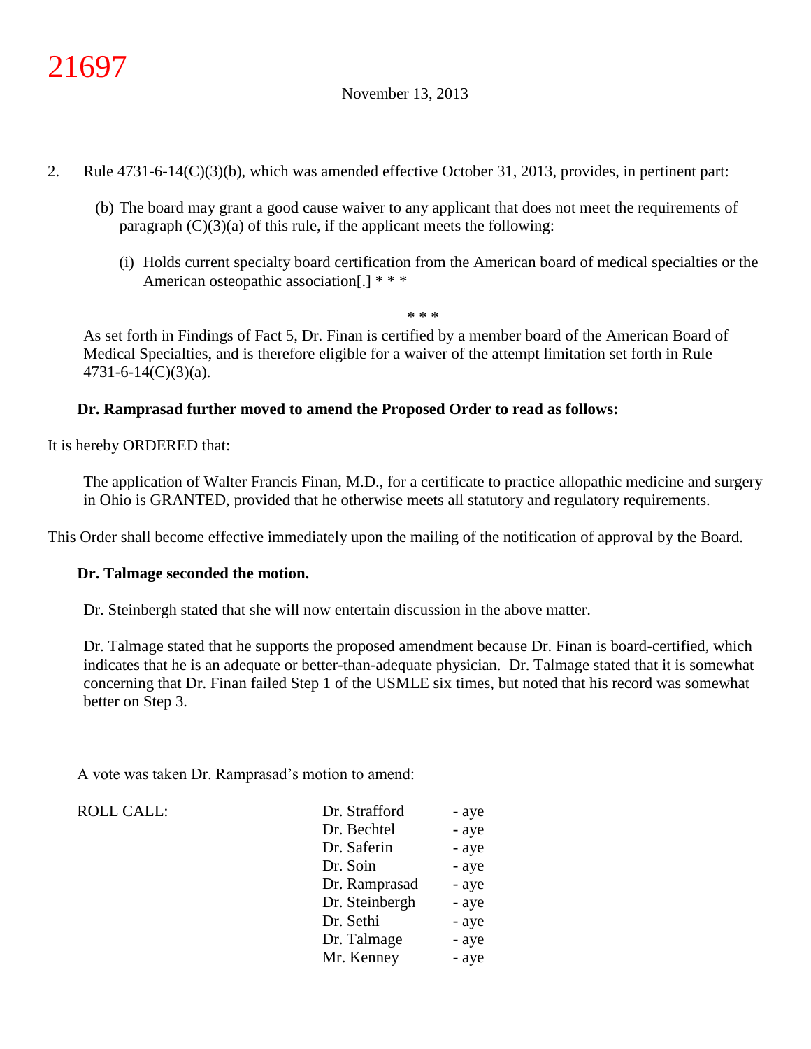2. Rule 4731-6-14(C)(3)(b), which was amended effective October 31, 2013, provides, in pertinent part:

   (b) The board may grant a good cause waiver to any applicant that does not meet the requirements of paragraph (C)(3)(a) of this rule, if the applicant meets the following:

      (i) Holds current specialty board certification from the American board of medical specialties or the American osteopathic association[.] * * *

   * * *

   As set forth in Findings of Fact 5, Dr. Finan is certified by a member board of the American Board of Medical Specialties, and is therefore eligible for a waiver of the attempt limitation set forth in Rule 4731-6-14(C)(3)(a).

**Dr. Ramprasad further moved to amend the Proposed Order to read as follows:**

It is hereby ORDERED that:

The application of Walter Francis Finan, M.D., for a certificate to practice allopathic medicine and surgery in Ohio is GRANTED, provided that he otherwise meets all statutory and regulatory requirements.

This Order shall become effective immediately upon the mailing of the notification of approval by the Board.

**Dr. Talmage seconded the motion.**

Dr. Steinbergh stated that she will now entertain discussion in the above matter.

Dr. Talmage stated that he supports the proposed amendment because Dr. Finan is board-certified, which indicates that he is an adequate or better-than-adequate physician. Dr. Talmage stated that it is somewhat concerning that Dr. Finan failed Step 1 of the USMLE six times, but noted that his record was somewhat better on Step 3.

A vote was taken Dr. Ramprasad's motion to amend:

| ROLL CALL: | | |
|---|---|---|
| | Dr. Strafford | - aye |
| | Dr. Bechtel | - aye |
| | Dr. Saferin | - aye |
| | Dr. Soin | - aye |
| | Dr. Ramprasad | - aye |
| | Dr. Steinbergh | - aye |
| | Dr. Sethi | - aye |
| | Dr. Talmage | - aye |
| | Mr. Kenney | - aye |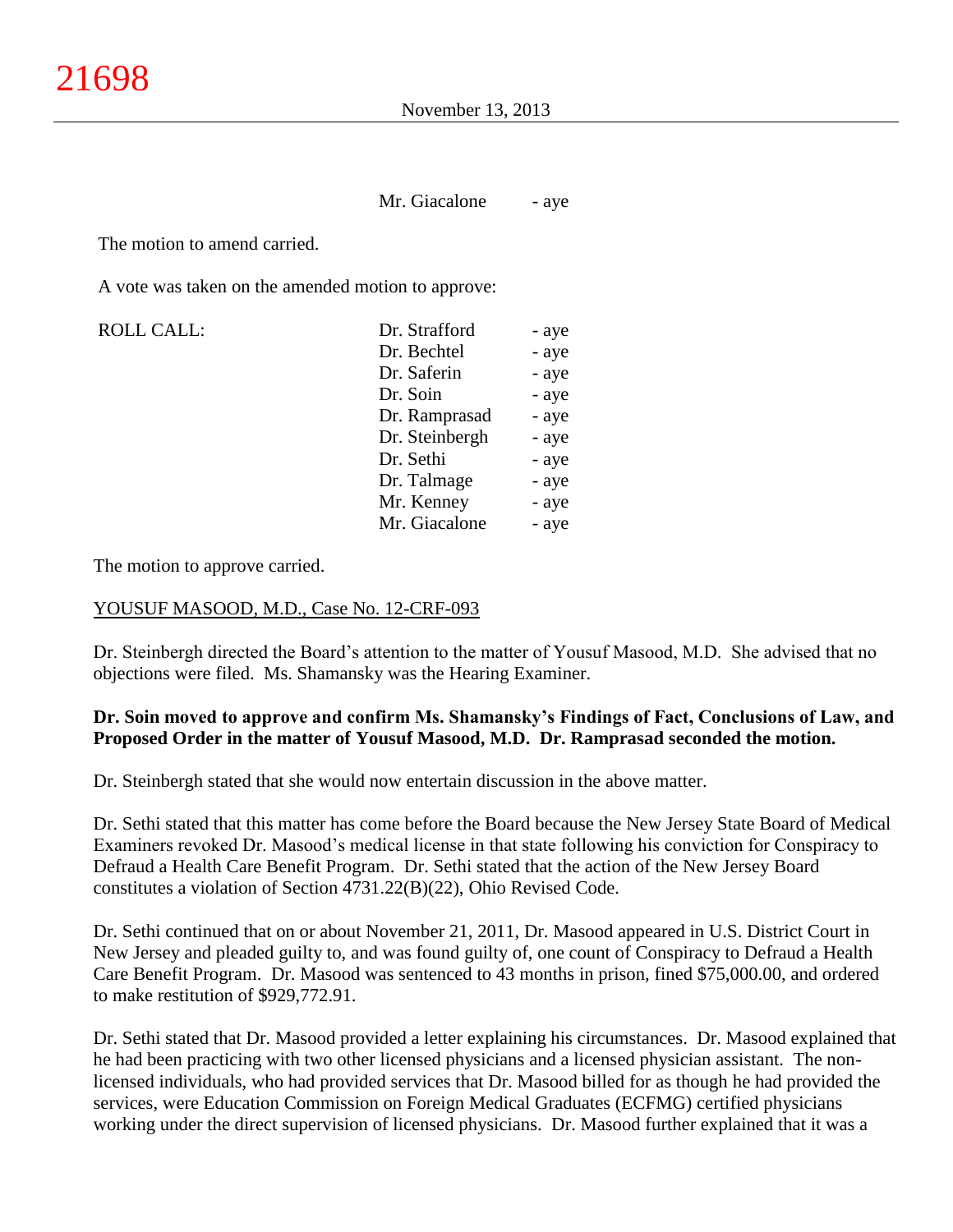Mr. Giacalone - aye

The motion to amend carried.

A vote was taken on the amended motion to approve:

| ROLL CALL: | | |
|---|---|---|
| | Dr. Strafford | - aye |
| | Dr. Bechtel | - aye |
| | Dr. Saferin | - aye |
| | Dr. Soin | - aye |
| | Dr. Ramprasad | - aye |
| | Dr. Steinbergh | - aye |
| | Dr. Sethi | - aye |
| | Dr. Talmage | - aye |
| | Mr. Kenney | - aye |
| | Mr. Giacalone | - aye |

The motion to approve carried.

YOUSUF MASOOD, M.D., Case No. 12-CRF-093

Dr. Steinbergh directed the Board's attention to the matter of Yousuf Masood, M.D. She advised that no objections were filed. Ms. Shamansky was the Hearing Examiner.

**Dr. Soin moved to approve and confirm Ms. Shamansky's Findings of Fact, Conclusions of Law, and Proposed Order in the matter of Yousuf Masood, M.D. Dr. Ramprasad seconded the motion.**

Dr. Steinbergh stated that she would now entertain discussion in the above matter.

Dr. Sethi stated that this matter has come before the Board because the New Jersey State Board of Medical Examiners revoked Dr. Masood's medical license in that state following his conviction for Conspiracy to Defraud a Health Care Benefit Program. Dr. Sethi stated that the action of the New Jersey Board constitutes a violation of Section 4731.22(B)(22), Ohio Revised Code.

Dr. Sethi continued that on or about November 21, 2011, Dr. Masood appeared in U.S. District Court in New Jersey and pleaded guilty to, and was found guilty of, one count of Conspiracy to Defraud a Health Care Benefit Program. Dr. Masood was sentenced to 43 months in prison, fined $75,000.00, and ordered to make restitution of $929,772.91.

Dr. Sethi stated that Dr. Masood provided a letter explaining his circumstances. Dr. Masood explained that he had been practicing with two other licensed physicians and a licensed physician assistant. The non-licensed individuals, who had provided services that Dr. Masood billed for as though he had provided the services, were Education Commission on Foreign Medical Graduates (ECFMG) certified physicians working under the direct supervision of licensed physicians. Dr. Masood further explained that it was a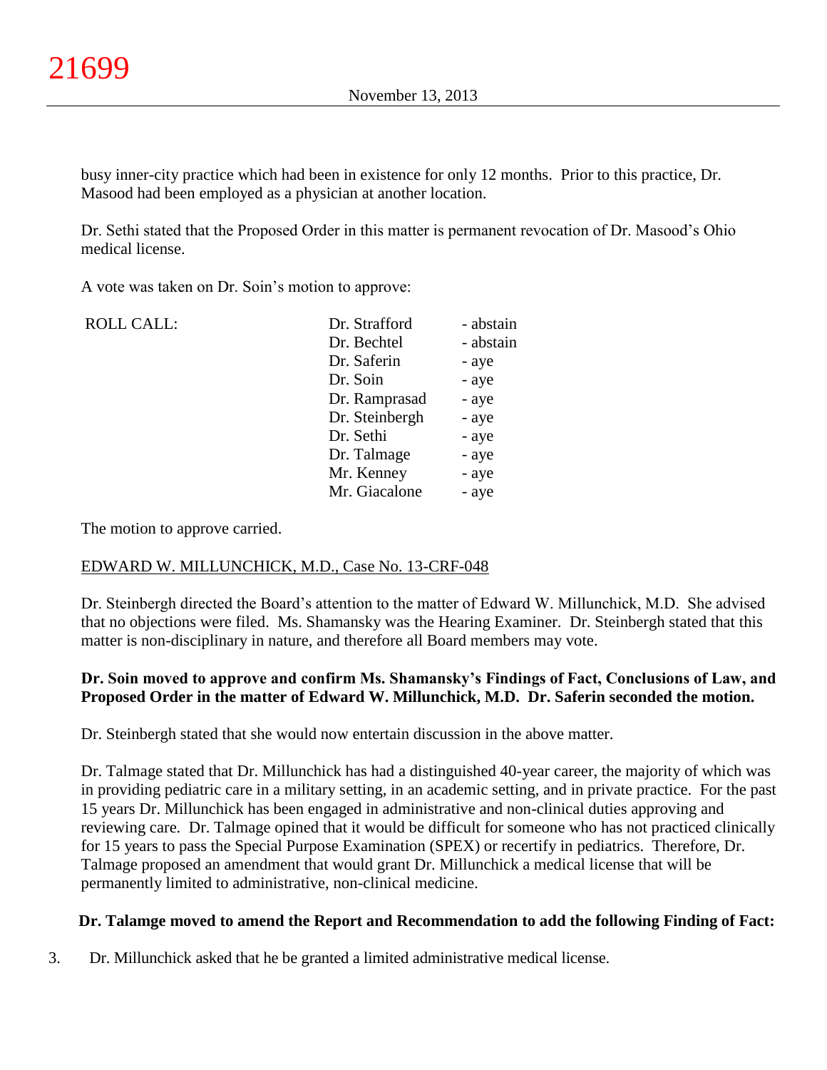busy inner-city practice which had been in existence for only 12 months. Prior to this practice, Dr. Masood had been employed as a physician at another location.

Dr. Sethi stated that the Proposed Order in this matter is permanent revocation of Dr. Masood's Ohio medical license.

A vote was taken on Dr. Soin's motion to approve:

| ROLL CALL: | | |
|---|---|---|
| | Dr. Strafford | - abstain |
| | Dr. Bechtel | - abstain |
| | Dr. Saferin | - aye |
| | Dr. Soin | - aye |
| | Dr. Ramprasad | - aye |
| | Dr. Steinbergh | - aye |
| | Dr. Sethi | - aye |
| | Dr. Talmage | - aye |
| | Mr. Kenney | - aye |
| | Mr. Giacalone | - aye |

The motion to approve carried.

EDWARD W. MILLUNCHICK, M.D., Case No. 13-CRF-048

Dr. Steinbergh directed the Board's attention to the matter of Edward W. Millunchick, M.D. She advised that no objections were filed. Ms. Shamansky was the Hearing Examiner. Dr. Steinbergh stated that this matter is non-disciplinary in nature, and therefore all Board members may vote.

**Dr. Soin moved to approve and confirm Ms. Shamansky's Findings of Fact, Conclusions of Law, and Proposed Order in the matter of Edward W. Millunchick, M.D. Dr. Saferin seconded the motion.**

Dr. Steinbergh stated that she would now entertain discussion in the above matter.

Dr. Talmage stated that Dr. Millunchick has had a distinguished 40-year career, the majority of which was in providing pediatric care in a military setting, in an academic setting, and in private practice. For the past 15 years Dr. Millunchick has been engaged in administrative and non-clinical duties approving and reviewing care. Dr. Talmage opined that it would be difficult for someone who has not practiced clinically for 15 years to pass the Special Purpose Examination (SPEX) or recertify in pediatrics. Therefore, Dr. Talmage proposed an amendment that would grant Dr. Millunchick a medical license that will be permanently limited to administrative, non-clinical medicine.

**Dr. Talamge moved to amend the Report and Recommendation to add the following Finding of Fact:**

3. Dr. Millunchick asked that he be granted a limited administrative medical license.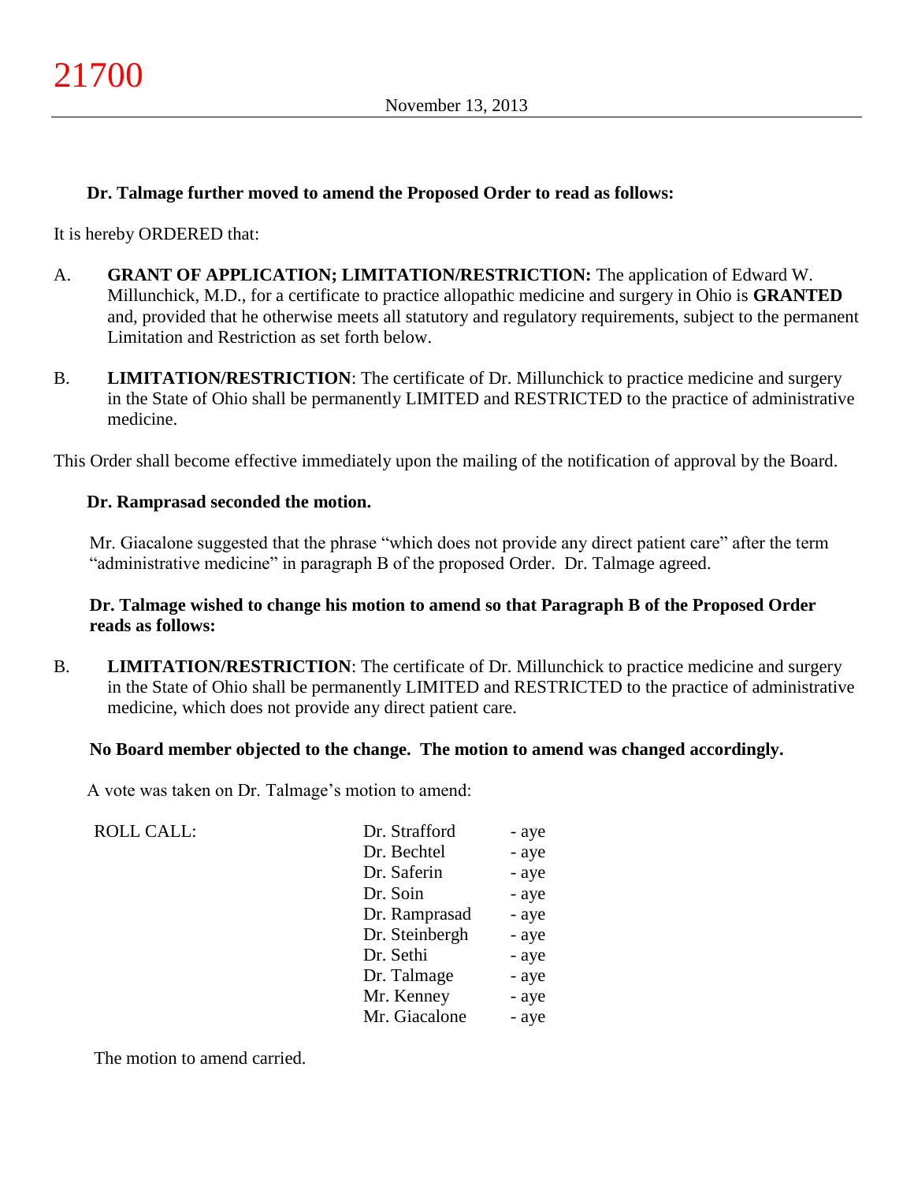**Dr. Talmage further moved to amend the Proposed Order to read as follows:**

It is hereby ORDERED that:

A. **GRANT OF APPLICATION; LIMITATION/RESTRICTION:** The application of Edward W. Millunchick, M.D., for a certificate to practice allopathic medicine and surgery in Ohio is **GRANTED** and, provided that he otherwise meets all statutory and regulatory requirements, subject to the permanent Limitation and Restriction as set forth below.

B. **LIMITATION/RESTRICTION**: The certificate of Dr. Millunchick to practice medicine and surgery in the State of Ohio shall be permanently LIMITED and RESTRICTED to the practice of administrative medicine.

This Order shall become effective immediately upon the mailing of the notification of approval by the Board.

**Dr. Ramprasad seconded the motion.**

Mr. Giacalone suggested that the phrase "which does not provide any direct patient care" after the term "administrative medicine" in paragraph B of the proposed Order. Dr. Talmage agreed.

**Dr. Talmage wished to change his motion to amend so that Paragraph B of the Proposed Order reads as follows:**

B. **LIMITATION/RESTRICTION**: The certificate of Dr. Millunchick to practice medicine and surgery in the State of Ohio shall be permanently LIMITED and RESTRICTED to the practice of administrative medicine, which does not provide any direct patient care.

**No Board member objected to the change. The motion to amend was changed accordingly.**

A vote was taken on Dr. Talmage's motion to amend:

| ROLL CALL: | | |
|---|---|---|
| | Dr. Strafford | - aye |
| | Dr. Bechtel | - aye |
| | Dr. Saferin | - aye |
| | Dr. Soin | - aye |
| | Dr. Ramprasad | - aye |
| | Dr. Steinbergh | - aye |
| | Dr. Sethi | - aye |
| | Dr. Talmage | - aye |
| | Mr. Kenney | - aye |
| | Mr. Giacalone | - aye |

The motion to amend carried.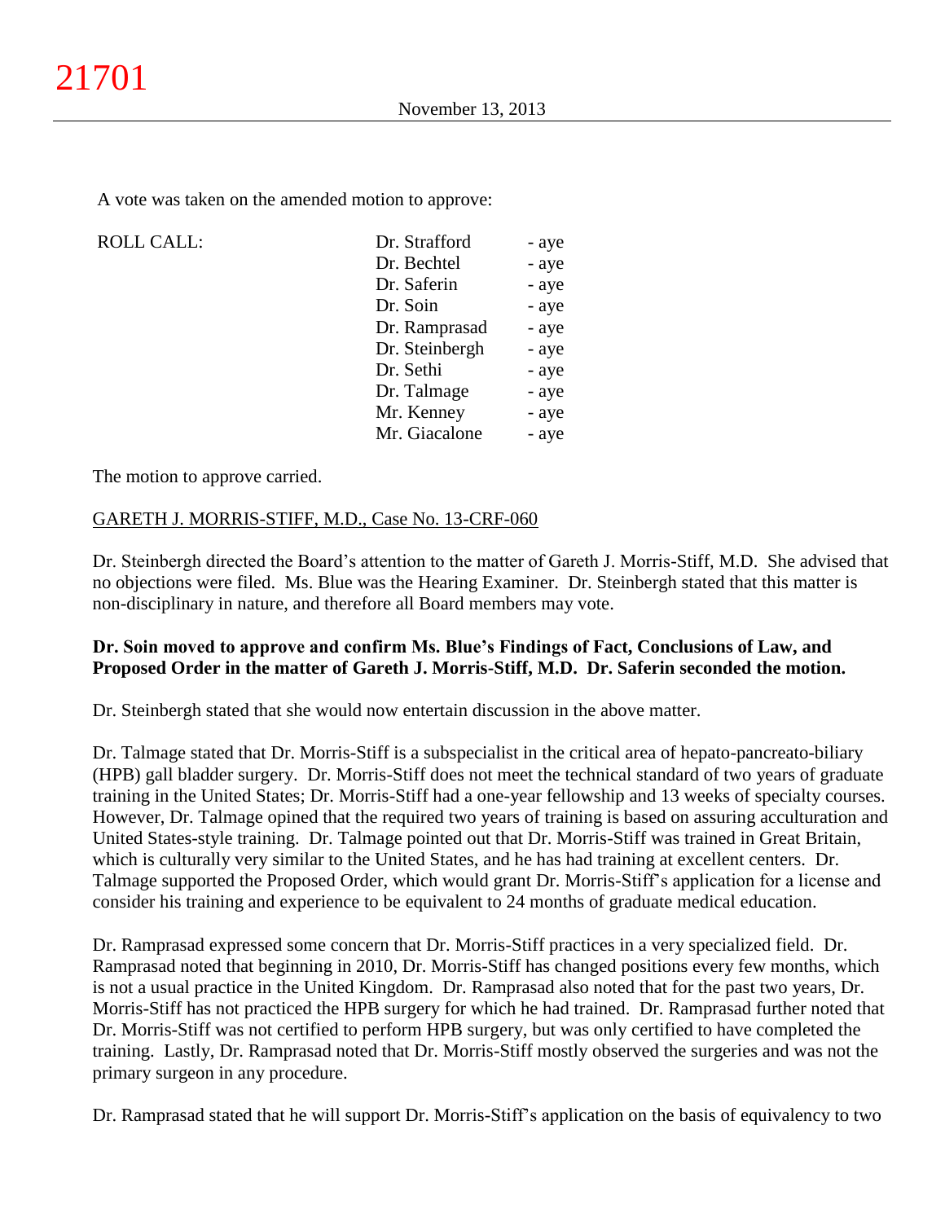A vote was taken on the amended motion to approve:

| ROLL CALL: | | |
|---|---|---|
| | Dr. Strafford | - aye |
| | Dr. Bechtel | - aye |
| | Dr. Saferin | - aye |
| | Dr. Soin | - aye |
| | Dr. Ramprasad | - aye |
| | Dr. Steinbergh | - aye |
| | Dr. Sethi | - aye |
| | Dr. Talmage | - aye |
| | Mr. Kenney | - aye |
| | Mr. Giacalone | - aye |

The motion to approve carried.

GARETH J. MORRIS-STIFF, M.D., Case No. 13-CRF-060

Dr. Steinbergh directed the Board's attention to the matter of Gareth J. Morris-Stiff, M.D. She advised that no objections were filed. Ms. Blue was the Hearing Examiner. Dr. Steinbergh stated that this matter is non-disciplinary in nature, and therefore all Board members may vote.

**Dr. Soin moved to approve and confirm Ms. Blue's Findings of Fact, Conclusions of Law, and Proposed Order in the matter of Gareth J. Morris-Stiff, M.D. Dr. Saferin seconded the motion.**

Dr. Steinbergh stated that she would now entertain discussion in the above matter.

Dr. Talmage stated that Dr. Morris-Stiff is a subspecialist in the critical area of hepato-pancreato-biliary (HPB) gall bladder surgery. Dr. Morris-Stiff does not meet the technical standard of two years of graduate training in the United States; Dr. Morris-Stiff had a one-year fellowship and 13 weeks of specialty courses. However, Dr. Talmage opined that the required two years of training is based on assuring acculturation and United States-style training. Dr. Talmage pointed out that Dr. Morris-Stiff was trained in Great Britain, which is culturally very similar to the United States, and he has had training at excellent centers. Dr. Talmage supported the Proposed Order, which would grant Dr. Morris-Stiff's application for a license and consider his training and experience to be equivalent to 24 months of graduate medical education.

Dr. Ramprasad expressed some concern that Dr. Morris-Stiff practices in a very specialized field. Dr. Ramprasad noted that beginning in 2010, Dr. Morris-Stiff has changed positions every few months, which is not a usual practice in the United Kingdom. Dr. Ramprasad also noted that for the past two years, Dr. Morris-Stiff has not practiced the HPB surgery for which he had trained. Dr. Ramprasad further noted that Dr. Morris-Stiff was not certified to perform HPB surgery, but was only certified to have completed the training. Lastly, Dr. Ramprasad noted that Dr. Morris-Stiff mostly observed the surgeries and was not the primary surgeon in any procedure.

Dr. Ramprasad stated that he will support Dr. Morris-Stiff's application on the basis of equivalency to two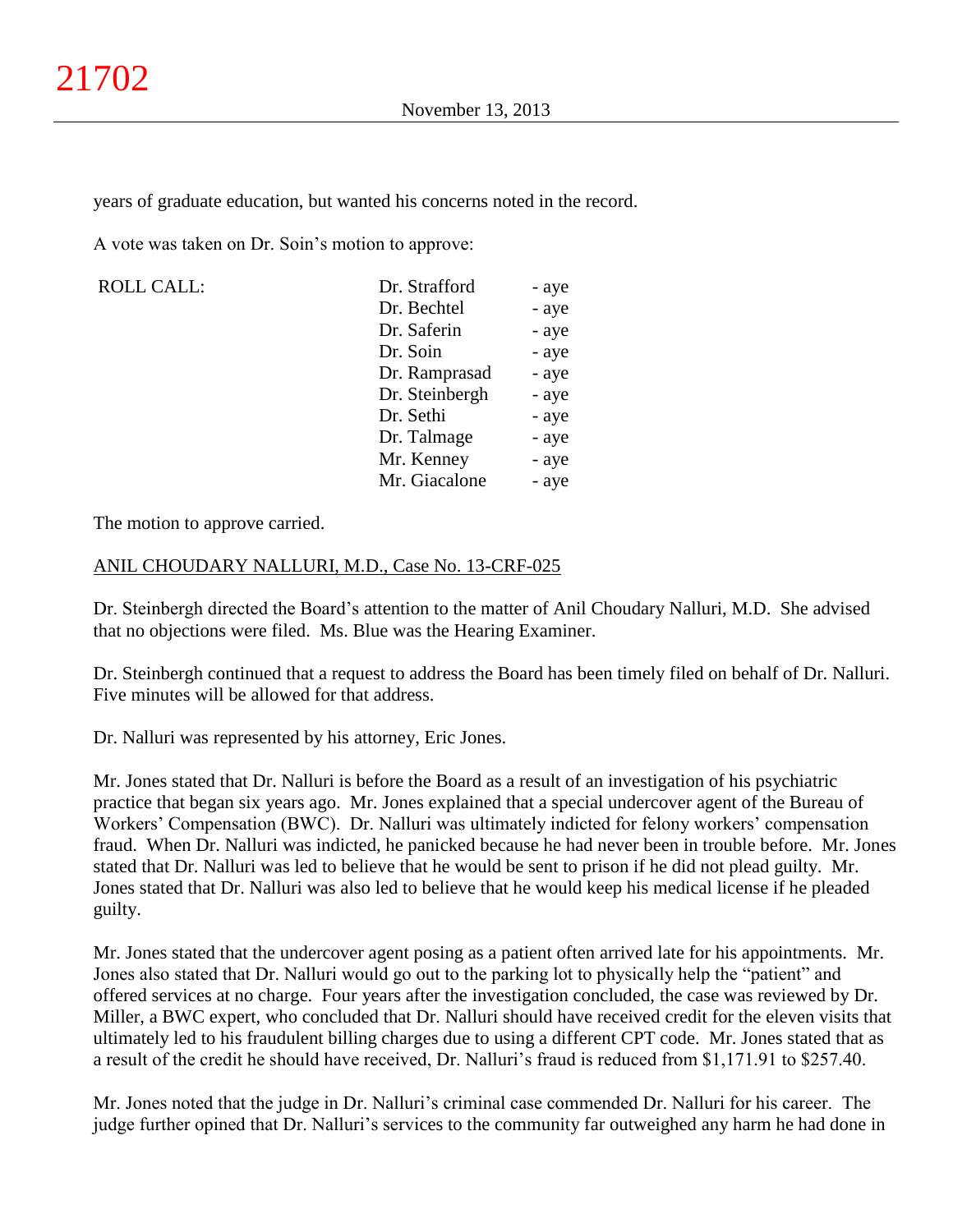years of graduate education, but wanted his concerns noted in the record.

A vote was taken on Dr. Soin's motion to approve:

| ROLL CALL: | Dr. Strafford | - aye |
|---|---|---|
| | Dr. Bechtel | - aye |
| | Dr. Saferin | - aye |
| | Dr. Soin | - aye |
| | Dr. Ramprasad | - aye |
| | Dr. Steinbergh | - aye |
| | Dr. Sethi | - aye |
| | Dr. Talmage | - aye |
| | Mr. Kenney | - aye |
| | Mr. Giacalone | - aye |

The motion to approve carried.

ANIL CHOUDARY NALLURI, M.D., Case No. 13-CRF-025

Dr. Steinbergh directed the Board's attention to the matter of Anil Choudary Nalluri, M.D. She advised that no objections were filed. Ms. Blue was the Hearing Examiner.

Dr. Steinbergh continued that a request to address the Board has been timely filed on behalf of Dr. Nalluri. Five minutes will be allowed for that address.

Dr. Nalluri was represented by his attorney, Eric Jones.

Mr. Jones stated that Dr. Nalluri is before the Board as a result of an investigation of his psychiatric practice that began six years ago. Mr. Jones explained that a special undercover agent of the Bureau of Workers' Compensation (BWC). Dr. Nalluri was ultimately indicted for felony workers' compensation fraud. When Dr. Nalluri was indicted, he panicked because he had never been in trouble before. Mr. Jones stated that Dr. Nalluri was led to believe that he would be sent to prison if he did not plead guilty. Mr. Jones stated that Dr. Nalluri was also led to believe that he would keep his medical license if he pleaded guilty.

Mr. Jones stated that the undercover agent posing as a patient often arrived late for his appointments. Mr. Jones also stated that Dr. Nalluri would go out to the parking lot to physically help the "patient" and offered services at no charge. Four years after the investigation concluded, the case was reviewed by Dr. Miller, a BWC expert, who concluded that Dr. Nalluri should have received credit for the eleven visits that ultimately led to his fraudulent billing charges due to using a different CPT code. Mr. Jones stated that as a result of the credit he should have received, Dr. Nalluri's fraud is reduced from $1,171.91 to $257.40.

Mr. Jones noted that the judge in Dr. Nalluri's criminal case commended Dr. Nalluri for his career. The judge further opined that Dr. Nalluri's services to the community far outweighed any harm he had done in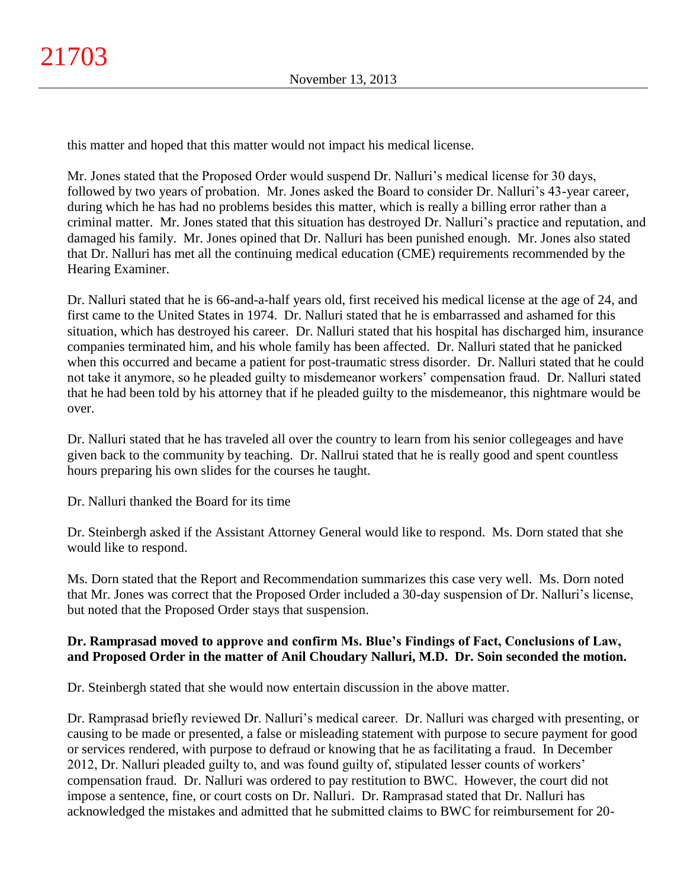this matter and hoped that this matter would not impact his medical license.

Mr. Jones stated that the Proposed Order would suspend Dr. Nalluri's medical license for 30 days, followed by two years of probation. Mr. Jones asked the Board to consider Dr. Nalluri's 43-year career, during which he has had no problems besides this matter, which is really a billing error rather than a criminal matter. Mr. Jones stated that this situation has destroyed Dr. Nalluri's practice and reputation, and damaged his family. Mr. Jones opined that Dr. Nalluri has been punished enough. Mr. Jones also stated that Dr. Nalluri has met all the continuing medical education (CME) requirements recommended by the Hearing Examiner.

Dr. Nalluri stated that he is 66-and-a-half years old, first received his medical license at the age of 24, and first came to the United States in 1974. Dr. Nalluri stated that he is embarrassed and ashamed for this situation, which has destroyed his career. Dr. Nalluri stated that his hospital has discharged him, insurance companies terminated him, and his whole family has been affected. Dr. Nalluri stated that he panicked when this occurred and became a patient for post-traumatic stress disorder. Dr. Nalluri stated that he could not take it anymore, so he pleaded guilty to misdemeanor workers' compensation fraud. Dr. Nalluri stated that he had been told by his attorney that if he pleaded guilty to the misdemeanor, this nightmare would be over.

Dr. Nalluri stated that he has traveled all over the country to learn from his senior collegeages and have given back to the community by teaching. Dr. Nallrui stated that he is really good and spent countless hours preparing his own slides for the courses he taught.

Dr. Nalluri thanked the Board for its time

Dr. Steinbergh asked if the Assistant Attorney General would like to respond. Ms. Dorn stated that she would like to respond.

Ms. Dorn stated that the Report and Recommendation summarizes this case very well. Ms. Dorn noted that Mr. Jones was correct that the Proposed Order included a 30-day suspension of Dr. Nalluri's license, but noted that the Proposed Order stays that suspension.

**Dr. Ramprasad moved to approve and confirm Ms. Blue's Findings of Fact, Conclusions of Law, and Proposed Order in the matter of Anil Choudary Nalluri, M.D. Dr. Soin seconded the motion.**

Dr. Steinbergh stated that she would now entertain discussion in the above matter.

Dr. Ramprasad briefly reviewed Dr. Nalluri's medical career. Dr. Nalluri was charged with presenting, or causing to be made or presented, a false or misleading statement with purpose to secure payment for good or services rendered, with purpose to defraud or knowing that he as facilitating a fraud. In December 2012, Dr. Nalluri pleaded guilty to, and was found guilty of, stipulated lesser counts of workers' compensation fraud. Dr. Nalluri was ordered to pay restitution to BWC. However, the court did not impose a sentence, fine, or court costs on Dr. Nalluri. Dr. Ramprasad stated that Dr. Nalluri has acknowledged the mistakes and admitted that he submitted claims to BWC for reimbursement for 20-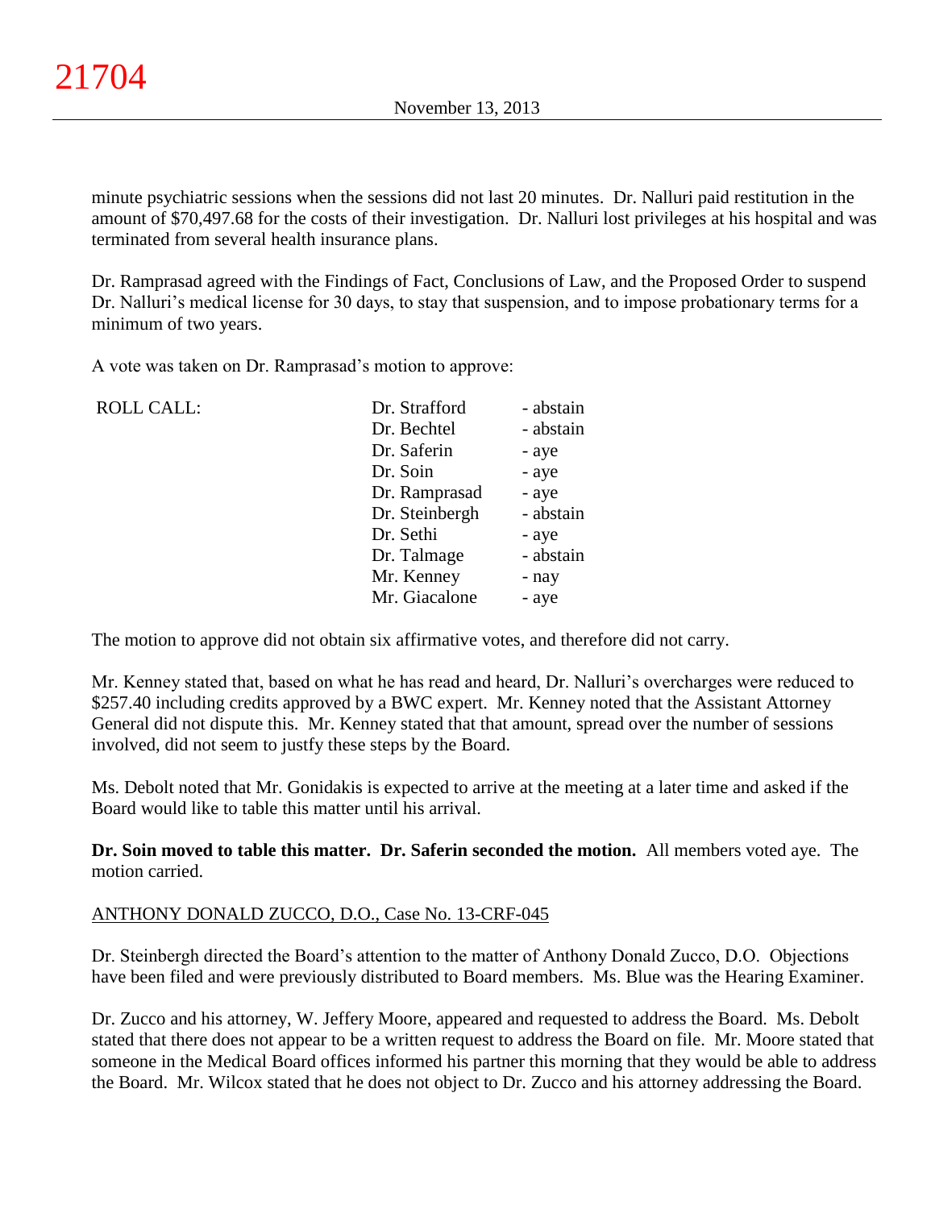minute psychiatric sessions when the sessions did not last 20 minutes. Dr. Nalluri paid restitution in the amount of $70,497.68 for the costs of their investigation. Dr. Nalluri lost privileges at his hospital and was terminated from several health insurance plans.

Dr. Ramprasad agreed with the Findings of Fact, Conclusions of Law, and the Proposed Order to suspend Dr. Nalluri's medical license for 30 days, to stay that suspension, and to impose probationary terms for a minimum of two years.

A vote was taken on Dr. Ramprasad's motion to approve:

| ROLL CALL: | Dr. Strafford | - abstain |
|---|---|---|
| | Dr. Bechtel | - abstain |
| | Dr. Saferin | - aye |
| | Dr. Soin | - aye |
| | Dr. Ramprasad | - aye |
| | Dr. Steinbergh | - abstain |
| | Dr. Sethi | - aye |
| | Dr. Talmage | - abstain |
| | Mr. Kenney | - nay |
| | Mr. Giacalone | - aye |

The motion to approve did not obtain six affirmative votes, and therefore did not carry.

Mr. Kenney stated that, based on what he has read and heard, Dr. Nalluri's overcharges were reduced to $257.40 including credits approved by a BWC expert. Mr. Kenney noted that the Assistant Attorney General did not dispute this. Mr. Kenney stated that that amount, spread over the number of sessions involved, did not seem to justfy these steps by the Board.

Ms. Debolt noted that Mr. Gonidakis is expected to arrive at the meeting at a later time and asked if the Board would like to table this matter until his arrival.

**Dr. Soin moved to table this matter. Dr. Saferin seconded the motion.** All members voted aye. The motion carried.

ANTHONY DONALD ZUCCO, D.O., Case No. 13-CRF-045

Dr. Steinbergh directed the Board's attention to the matter of Anthony Donald Zucco, D.O. Objections have been filed and were previously distributed to Board members. Ms. Blue was the Hearing Examiner.

Dr. Zucco and his attorney, W. Jeffery Moore, appeared and requested to address the Board. Ms. Debolt stated that there does not appear to be a written request to address the Board on file. Mr. Moore stated that someone in the Medical Board offices informed his partner this morning that they would be able to address the Board. Mr. Wilcox stated that he does not object to Dr. Zucco and his attorney addressing the Board.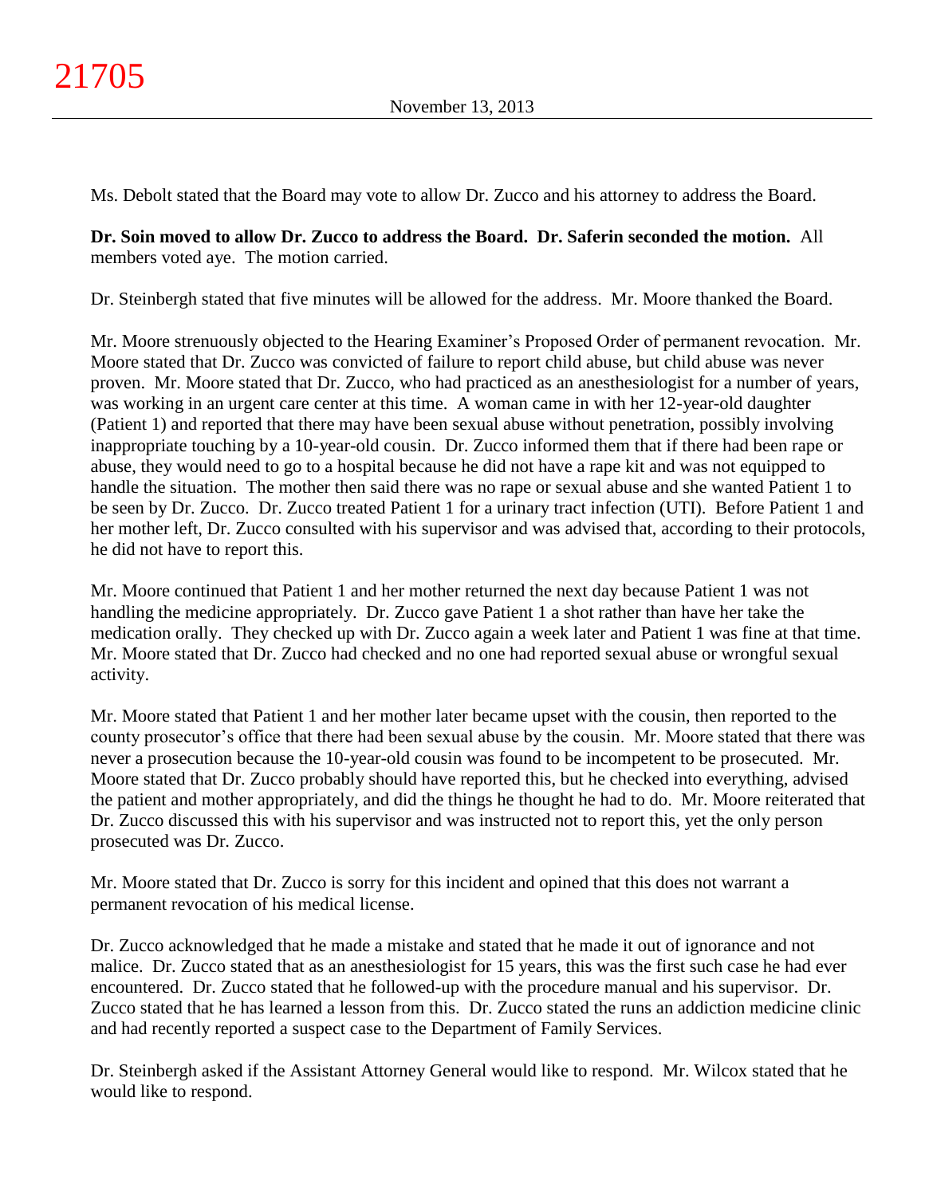Ms. Debolt stated that the Board may vote to allow Dr. Zucco and his attorney to address the Board.

**Dr. Soin moved to allow Dr. Zucco to address the Board. Dr. Saferin seconded the motion.** All members voted aye. The motion carried.

Dr. Steinbergh stated that five minutes will be allowed for the address. Mr. Moore thanked the Board.

Mr. Moore strenuously objected to the Hearing Examiner's Proposed Order of permanent revocation. Mr. Moore stated that Dr. Zucco was convicted of failure to report child abuse, but child abuse was never proven. Mr. Moore stated that Dr. Zucco, who had practiced as an anesthesiologist for a number of years, was working in an urgent care center at this time. A woman came in with her 12-year-old daughter (Patient 1) and reported that there may have been sexual abuse without penetration, possibly involving inappropriate touching by a 10-year-old cousin. Dr. Zucco informed them that if there had been rape or abuse, they would need to go to a hospital because he did not have a rape kit and was not equipped to handle the situation. The mother then said there was no rape or sexual abuse and she wanted Patient 1 to be seen by Dr. Zucco. Dr. Zucco treated Patient 1 for a urinary tract infection (UTI). Before Patient 1 and her mother left, Dr. Zucco consulted with his supervisor and was advised that, according to their protocols, he did not have to report this.

Mr. Moore continued that Patient 1 and her mother returned the next day because Patient 1 was not handling the medicine appropriately. Dr. Zucco gave Patient 1 a shot rather than have her take the medication orally. They checked up with Dr. Zucco again a week later and Patient 1 was fine at that time. Mr. Moore stated that Dr. Zucco had checked and no one had reported sexual abuse or wrongful sexual activity.

Mr. Moore stated that Patient 1 and her mother later became upset with the cousin, then reported to the county prosecutor's office that there had been sexual abuse by the cousin. Mr. Moore stated that there was never a prosecution because the 10-year-old cousin was found to be incompetent to be prosecuted. Mr. Moore stated that Dr. Zucco probably should have reported this, but he checked into everything, advised the patient and mother appropriately, and did the things he thought he had to do. Mr. Moore reiterated that Dr. Zucco discussed this with his supervisor and was instructed not to report this, yet the only person prosecuted was Dr. Zucco.

Mr. Moore stated that Dr. Zucco is sorry for this incident and opined that this does not warrant a permanent revocation of his medical license.

Dr. Zucco acknowledged that he made a mistake and stated that he made it out of ignorance and not malice. Dr. Zucco stated that as an anesthesiologist for 15 years, this was the first such case he had ever encountered. Dr. Zucco stated that he followed-up with the procedure manual and his supervisor. Dr. Zucco stated that he has learned a lesson from this. Dr. Zucco stated the runs an addiction medicine clinic and had recently reported a suspect case to the Department of Family Services.

Dr. Steinbergh asked if the Assistant Attorney General would like to respond. Mr. Wilcox stated that he would like to respond.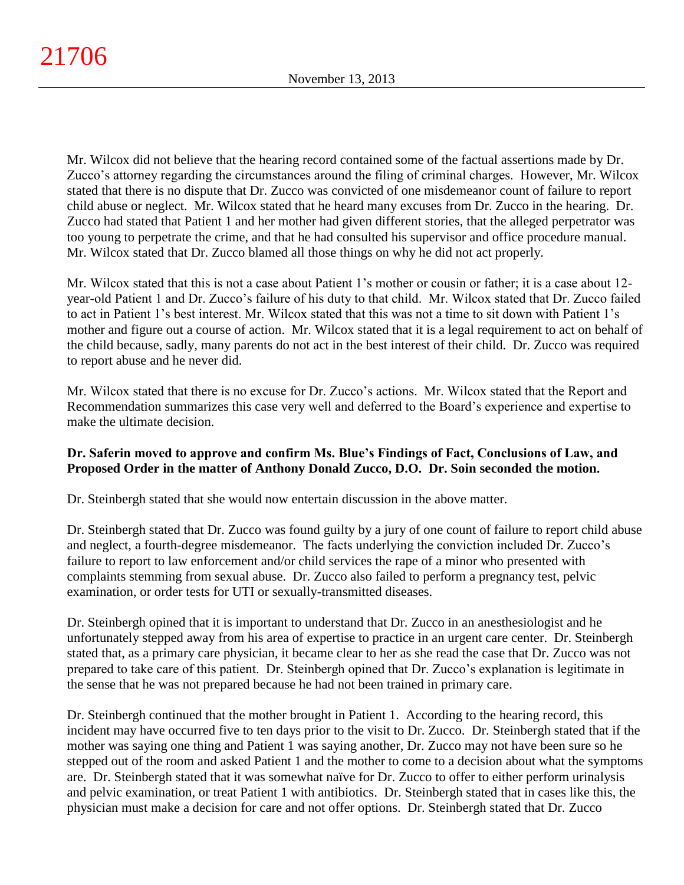Mr. Wilcox did not believe that the hearing record contained some of the factual assertions made by Dr. Zucco's attorney regarding the circumstances around the filing of criminal charges. However, Mr. Wilcox stated that there is no dispute that Dr. Zucco was convicted of one misdemeanor count of failure to report child abuse or neglect. Mr. Wilcox stated that he heard many excuses from Dr. Zucco in the hearing. Dr. Zucco had stated that Patient 1 and her mother had given different stories, that the alleged perpetrator was too young to perpetrate the crime, and that he had consulted his supervisor and office procedure manual. Mr. Wilcox stated that Dr. Zucco blamed all those things on why he did not act properly.

Mr. Wilcox stated that this is not a case about Patient 1's mother or cousin or father; it is a case about 12-year-old Patient 1 and Dr. Zucco's failure of his duty to that child. Mr. Wilcox stated that Dr. Zucco failed to act in Patient 1's best interest. Mr. Wilcox stated that this was not a time to sit down with Patient 1's mother and figure out a course of action. Mr. Wilcox stated that it is a legal requirement to act on behalf of the child because, sadly, many parents do not act in the best interest of their child. Dr. Zucco was required to report abuse and he never did.

Mr. Wilcox stated that there is no excuse for Dr. Zucco's actions. Mr. Wilcox stated that the Report and Recommendation summarizes this case very well and deferred to the Board's experience and expertise to make the ultimate decision.

**Dr. Saferin moved to approve and confirm Ms. Blue's Findings of Fact, Conclusions of Law, and Proposed Order in the matter of Anthony Donald Zucco, D.O. Dr. Soin seconded the motion.**

Dr. Steinbergh stated that she would now entertain discussion in the above matter.

Dr. Steinbergh stated that Dr. Zucco was found guilty by a jury of one count of failure to report child abuse and neglect, a fourth-degree misdemeanor. The facts underlying the conviction included Dr. Zucco's failure to report to law enforcement and/or child services the rape of a minor who presented with complaints stemming from sexual abuse. Dr. Zucco also failed to perform a pregnancy test, pelvic examination, or order tests for UTI or sexually-transmitted diseases.

Dr. Steinbergh opined that it is important to understand that Dr. Zucco in an anesthesiologist and he unfortunately stepped away from his area of expertise to practice in an urgent care center. Dr. Steinbergh stated that, as a primary care physician, it became clear to her as she read the case that Dr. Zucco was not prepared to take care of this patient. Dr. Steinbergh opined that Dr. Zucco's explanation is legitimate in the sense that he was not prepared because he had not been trained in primary care.

Dr. Steinbergh continued that the mother brought in Patient 1. According to the hearing record, this incident may have occurred five to ten days prior to the visit to Dr. Zucco. Dr. Steinbergh stated that if the mother was saying one thing and Patient 1 was saying another, Dr. Zucco may not have been sure so he stepped out of the room and asked Patient 1 and the mother to come to a decision about what the symptoms are. Dr. Steinbergh stated that it was somewhat naïve for Dr. Zucco to offer to either perform urinalysis and pelvic examination, or treat Patient 1 with antibiotics. Dr. Steinbergh stated that in cases like this, the physician must make a decision for care and not offer options. Dr. Steinbergh stated that Dr. Zucco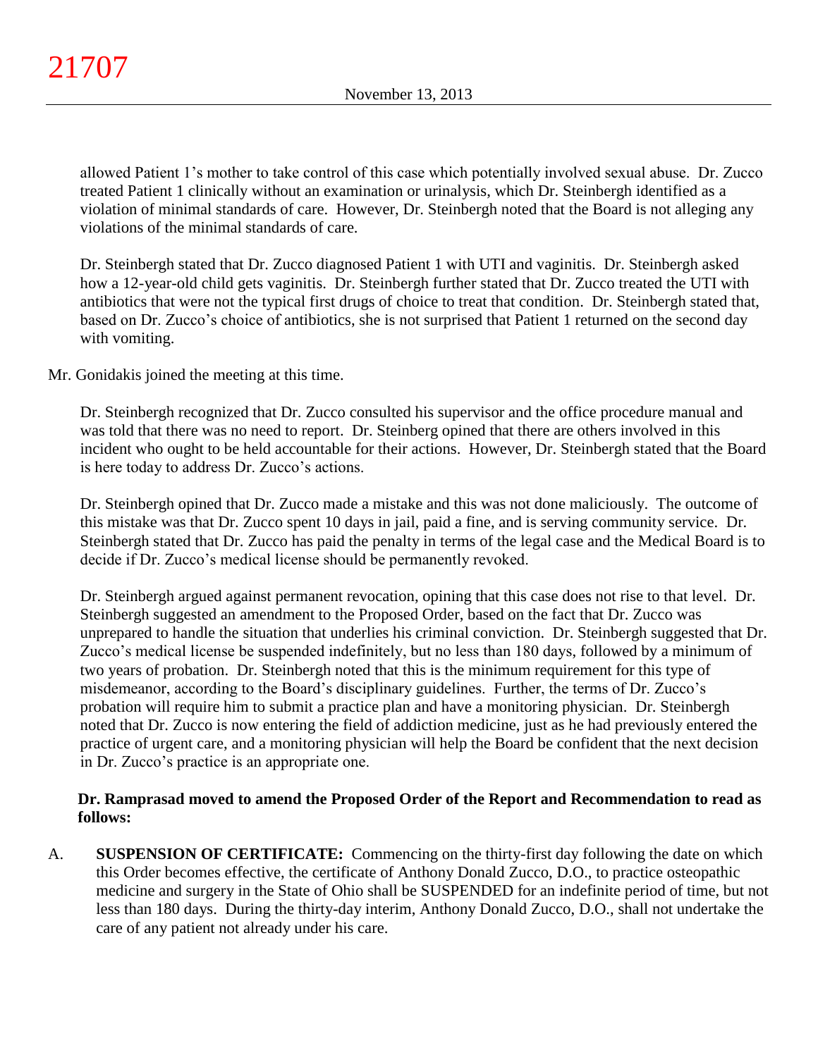allowed Patient 1's mother to take control of this case which potentially involved sexual abuse. Dr. Zucco treated Patient 1 clinically without an examination or urinalysis, which Dr. Steinbergh identified as a violation of minimal standards of care. However, Dr. Steinbergh noted that the Board is not alleging any violations of the minimal standards of care.

Dr. Steinbergh stated that Dr. Zucco diagnosed Patient 1 with UTI and vaginitis. Dr. Steinbergh asked how a 12-year-old child gets vaginitis. Dr. Steinbergh further stated that Dr. Zucco treated the UTI with antibiotics that were not the typical first drugs of choice to treat that condition. Dr. Steinbergh stated that, based on Dr. Zucco's choice of antibiotics, she is not surprised that Patient 1 returned on the second day with vomiting.

Mr. Gonidakis joined the meeting at this time.

Dr. Steinbergh recognized that Dr. Zucco consulted his supervisor and the office procedure manual and was told that there was no need to report. Dr. Steinberg opined that there are others involved in this incident who ought to be held accountable for their actions. However, Dr. Steinbergh stated that the Board is here today to address Dr. Zucco's actions.

Dr. Steinbergh opined that Dr. Zucco made a mistake and this was not done maliciously. The outcome of this mistake was that Dr. Zucco spent 10 days in jail, paid a fine, and is serving community service. Dr. Steinbergh stated that Dr. Zucco has paid the penalty in terms of the legal case and the Medical Board is to decide if Dr. Zucco's medical license should be permanently revoked.

Dr. Steinbergh argued against permanent revocation, opining that this case does not rise to that level. Dr. Steinbergh suggested an amendment to the Proposed Order, based on the fact that Dr. Zucco was unprepared to handle the situation that underlies his criminal conviction. Dr. Steinbergh suggested that Dr. Zucco's medical license be suspended indefinitely, but no less than 180 days, followed by a minimum of two years of probation. Dr. Steinbergh noted that this is the minimum requirement for this type of misdemeanor, according to the Board's disciplinary guidelines. Further, the terms of Dr. Zucco's probation will require him to submit a practice plan and have a monitoring physician. Dr. Steinbergh noted that Dr. Zucco is now entering the field of addiction medicine, just as he had previously entered the practice of urgent care, and a monitoring physician will help the Board be confident that the next decision in Dr. Zucco's practice is an appropriate one.

**Dr. Ramprasad moved to amend the Proposed Order of the Report and Recommendation to read as follows:**

A. **SUSPENSION OF CERTIFICATE:** Commencing on the thirty-first day following the date on which this Order becomes effective, the certificate of Anthony Donald Zucco, D.O., to practice osteopathic medicine and surgery in the State of Ohio shall be SUSPENDED for an indefinite period of time, but not less than 180 days. During the thirty-day interim, Anthony Donald Zucco, D.O., shall not undertake the care of any patient not already under his care.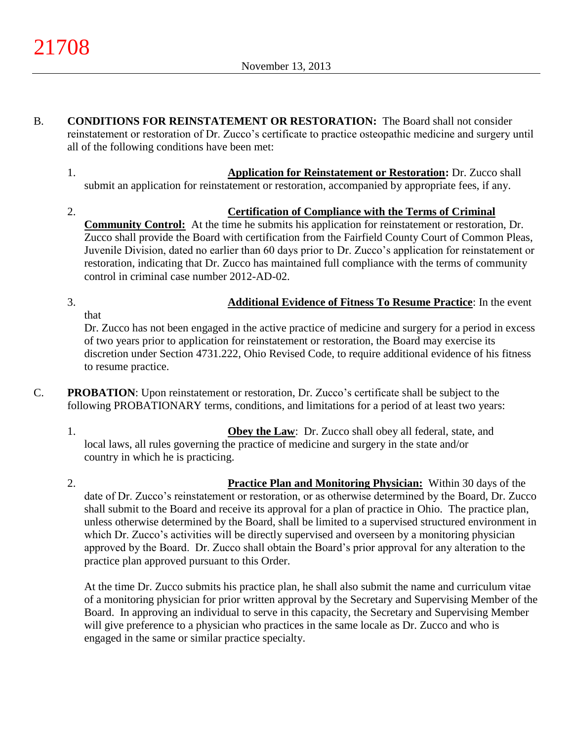B. **CONDITIONS FOR REINSTATEMENT OR RESTORATION:** The Board shall not consider reinstatement or restoration of Dr. Zucco's certificate to practice osteopathic medicine and surgery until all of the following conditions have been met:

1. **Application for Reinstatement or Restoration:** Dr. Zucco shall submit an application for reinstatement or restoration, accompanied by appropriate fees, if any.

2. **Certification of Compliance with the Terms of Criminal Community Control:** At the time he submits his application for reinstatement or restoration, Dr. Zucco shall provide the Board with certification from the Fairfield County Court of Common Pleas, Juvenile Division, dated no earlier than 60 days prior to Dr. Zucco's application for reinstatement or restoration, indicating that Dr. Zucco has maintained full compliance with the terms of community control in criminal case number 2012-AD-02.

3. **Additional Evidence of Fitness To Resume Practice**: In the event that Dr. Zucco has not been engaged in the active practice of medicine and surgery for a period in excess of two years prior to application for reinstatement or restoration, the Board may exercise its discretion under Section 4731.222, Ohio Revised Code, to require additional evidence of his fitness to resume practice.

C. **PROBATION**: Upon reinstatement or restoration, Dr. Zucco's certificate shall be subject to the following PROBATIONARY terms, conditions, and limitations for a period of at least two years:

1. **Obey the Law**: Dr. Zucco shall obey all federal, state, and local laws, all rules governing the practice of medicine and surgery in the state and/or country in which he is practicing.

2. **Practice Plan and Monitoring Physician:** Within 30 days of the date of Dr. Zucco's reinstatement or restoration, or as otherwise determined by the Board, Dr. Zucco shall submit to the Board and receive its approval for a plan of practice in Ohio. The practice plan, unless otherwise determined by the Board, shall be limited to a supervised structured environment in which Dr. Zucco's activities will be directly supervised and overseen by a monitoring physician approved by the Board. Dr. Zucco shall obtain the Board's prior approval for any alteration to the practice plan approved pursuant to this Order.

   At the time Dr. Zucco submits his practice plan, he shall also submit the name and curriculum vitae of a monitoring physician for prior written approval by the Secretary and Supervising Member of the Board. In approving an individual to serve in this capacity, the Secretary and Supervising Member will give preference to a physician who practices in the same locale as Dr. Zucco and who is engaged in the same or similar practice specialty.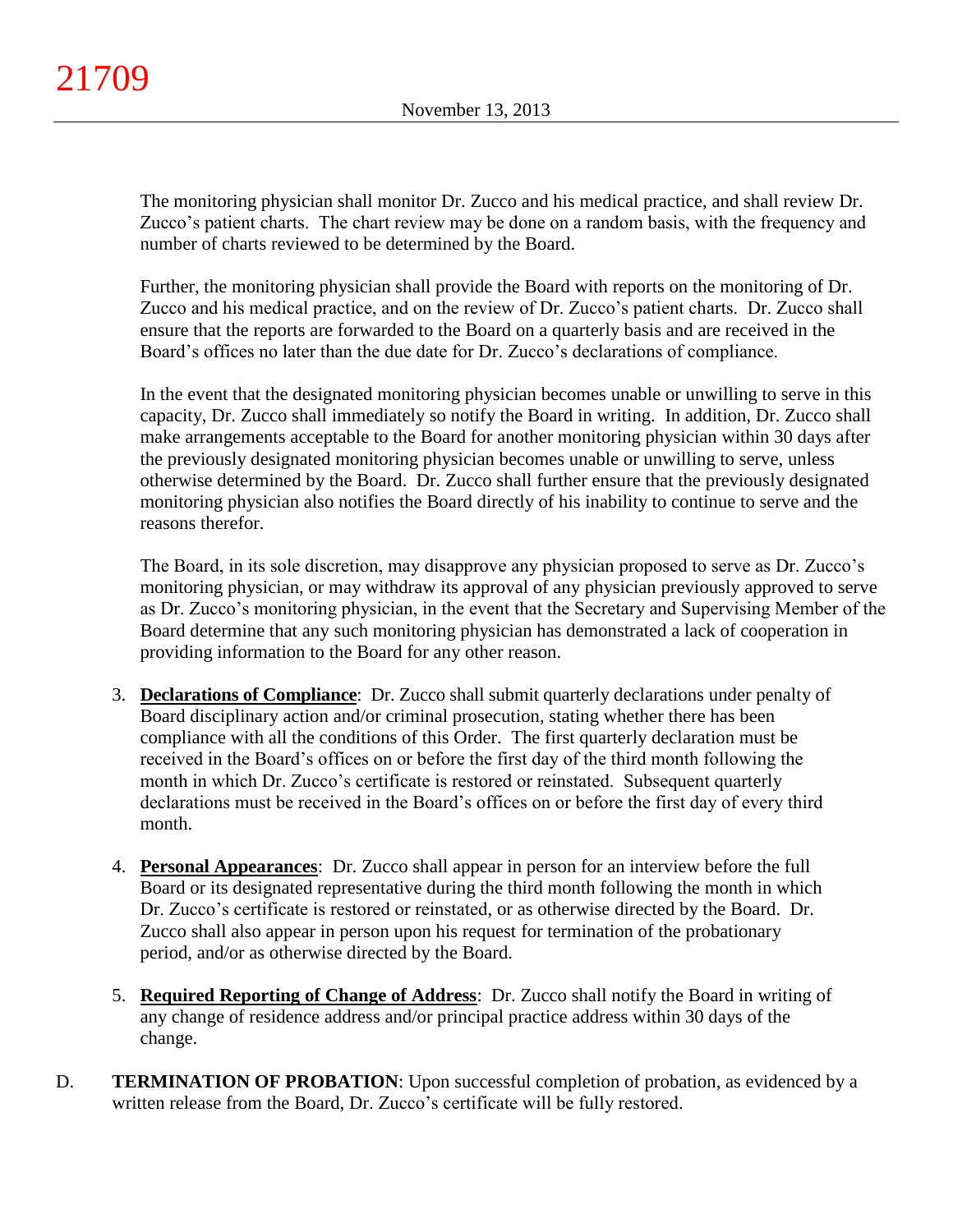The monitoring physician shall monitor Dr. Zucco and his medical practice, and shall review Dr. Zucco's patient charts. The chart review may be done on a random basis, with the frequency and number of charts reviewed to be determined by the Board.

Further, the monitoring physician shall provide the Board with reports on the monitoring of Dr. Zucco and his medical practice, and on the review of Dr. Zucco's patient charts. Dr. Zucco shall ensure that the reports are forwarded to the Board on a quarterly basis and are received in the Board's offices no later than the due date for Dr. Zucco's declarations of compliance.

In the event that the designated monitoring physician becomes unable or unwilling to serve in this capacity, Dr. Zucco shall immediately so notify the Board in writing. In addition, Dr. Zucco shall make arrangements acceptable to the Board for another monitoring physician within 30 days after the previously designated monitoring physician becomes unable or unwilling to serve, unless otherwise determined by the Board. Dr. Zucco shall further ensure that the previously designated monitoring physician also notifies the Board directly of his inability to continue to serve and the reasons therefor.

The Board, in its sole discretion, may disapprove any physician proposed to serve as Dr. Zucco's monitoring physician, or may withdraw its approval of any physician previously approved to serve as Dr. Zucco's monitoring physician, in the event that the Secretary and Supervising Member of the Board determine that any such monitoring physician has demonstrated a lack of cooperation in providing information to the Board for any other reason.

3. **Declarations of Compliance**: Dr. Zucco shall submit quarterly declarations under penalty of Board disciplinary action and/or criminal prosecution, stating whether there has been compliance with all the conditions of this Order. The first quarterly declaration must be received in the Board's offices on or before the first day of the third month following the month in which Dr. Zucco's certificate is restored or reinstated. Subsequent quarterly declarations must be received in the Board's offices on or before the first day of every third month.

4. **Personal Appearances**: Dr. Zucco shall appear in person for an interview before the full Board or its designated representative during the third month following the month in which Dr. Zucco's certificate is restored or reinstated, or as otherwise directed by the Board. Dr. Zucco shall also appear in person upon his request for termination of the probationary period, and/or as otherwise directed by the Board.

5. **Required Reporting of Change of Address**: Dr. Zucco shall notify the Board in writing of any change of residence address and/or principal practice address within 30 days of the change.

D. **TERMINATION OF PROBATION**: Upon successful completion of probation, as evidenced by a written release from the Board, Dr. Zucco's certificate will be fully restored.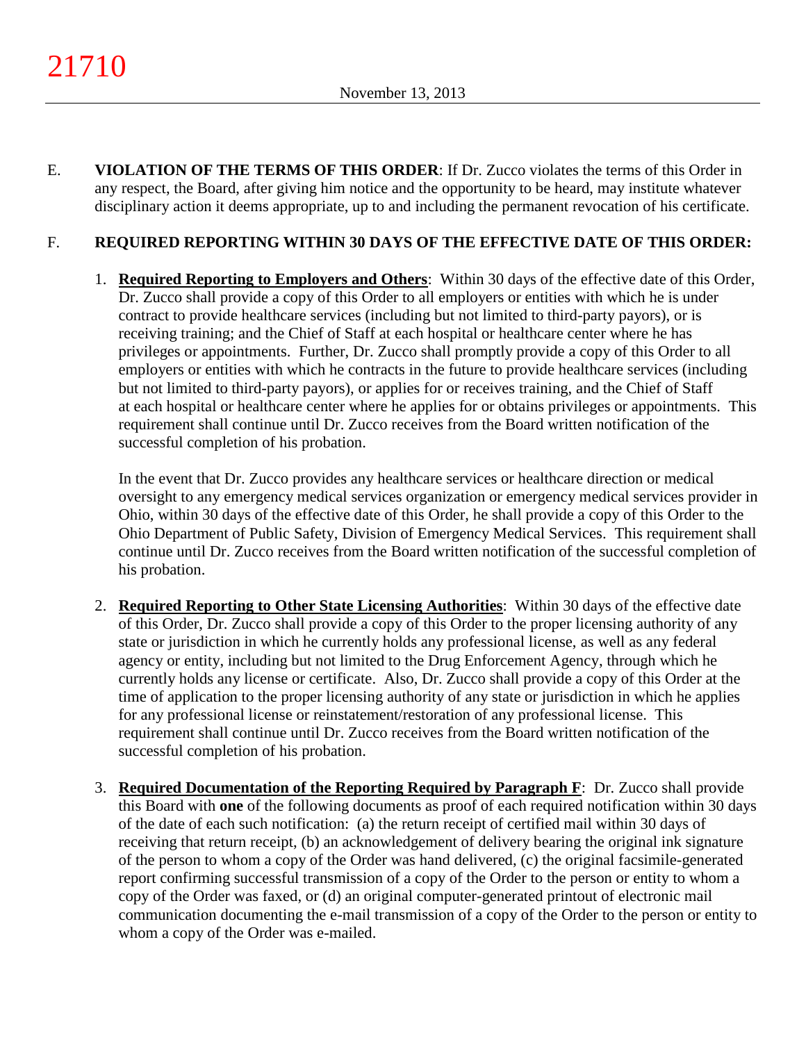E. **VIOLATION OF THE TERMS OF THIS ORDER**: If Dr. Zucco violates the terms of this Order in any respect, the Board, after giving him notice and the opportunity to be heard, may institute whatever disciplinary action it deems appropriate, up to and including the permanent revocation of his certificate.

F. **REQUIRED REPORTING WITHIN 30 DAYS OF THE EFFECTIVE DATE OF THIS ORDER:**

1. **Required Reporting to Employers and Others**: Within 30 days of the effective date of this Order, Dr. Zucco shall provide a copy of this Order to all employers or entities with which he is under contract to provide healthcare services (including but not limited to third-party payors), or is receiving training; and the Chief of Staff at each hospital or healthcare center where he has privileges or appointments. Further, Dr. Zucco shall promptly provide a copy of this Order to all employers or entities with which he contracts in the future to provide healthcare services (including but not limited to third-party payors), or applies for or receives training, and the Chief of Staff at each hospital or healthcare center where he applies for or obtains privileges or appointments. This requirement shall continue until Dr. Zucco receives from the Board written notification of the successful completion of his probation.

   In the event that Dr. Zucco provides any healthcare services or healthcare direction or medical oversight to any emergency medical services organization or emergency medical services provider in Ohio, within 30 days of the effective date of this Order, he shall provide a copy of this Order to the Ohio Department of Public Safety, Division of Emergency Medical Services. This requirement shall continue until Dr. Zucco receives from the Board written notification of the successful completion of his probation.

2. **Required Reporting to Other State Licensing Authorities**: Within 30 days of the effective date of this Order, Dr. Zucco shall provide a copy of this Order to the proper licensing authority of any state or jurisdiction in which he currently holds any professional license, as well as any federal agency or entity, including but not limited to the Drug Enforcement Agency, through which he currently holds any license or certificate. Also, Dr. Zucco shall provide a copy of this Order at the time of application to the proper licensing authority of any state or jurisdiction in which he applies for any professional license or reinstatement/restoration of any professional license. This requirement shall continue until Dr. Zucco receives from the Board written notification of the successful completion of his probation.

3. **Required Documentation of the Reporting Required by Paragraph F**: Dr. Zucco shall provide this Board with **one** of the following documents as proof of each required notification within 30 days of the date of each such notification: (a) the return receipt of certified mail within 30 days of receiving that return receipt, (b) an acknowledgement of delivery bearing the original ink signature of the person to whom a copy of the Order was hand delivered, (c) the original facsimile-generated report confirming successful transmission of a copy of the Order to the person or entity to whom a copy of the Order was faxed, or (d) an original computer-generated printout of electronic mail communication documenting the e-mail transmission of a copy of the Order to the person or entity to whom a copy of the Order was e-mailed.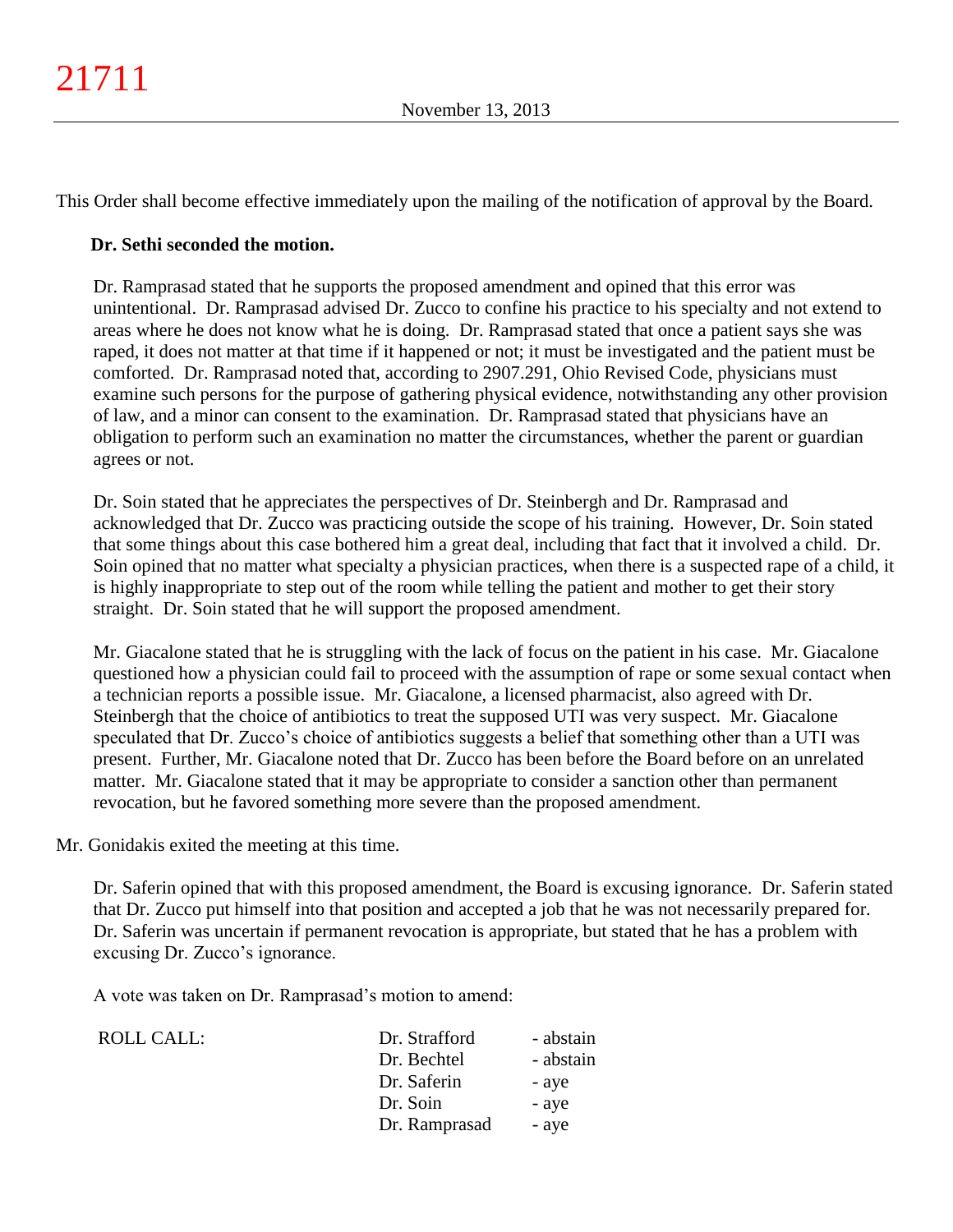This Order shall become effective immediately upon the mailing of the notification of approval by the Board.

**Dr. Sethi seconded the motion.**

Dr. Ramprasad stated that he supports the proposed amendment and opined that this error was unintentional. Dr. Ramprasad advised Dr. Zucco to confine his practice to his specialty and not extend to areas where he does not know what he is doing. Dr. Ramprasad stated that once a patient says she was raped, it does not matter at that time if it happened or not; it must be investigated and the patient must be comforted. Dr. Ramprasad noted that, according to 2907.291, Ohio Revised Code, physicians must examine such persons for the purpose of gathering physical evidence, notwithstanding any other provision of law, and a minor can consent to the examination. Dr. Ramprasad stated that physicians have an obligation to perform such an examination no matter the circumstances, whether the parent or guardian agrees or not.

Dr. Soin stated that he appreciates the perspectives of Dr. Steinbergh and Dr. Ramprasad and acknowledged that Dr. Zucco was practicing outside the scope of his training. However, Dr. Soin stated that some things about this case bothered him a great deal, including that fact that it involved a child. Dr. Soin opined that no matter what specialty a physician practices, when there is a suspected rape of a child, it is highly inappropriate to step out of the room while telling the patient and mother to get their story straight. Dr. Soin stated that he will support the proposed amendment.

Mr. Giacalone stated that he is struggling with the lack of focus on the patient in his case. Mr. Giacalone questioned how a physician could fail to proceed with the assumption of rape or some sexual contact when a technician reports a possible issue. Mr. Giacalone, a licensed pharmacist, also agreed with Dr. Steinbergh that the choice of antibiotics to treat the supposed UTI was very suspect. Mr. Giacalone speculated that Dr. Zucco's choice of antibiotics suggests a belief that something other than a UTI was present. Further, Mr. Giacalone noted that Dr. Zucco has been before the Board before on an unrelated matter. Mr. Giacalone stated that it may be appropriate to consider a sanction other than permanent revocation, but he favored something more severe than the proposed amendment.

Mr. Gonidakis exited the meeting at this time.

Dr. Saferin opined that with this proposed amendment, the Board is excusing ignorance. Dr. Saferin stated that Dr. Zucco put himself into that position and accepted a job that he was not necessarily prepared for. Dr. Saferin was uncertain if permanent revocation is appropriate, but stated that he has a problem with excusing Dr. Zucco's ignorance.

A vote was taken on Dr. Ramprasad's motion to amend:

| ROLL CALL: | | |
|---|---|---|
| | Dr. Strafford | - abstain |
| | Dr. Bechtel | - abstain |
| | Dr. Saferin | - aye |
| | Dr. Soin | - aye |
| | Dr. Ramprasad | - aye |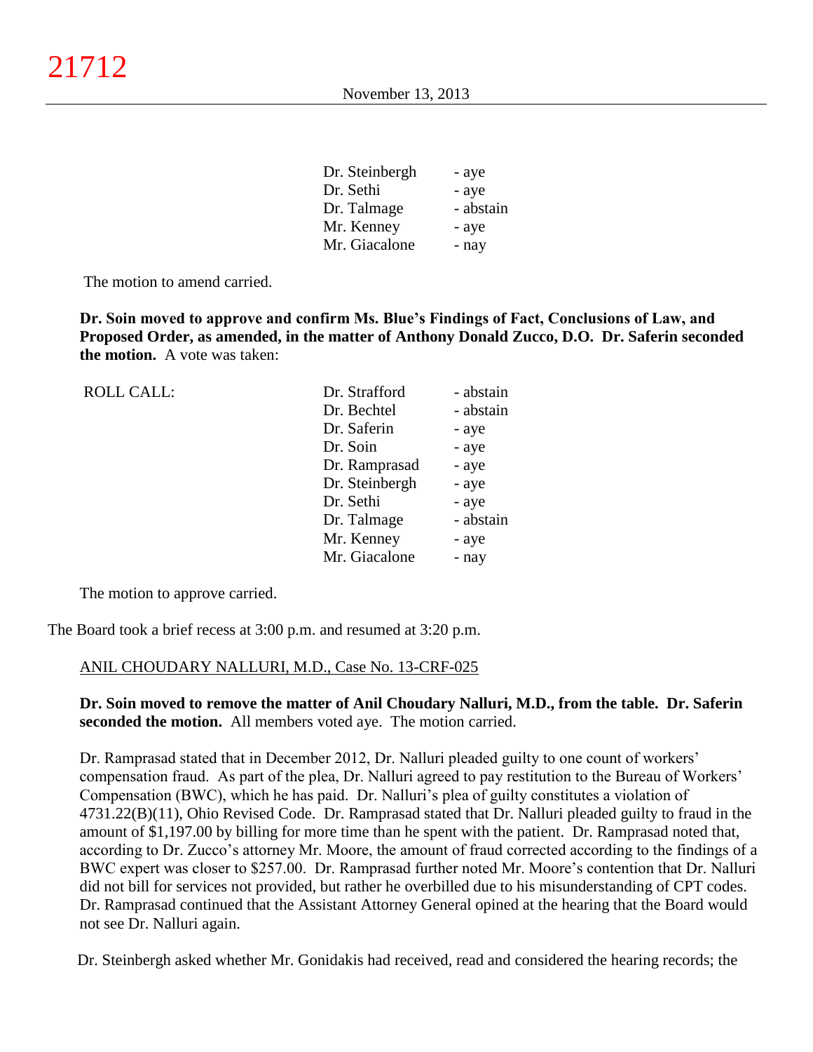| | |
|---|---|
| Dr. Steinbergh | - aye |
| Dr. Sethi | - aye |
| Dr. Talmage | - abstain |
| Mr. Kenney | - aye |
| Mr. Giacalone | - nay |

The motion to amend carried.

**Dr. Soin moved to approve and confirm Ms. Blue's Findings of Fact, Conclusions of Law, and Proposed Order, as amended, in the matter of Anthony Donald Zucco, D.O. Dr. Saferin seconded the motion.** A vote was taken:

| ROLL CALL: | | |
|---|---|---|
| | Dr. Strafford | - abstain |
| | Dr. Bechtel | - abstain |
| | Dr. Saferin | - aye |
| | Dr. Soin | - aye |
| | Dr. Ramprasad | - aye |
| | Dr. Steinbergh | - aye |
| | Dr. Sethi | - aye |
| | Dr. Talmage | - abstain |
| | Mr. Kenney | - aye |
| | Mr. Giacalone | - nay |

The motion to approve carried.

The Board took a brief recess at 3:00 p.m. and resumed at 3:20 p.m.

ANIL CHOUDARY NALLURI, M.D., Case No. 13-CRF-025

**Dr. Soin moved to remove the matter of Anil Choudary Nalluri, M.D., from the table. Dr. Saferin seconded the motion.** All members voted aye. The motion carried.

Dr. Ramprasad stated that in December 2012, Dr. Nalluri pleaded guilty to one count of workers' compensation fraud. As part of the plea, Dr. Nalluri agreed to pay restitution to the Bureau of Workers' Compensation (BWC), which he has paid. Dr. Nalluri's plea of guilty constitutes a violation of 4731.22(B)(11), Ohio Revised Code. Dr. Ramprasad stated that Dr. Nalluri pleaded guilty to fraud in the amount of $1,197.00 by billing for more time than he spent with the patient. Dr. Ramprasad noted that, according to Dr. Zucco's attorney Mr. Moore, the amount of fraud corrected according to the findings of a BWC expert was closer to $257.00. Dr. Ramprasad further noted Mr. Moore's contention that Dr. Nalluri did not bill for services not provided, but rather he overbilled due to his misunderstanding of CPT codes. Dr. Ramprasad continued that the Assistant Attorney General opined at the hearing that the Board would not see Dr. Nalluri again.

Dr. Steinbergh asked whether Mr. Gonidakis had received, read and considered the hearing records; the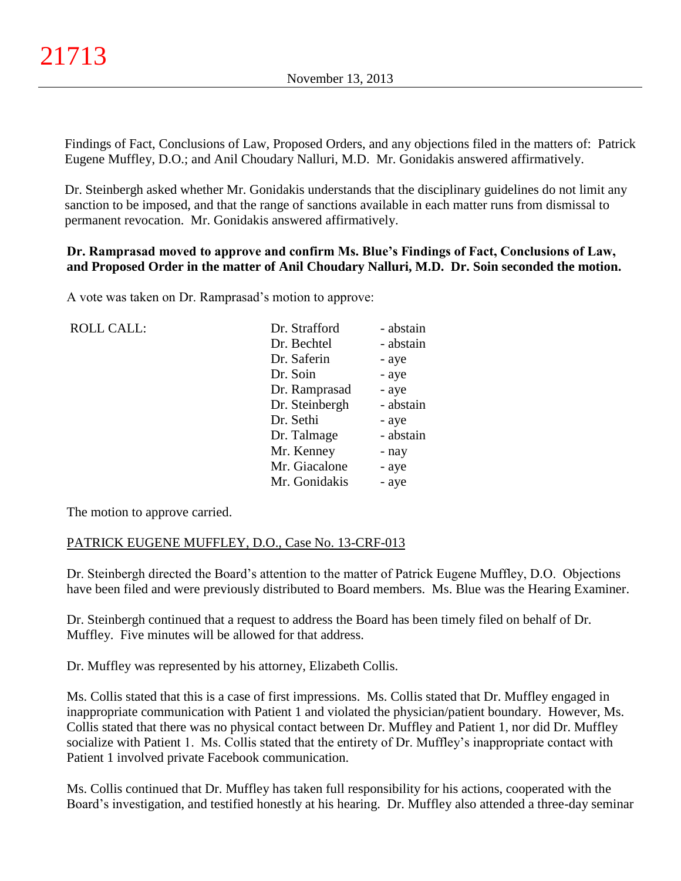Findings of Fact, Conclusions of Law, Proposed Orders, and any objections filed in the matters of: Patrick Eugene Muffley, D.O.; and Anil Choudary Nalluri, M.D. Mr. Gonidakis answered affirmatively.

Dr. Steinbergh asked whether Mr. Gonidakis understands that the disciplinary guidelines do not limit any sanction to be imposed, and that the range of sanctions available in each matter runs from dismissal to permanent revocation. Mr. Gonidakis answered affirmatively.

**Dr. Ramprasad moved to approve and confirm Ms. Blue's Findings of Fact, Conclusions of Law, and Proposed Order in the matter of Anil Choudary Nalluri, M.D. Dr. Soin seconded the motion.**

A vote was taken on Dr. Ramprasad's motion to approve:

| ROLL CALL: | | |
|---|---|---|
| | Dr. Strafford | - abstain |
| | Dr. Bechtel | - abstain |
| | Dr. Saferin | - aye |
| | Dr. Soin | - aye |
| | Dr. Ramprasad | - aye |
| | Dr. Steinbergh | - abstain |
| | Dr. Sethi | - aye |
| | Dr. Talmage | - abstain |
| | Mr. Kenney | - nay |
| | Mr. Giacalone | - aye |
| | Mr. Gonidakis | - aye |

The motion to approve carried.

PATRICK EUGENE MUFFLEY, D.O., Case No. 13-CRF-013

Dr. Steinbergh directed the Board's attention to the matter of Patrick Eugene Muffley, D.O. Objections have been filed and were previously distributed to Board members. Ms. Blue was the Hearing Examiner.

Dr. Steinbergh continued that a request to address the Board has been timely filed on behalf of Dr. Muffley. Five minutes will be allowed for that address.

Dr. Muffley was represented by his attorney, Elizabeth Collis.

Ms. Collis stated that this is a case of first impressions. Ms. Collis stated that Dr. Muffley engaged in inappropriate communication with Patient 1 and violated the physician/patient boundary. However, Ms. Collis stated that there was no physical contact between Dr. Muffley and Patient 1, nor did Dr. Muffley socialize with Patient 1. Ms. Collis stated that the entirety of Dr. Muffley's inappropriate contact with Patient 1 involved private Facebook communication.

Ms. Collis continued that Dr. Muffley has taken full responsibility for his actions, cooperated with the Board's investigation, and testified honestly at his hearing. Dr. Muffley also attended a three-day seminar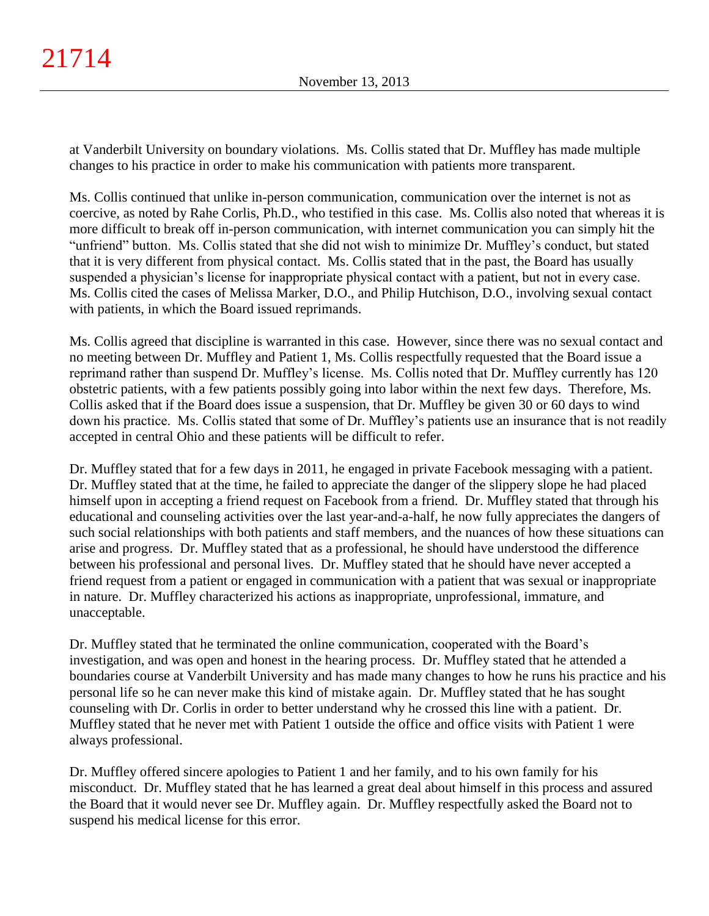at Vanderbilt University on boundary violations. Ms. Collis stated that Dr. Muffley has made multiple changes to his practice in order to make his communication with patients more transparent.

Ms. Collis continued that unlike in-person communication, communication over the internet is not as coercive, as noted by Rahe Corlis, Ph.D., who testified in this case. Ms. Collis also noted that whereas it is more difficult to break off in-person communication, with internet communication you can simply hit the "unfriend" button. Ms. Collis stated that she did not wish to minimize Dr. Muffley's conduct, but stated that it is very different from physical contact. Ms. Collis stated that in the past, the Board has usually suspended a physician's license for inappropriate physical contact with a patient, but not in every case. Ms. Collis cited the cases of Melissa Marker, D.O., and Philip Hutchison, D.O., involving sexual contact with patients, in which the Board issued reprimands.

Ms. Collis agreed that discipline is warranted in this case. However, since there was no sexual contact and no meeting between Dr. Muffley and Patient 1, Ms. Collis respectfully requested that the Board issue a reprimand rather than suspend Dr. Muffley's license. Ms. Collis noted that Dr. Muffley currently has 120 obstetric patients, with a few patients possibly going into labor within the next few days. Therefore, Ms. Collis asked that if the Board does issue a suspension, that Dr. Muffley be given 30 or 60 days to wind down his practice. Ms. Collis stated that some of Dr. Muffley's patients use an insurance that is not readily accepted in central Ohio and these patients will be difficult to refer.

Dr. Muffley stated that for a few days in 2011, he engaged in private Facebook messaging with a patient. Dr. Muffley stated that at the time, he failed to appreciate the danger of the slippery slope he had placed himself upon in accepting a friend request on Facebook from a friend. Dr. Muffley stated that through his educational and counseling activities over the last year-and-a-half, he now fully appreciates the dangers of such social relationships with both patients and staff members, and the nuances of how these situations can arise and progress. Dr. Muffley stated that as a professional, he should have understood the difference between his professional and personal lives. Dr. Muffley stated that he should have never accepted a friend request from a patient or engaged in communication with a patient that was sexual or inappropriate in nature. Dr. Muffley characterized his actions as inappropriate, unprofessional, immature, and unacceptable.

Dr. Muffley stated that he terminated the online communication, cooperated with the Board's investigation, and was open and honest in the hearing process. Dr. Muffley stated that he attended a boundaries course at Vanderbilt University and has made many changes to how he runs his practice and his personal life so he can never make this kind of mistake again. Dr. Muffley stated that he has sought counseling with Dr. Corlis in order to better understand why he crossed this line with a patient. Dr. Muffley stated that he never met with Patient 1 outside the office and office visits with Patient 1 were always professional.

Dr. Muffley offered sincere apologies to Patient 1 and her family, and to his own family for his misconduct. Dr. Muffley stated that he has learned a great deal about himself in this process and assured the Board that it would never see Dr. Muffley again. Dr. Muffley respectfully asked the Board not to suspend his medical license for this error.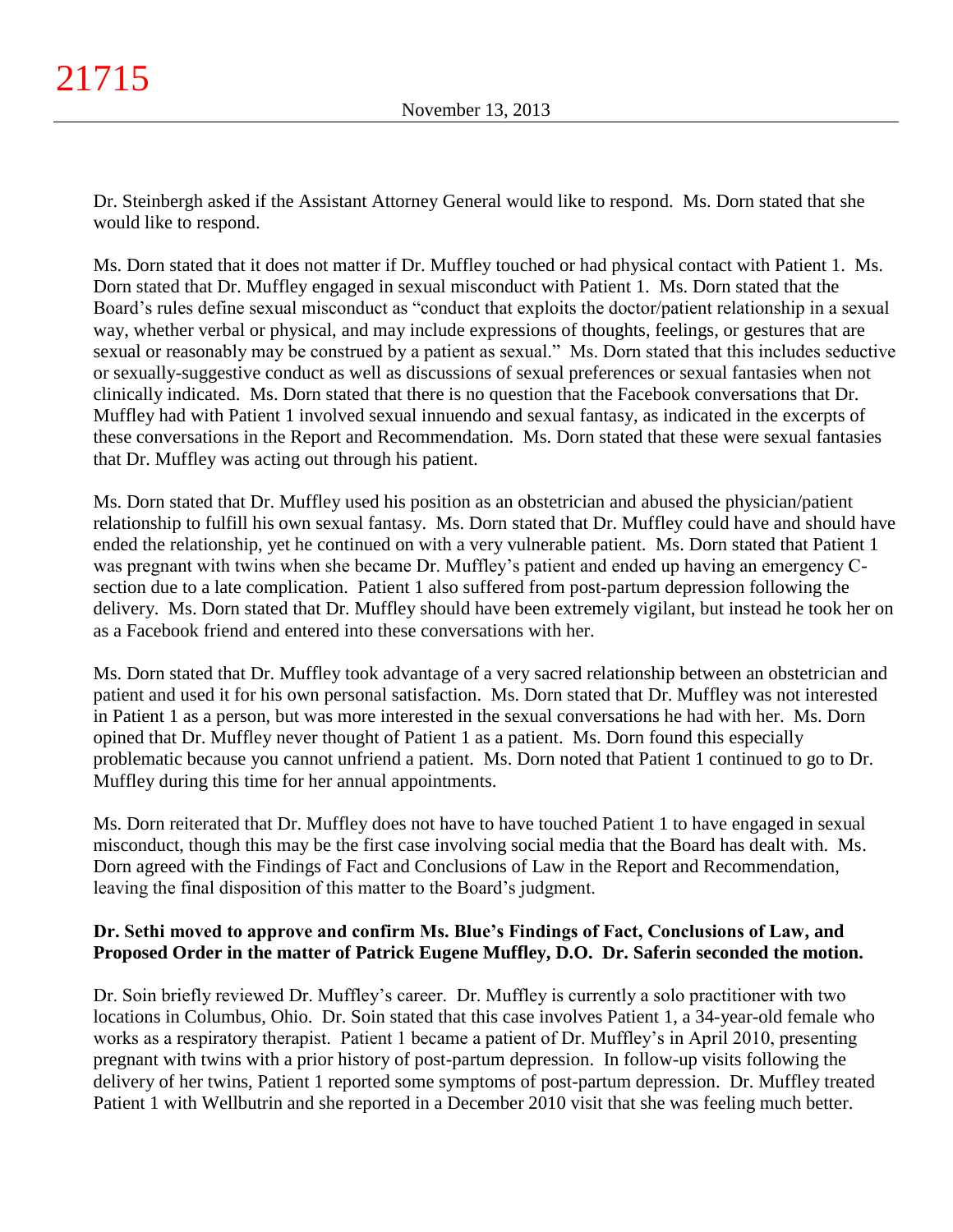Dr. Steinbergh asked if the Assistant Attorney General would like to respond. Ms. Dorn stated that she would like to respond.

Ms. Dorn stated that it does not matter if Dr. Muffley touched or had physical contact with Patient 1. Ms. Dorn stated that Dr. Muffley engaged in sexual misconduct with Patient 1. Ms. Dorn stated that the Board's rules define sexual misconduct as "conduct that exploits the doctor/patient relationship in a sexual way, whether verbal or physical, and may include expressions of thoughts, feelings, or gestures that are sexual or reasonably may be construed by a patient as sexual." Ms. Dorn stated that this includes seductive or sexually-suggestive conduct as well as discussions of sexual preferences or sexual fantasies when not clinically indicated. Ms. Dorn stated that there is no question that the Facebook conversations that Dr. Muffley had with Patient 1 involved sexual innuendo and sexual fantasy, as indicated in the excerpts of these conversations in the Report and Recommendation. Ms. Dorn stated that these were sexual fantasies that Dr. Muffley was acting out through his patient.

Ms. Dorn stated that Dr. Muffley used his position as an obstetrician and abused the physician/patient relationship to fulfill his own sexual fantasy. Ms. Dorn stated that Dr. Muffley could have and should have ended the relationship, yet he continued on with a very vulnerable patient. Ms. Dorn stated that Patient 1 was pregnant with twins when she became Dr. Muffley's patient and ended up having an emergency C-section due to a late complication. Patient 1 also suffered from post-partum depression following the delivery. Ms. Dorn stated that Dr. Muffley should have been extremely vigilant, but instead he took her on as a Facebook friend and entered into these conversations with her.

Ms. Dorn stated that Dr. Muffley took advantage of a very sacred relationship between an obstetrician and patient and used it for his own personal satisfaction. Ms. Dorn stated that Dr. Muffley was not interested in Patient 1 as a person, but was more interested in the sexual conversations he had with her. Ms. Dorn opined that Dr. Muffley never thought of Patient 1 as a patient. Ms. Dorn found this especially problematic because you cannot unfriend a patient. Ms. Dorn noted that Patient 1 continued to go to Dr. Muffley during this time for her annual appointments.

Ms. Dorn reiterated that Dr. Muffley does not have to have touched Patient 1 to have engaged in sexual misconduct, though this may be the first case involving social media that the Board has dealt with. Ms. Dorn agreed with the Findings of Fact and Conclusions of Law in the Report and Recommendation, leaving the final disposition of this matter to the Board's judgment.

**Dr. Sethi moved to approve and confirm Ms. Blue's Findings of Fact, Conclusions of Law, and Proposed Order in the matter of Patrick Eugene Muffley, D.O. Dr. Saferin seconded the motion.**

Dr. Soin briefly reviewed Dr. Muffley's career. Dr. Muffley is currently a solo practitioner with two locations in Columbus, Ohio. Dr. Soin stated that this case involves Patient 1, a 34-year-old female who works as a respiratory therapist. Patient 1 became a patient of Dr. Muffley's in April 2010, presenting pregnant with twins with a prior history of post-partum depression. In follow-up visits following the delivery of her twins, Patient 1 reported some symptoms of post-partum depression. Dr. Muffley treated Patient 1 with Wellbutrin and she reported in a December 2010 visit that she was feeling much better.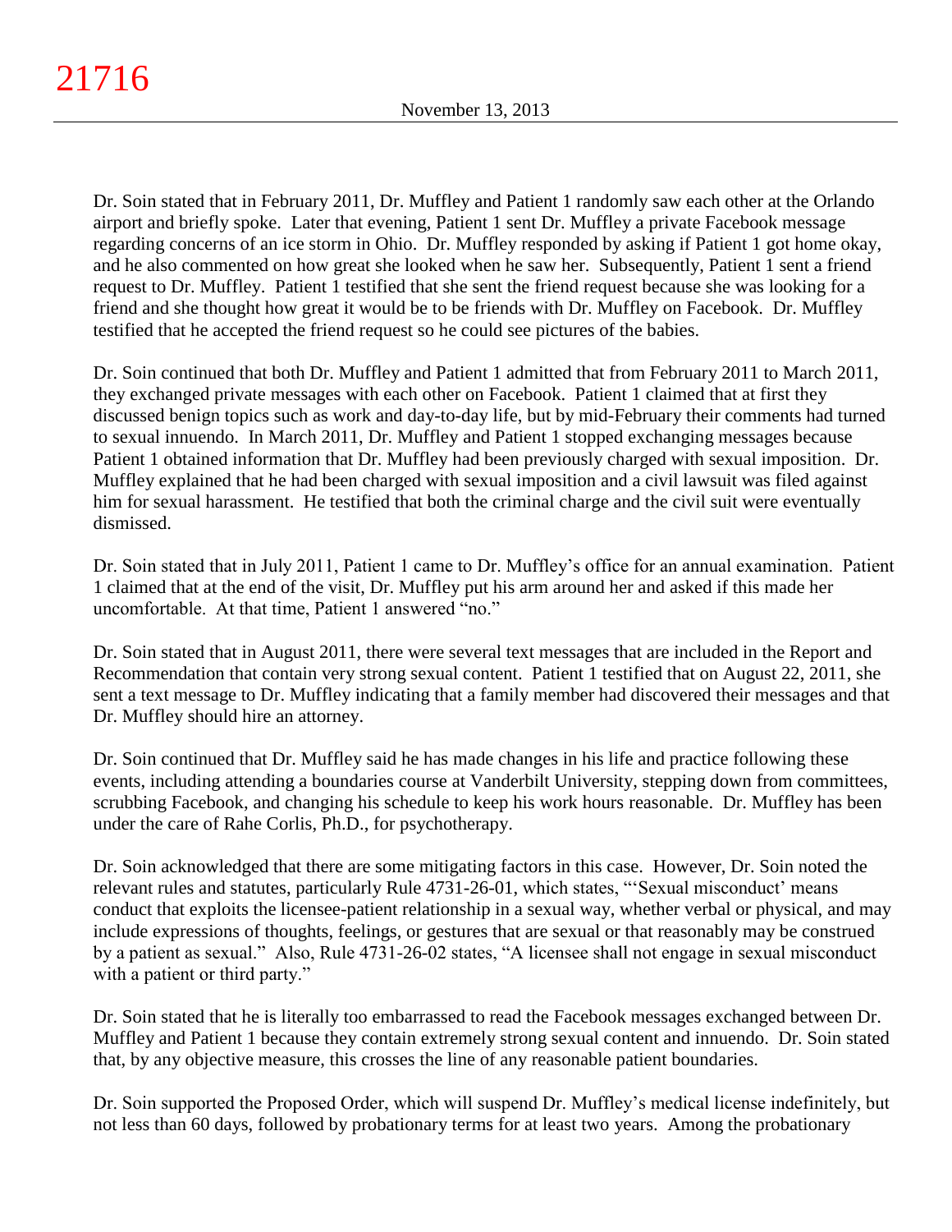Dr. Soin stated that in February 2011, Dr. Muffley and Patient 1 randomly saw each other at the Orlando airport and briefly spoke. Later that evening, Patient 1 sent Dr. Muffley a private Facebook message regarding concerns of an ice storm in Ohio. Dr. Muffley responded by asking if Patient 1 got home okay, and he also commented on how great she looked when he saw her. Subsequently, Patient 1 sent a friend request to Dr. Muffley. Patient 1 testified that she sent the friend request because she was looking for a friend and she thought how great it would be to be friends with Dr. Muffley on Facebook. Dr. Muffley testified that he accepted the friend request so he could see pictures of the babies.

Dr. Soin continued that both Dr. Muffley and Patient 1 admitted that from February 2011 to March 2011, they exchanged private messages with each other on Facebook. Patient 1 claimed that at first they discussed benign topics such as work and day-to-day life, but by mid-February their comments had turned to sexual innuendo. In March 2011, Dr. Muffley and Patient 1 stopped exchanging messages because Patient 1 obtained information that Dr. Muffley had been previously charged with sexual imposition. Dr. Muffley explained that he had been charged with sexual imposition and a civil lawsuit was filed against him for sexual harassment. He testified that both the criminal charge and the civil suit were eventually dismissed.

Dr. Soin stated that in July 2011, Patient 1 came to Dr. Muffley's office for an annual examination. Patient 1 claimed that at the end of the visit, Dr. Muffley put his arm around her and asked if this made her uncomfortable. At that time, Patient 1 answered "no."

Dr. Soin stated that in August 2011, there were several text messages that are included in the Report and Recommendation that contain very strong sexual content. Patient 1 testified that on August 22, 2011, she sent a text message to Dr. Muffley indicating that a family member had discovered their messages and that Dr. Muffley should hire an attorney.

Dr. Soin continued that Dr. Muffley said he has made changes in his life and practice following these events, including attending a boundaries course at Vanderbilt University, stepping down from committees, scrubbing Facebook, and changing his schedule to keep his work hours reasonable. Dr. Muffley has been under the care of Rahe Corlis, Ph.D., for psychotherapy.

Dr. Soin acknowledged that there are some mitigating factors in this case. However, Dr. Soin noted the relevant rules and statutes, particularly Rule 4731-26-01, which states, "'Sexual misconduct' means conduct that exploits the licensee-patient relationship in a sexual way, whether verbal or physical, and may include expressions of thoughts, feelings, or gestures that are sexual or that reasonably may be construed by a patient as sexual." Also, Rule 4731-26-02 states, "A licensee shall not engage in sexual misconduct with a patient or third party."

Dr. Soin stated that he is literally too embarrassed to read the Facebook messages exchanged between Dr. Muffley and Patient 1 because they contain extremely strong sexual content and innuendo. Dr. Soin stated that, by any objective measure, this crosses the line of any reasonable patient boundaries.

Dr. Soin supported the Proposed Order, which will suspend Dr. Muffley's medical license indefinitely, but not less than 60 days, followed by probationary terms for at least two years. Among the probationary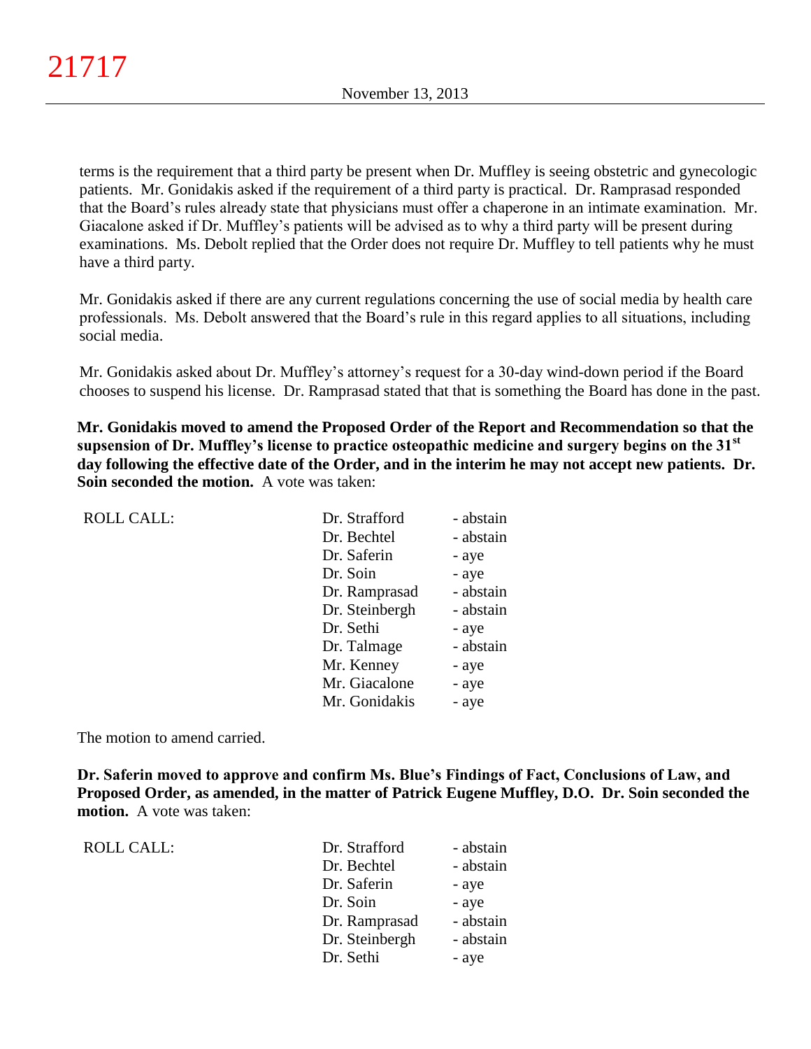terms is the requirement that a third party be present when Dr. Muffley is seeing obstetric and gynecologic patients. Mr. Gonidakis asked if the requirement of a third party is practical. Dr. Ramprasad responded that the Board's rules already state that physicians must offer a chaperone in an intimate examination. Mr. Giacalone asked if Dr. Muffley's patients will be advised as to why a third party will be present during examinations. Ms. Debolt replied that the Order does not require Dr. Muffley to tell patients why he must have a third party.

Mr. Gonidakis asked if there are any current regulations concerning the use of social media by health care professionals. Ms. Debolt answered that the Board's rule in this regard applies to all situations, including social media.

Mr. Gonidakis asked about Dr. Muffley's attorney's request for a 30-day wind-down period if the Board chooses to suspend his license. Dr. Ramprasad stated that that is something the Board has done in the past.

**Mr. Gonidakis moved to amend the Proposed Order of the Report and Recommendation so that the supsension of Dr. Muffley's license to practice osteopathic medicine and surgery begins on the 31st day following the effective date of the Order, and in the interim he may not accept new patients. Dr. Soin seconded the motion.** A vote was taken:

| ROLL CALL: | Dr. Strafford | - abstain |
|---|---|---|
| | Dr. Bechtel | - abstain |
| | Dr. Saferin | - aye |
| | Dr. Soin | - aye |
| | Dr. Ramprasad | - abstain |
| | Dr. Steinbergh | - abstain |
| | Dr. Sethi | - aye |
| | Dr. Talmage | - abstain |
| | Mr. Kenney | - aye |
| | Mr. Giacalone | - aye |
| | Mr. Gonidakis | - aye |

The motion to amend carried.

**Dr. Saferin moved to approve and confirm Ms. Blue's Findings of Fact, Conclusions of Law, and Proposed Order, as amended, in the matter of Patrick Eugene Muffley, D.O. Dr. Soin seconded the motion.** A vote was taken:

| ROLL CALL: | Dr. Strafford | - abstain |
|---|---|---|
| | Dr. Bechtel | - abstain |
| | Dr. Saferin | - aye |
| | Dr. Soin | - aye |
| | Dr. Ramprasad | - abstain |
| | Dr. Steinbergh | - abstain |
| | Dr. Sethi | - aye |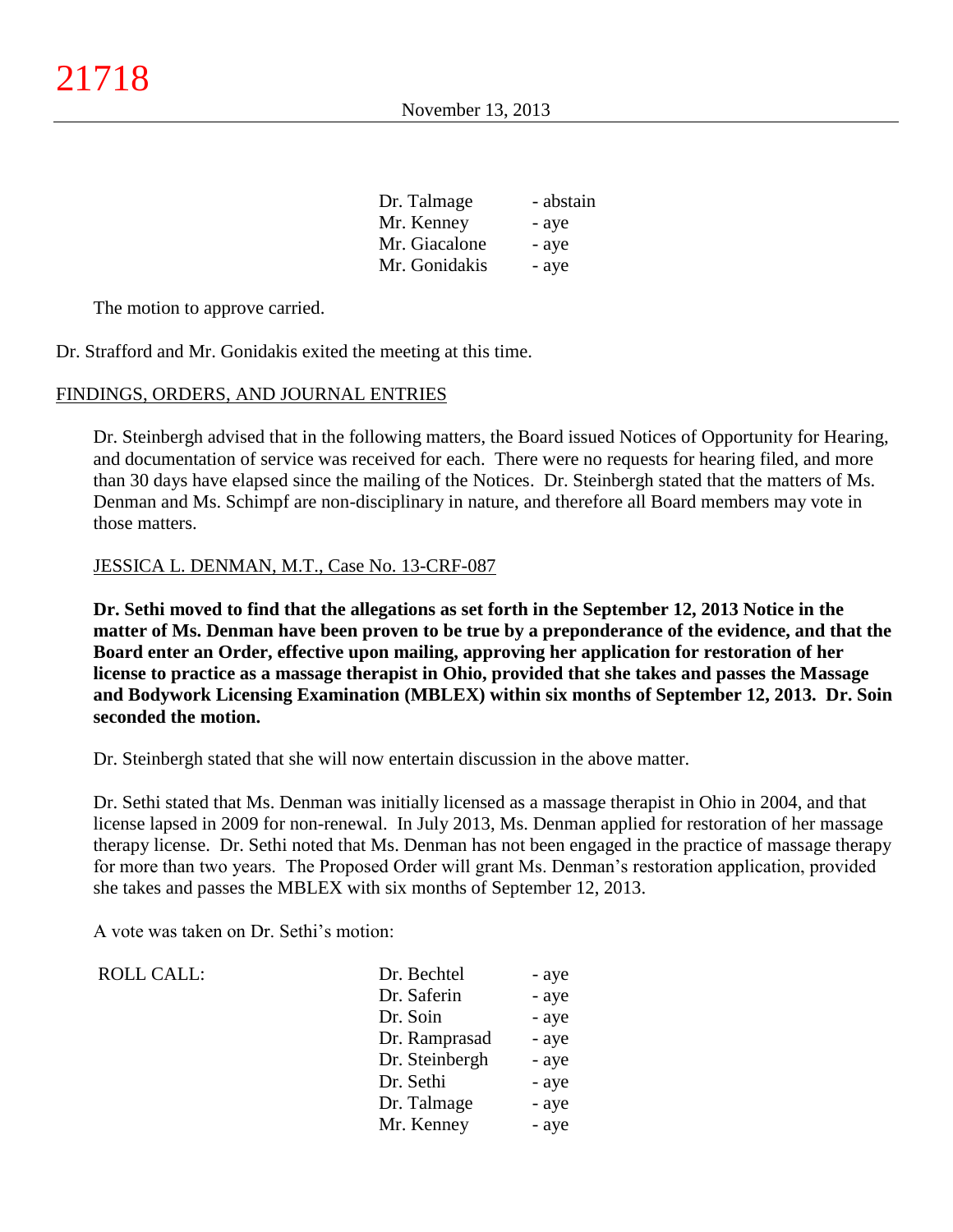| | |
|---|---|
| Dr. Talmage | - abstain |
| Mr. Kenney | - aye |
| Mr. Giacalone | - aye |
| Mr. Gonidakis | - aye |

The motion to approve carried.

Dr. Strafford and Mr. Gonidakis exited the meeting at this time.

## FINDINGS, ORDERS, AND JOURNAL ENTRIES

Dr. Steinbergh advised that in the following matters, the Board issued Notices of Opportunity for Hearing, and documentation of service was received for each. There were no requests for hearing filed, and more than 30 days have elapsed since the mailing of the Notices. Dr. Steinbergh stated that the matters of Ms. Denman and Ms. Schimpf are non-disciplinary in nature, and therefore all Board members may vote in those matters.

### JESSICA L. DENMAN, M.T., Case No. 13-CRF-087

**Dr. Sethi moved to find that the allegations as set forth in the September 12, 2013 Notice in the matter of Ms. Denman have been proven to be true by a preponderance of the evidence, and that the Board enter an Order, effective upon mailing, approving her application for restoration of her license to practice as a massage therapist in Ohio, provided that she takes and passes the Massage and Bodywork Licensing Examination (MBLEX) within six months of September 12, 2013. Dr. Soin seconded the motion.**

Dr. Steinbergh stated that she will now entertain discussion in the above matter.

Dr. Sethi stated that Ms. Denman was initially licensed as a massage therapist in Ohio in 2004, and that license lapsed in 2009 for non-renewal. In July 2013, Ms. Denman applied for restoration of her massage therapy license. Dr. Sethi noted that Ms. Denman has not been engaged in the practice of massage therapy for more than two years. The Proposed Order will grant Ms. Denman's restoration application, provided she takes and passes the MBLEX with six months of September 12, 2013.

A vote was taken on Dr. Sethi's motion:

| ROLL CALL: | | |
|---|---|---|
| | Dr. Bechtel | - aye |
| | Dr. Saferin | - aye |
| | Dr. Soin | - aye |
| | Dr. Ramprasad | - aye |
| | Dr. Steinbergh | - aye |
| | Dr. Sethi | - aye |
| | Dr. Talmage | - aye |
| | Mr. Kenney | - aye |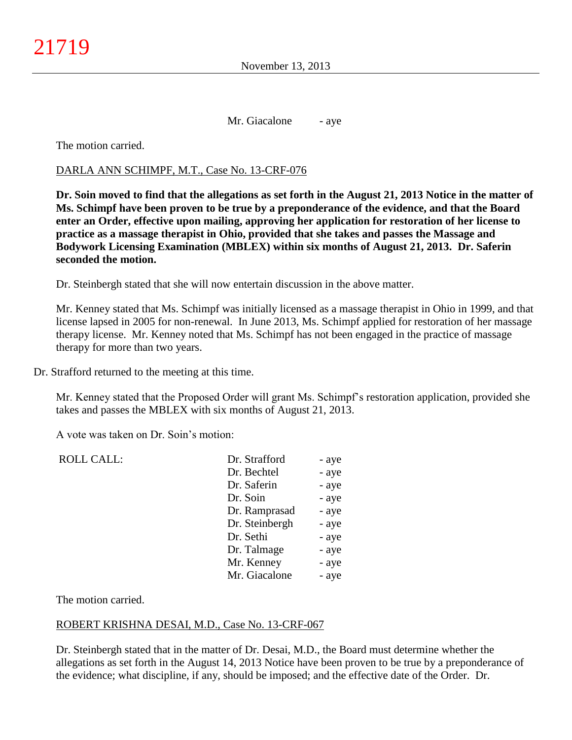Mr. Giacalone - aye

The motion carried.

DARLA ANN SCHIMPF, M.T., Case No. 13-CRF-076

**Dr. Soin moved to find that the allegations as set forth in the August 21, 2013 Notice in the matter of Ms. Schimpf have been proven to be true by a preponderance of the evidence, and that the Board enter an Order, effective upon mailing, approving her application for restoration of her license to practice as a massage therapist in Ohio, provided that she takes and passes the Massage and Bodywork Licensing Examination (MBLEX) within six months of August 21, 2013. Dr. Saferin seconded the motion.**

Dr. Steinbergh stated that she will now entertain discussion in the above matter.

Mr. Kenney stated that Ms. Schimpf was initially licensed as a massage therapist in Ohio in 1999, and that license lapsed in 2005 for non-renewal. In June 2013, Ms. Schimpf applied for restoration of her massage therapy license. Mr. Kenney noted that Ms. Schimpf has not been engaged in the practice of massage therapy for more than two years.

Dr. Strafford returned to the meeting at this time.

Mr. Kenney stated that the Proposed Order will grant Ms. Schimpf's restoration application, provided she takes and passes the MBLEX with six months of August 21, 2013.

A vote was taken on Dr. Soin's motion:

| ROLL CALL: | | |
|---|---|---|
| | Dr. Strafford | - aye |
| | Dr. Bechtel | - aye |
| | Dr. Saferin | - aye |
| | Dr. Soin | - aye |
| | Dr. Ramprasad | - aye |
| | Dr. Steinbergh | - aye |
| | Dr. Sethi | - aye |
| | Dr. Talmage | - aye |
| | Mr. Kenney | - aye |
| | Mr. Giacalone | - aye |

The motion carried.

ROBERT KRISHNA DESAI, M.D., Case No. 13-CRF-067

Dr. Steinbergh stated that in the matter of Dr. Desai, M.D., the Board must determine whether the allegations as set forth in the August 14, 2013 Notice have been proven to be true by a preponderance of the evidence; what discipline, if any, should be imposed; and the effective date of the Order. Dr.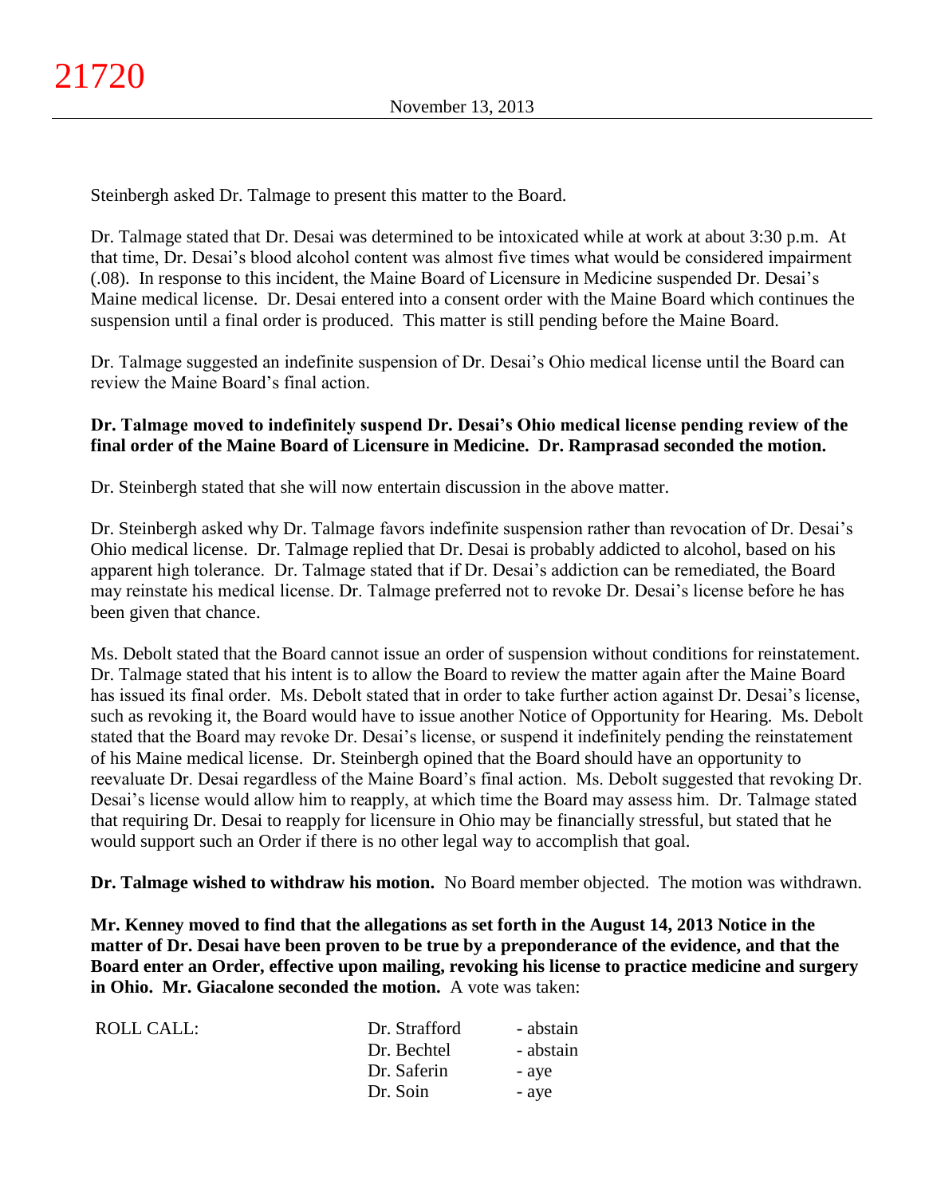Steinbergh asked Dr. Talmage to present this matter to the Board.

Dr. Talmage stated that Dr. Desai was determined to be intoxicated while at work at about 3:30 p.m. At that time, Dr. Desai's blood alcohol content was almost five times what would be considered impairment (.08). In response to this incident, the Maine Board of Licensure in Medicine suspended Dr. Desai's Maine medical license. Dr. Desai entered into a consent order with the Maine Board which continues the suspension until a final order is produced. This matter is still pending before the Maine Board.

Dr. Talmage suggested an indefinite suspension of Dr. Desai's Ohio medical license until the Board can review the Maine Board's final action.

**Dr. Talmage moved to indefinitely suspend Dr. Desai's Ohio medical license pending review of the final order of the Maine Board of Licensure in Medicine. Dr. Ramprasad seconded the motion.**

Dr. Steinbergh stated that she will now entertain discussion in the above matter.

Dr. Steinbergh asked why Dr. Talmage favors indefinite suspension rather than revocation of Dr. Desai's Ohio medical license. Dr. Talmage replied that Dr. Desai is probably addicted to alcohol, based on his apparent high tolerance. Dr. Talmage stated that if Dr. Desai's addiction can be remediated, the Board may reinstate his medical license. Dr. Talmage preferred not to revoke Dr. Desai's license before he has been given that chance.

Ms. Debolt stated that the Board cannot issue an order of suspension without conditions for reinstatement. Dr. Talmage stated that his intent is to allow the Board to review the matter again after the Maine Board has issued its final order. Ms. Debolt stated that in order to take further action against Dr. Desai's license, such as revoking it, the Board would have to issue another Notice of Opportunity for Hearing. Ms. Debolt stated that the Board may revoke Dr. Desai's license, or suspend it indefinitely pending the reinstatement of his Maine medical license. Dr. Steinbergh opined that the Board should have an opportunity to reevaluate Dr. Desai regardless of the Maine Board's final action. Ms. Debolt suggested that revoking Dr. Desai's license would allow him to reapply, at which time the Board may assess him. Dr. Talmage stated that requiring Dr. Desai to reapply for licensure in Ohio may be financially stressful, but stated that he would support such an Order if there is no other legal way to accomplish that goal.

**Dr. Talmage wished to withdraw his motion.** No Board member objected. The motion was withdrawn.

**Mr. Kenney moved to find that the allegations as set forth in the August 14, 2013 Notice in the matter of Dr. Desai have been proven to be true by a preponderance of the evidence, and that the Board enter an Order, effective upon mailing, revoking his license to practice medicine and surgery in Ohio. Mr. Giacalone seconded the motion.** A vote was taken:

| ROLL CALL: | Dr. Strafford | - abstain |
|---|---|---|
| | Dr. Bechtel | - abstain |
| | Dr. Saferin | - aye |
| | Dr. Soin | - aye |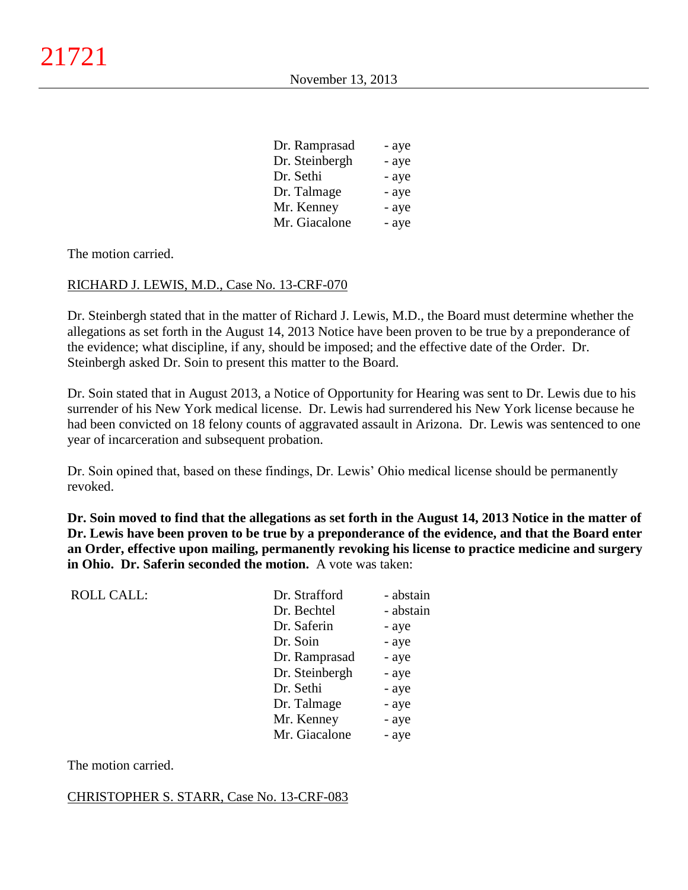| | |
|---|---|
| Dr. Ramprasad | - aye |
| Dr. Steinbergh | - aye |
| Dr. Sethi | - aye |
| Dr. Talmage | - aye |
| Mr. Kenney | - aye |
| Mr. Giacalone | - aye |

The motion carried.

RICHARD J. LEWIS, M.D., Case No. 13-CRF-070

Dr. Steinbergh stated that in the matter of Richard J. Lewis, M.D., the Board must determine whether the allegations as set forth in the August 14, 2013 Notice have been proven to be true by a preponderance of the evidence; what discipline, if any, should be imposed; and the effective date of the Order. Dr. Steinbergh asked Dr. Soin to present this matter to the Board.

Dr. Soin stated that in August 2013, a Notice of Opportunity for Hearing was sent to Dr. Lewis due to his surrender of his New York medical license. Dr. Lewis had surrendered his New York license because he had been convicted on 18 felony counts of aggravated assault in Arizona. Dr. Lewis was sentenced to one year of incarceration and subsequent probation.

Dr. Soin opined that, based on these findings, Dr. Lewis' Ohio medical license should be permanently revoked.

**Dr. Soin moved to find that the allegations as set forth in the August 14, 2013 Notice in the matter of Dr. Lewis have been proven to be true by a preponderance of the evidence, and that the Board enter an Order, effective upon mailing, permanently revoking his license to practice medicine and surgery in Ohio. Dr. Saferin seconded the motion.** A vote was taken:

| ROLL CALL: | | |
|---|---|---|
| | Dr. Strafford | - abstain |
| | Dr. Bechtel | - abstain |
| | Dr. Saferin | - aye |
| | Dr. Soin | - aye |
| | Dr. Ramprasad | - aye |
| | Dr. Steinbergh | - aye |
| | Dr. Sethi | - aye |
| | Dr. Talmage | - aye |
| | Mr. Kenney | - aye |
| | Mr. Giacalone | - aye |

The motion carried.

CHRISTOPHER S. STARR, Case No. 13-CRF-083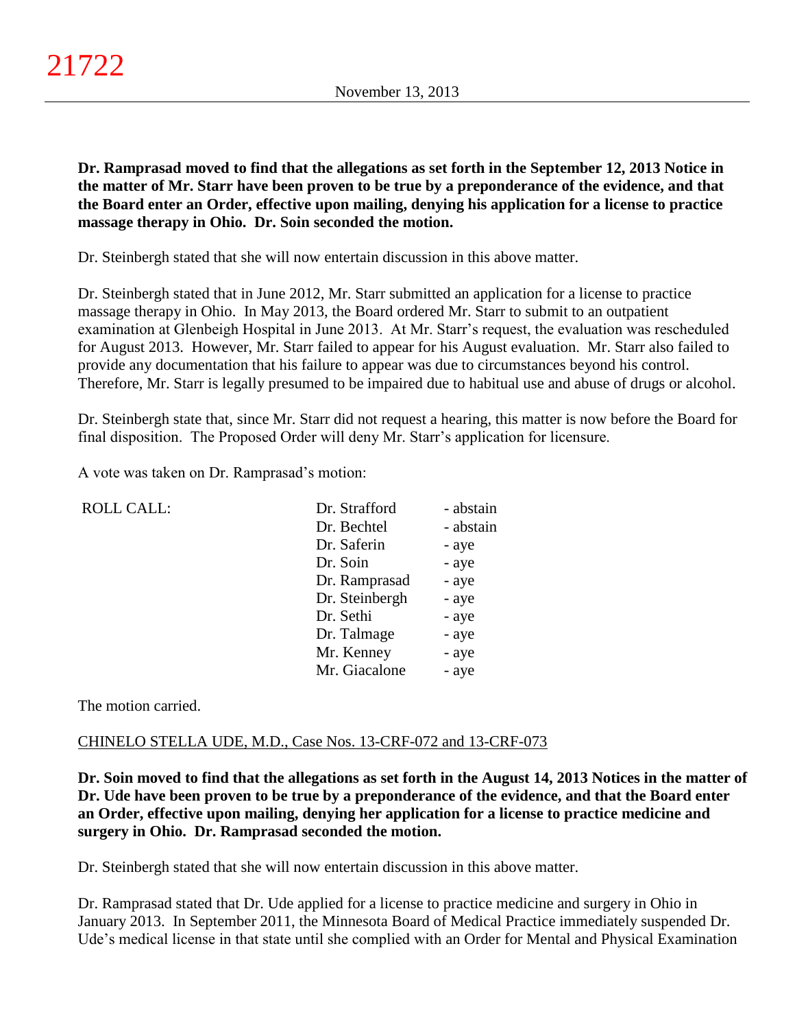**Dr. Ramprasad moved to find that the allegations as set forth in the September 12, 2013 Notice in the matter of Mr. Starr have been proven to be true by a preponderance of the evidence, and that the Board enter an Order, effective upon mailing, denying his application for a license to practice massage therapy in Ohio. Dr. Soin seconded the motion.**

Dr. Steinbergh stated that she will now entertain discussion in this above matter.

Dr. Steinbergh stated that in June 2012, Mr. Starr submitted an application for a license to practice massage therapy in Ohio. In May 2013, the Board ordered Mr. Starr to submit to an outpatient examination at Glenbeigh Hospital in June 2013. At Mr. Starr's request, the evaluation was rescheduled for August 2013. However, Mr. Starr failed to appear for his August evaluation. Mr. Starr also failed to provide any documentation that his failure to appear was due to circumstances beyond his control. Therefore, Mr. Starr is legally presumed to be impaired due to habitual use and abuse of drugs or alcohol.

Dr. Steinbergh state that, since Mr. Starr did not request a hearing, this matter is now before the Board for final disposition. The Proposed Order will deny Mr. Starr's application for licensure.

A vote was taken on Dr. Ramprasad's motion:

| ROLL CALL: | Dr. Strafford | - abstain |
|---|---|---|
| | Dr. Bechtel | - abstain |
| | Dr. Saferin | - aye |
| | Dr. Soin | - aye |
| | Dr. Ramprasad | - aye |
| | Dr. Steinbergh | - aye |
| | Dr. Sethi | - aye |
| | Dr. Talmage | - aye |
| | Mr. Kenney | - aye |
| | Mr. Giacalone | - aye |

The motion carried.

CHINELO STELLA UDE, M.D., Case Nos. 13-CRF-072 and 13-CRF-073

**Dr. Soin moved to find that the allegations as set forth in the August 14, 2013 Notices in the matter of Dr. Ude have been proven to be true by a preponderance of the evidence, and that the Board enter an Order, effective upon mailing, denying her application for a license to practice medicine and surgery in Ohio. Dr. Ramprasad seconded the motion.**

Dr. Steinbergh stated that she will now entertain discussion in this above matter.

Dr. Ramprasad stated that Dr. Ude applied for a license to practice medicine and surgery in Ohio in January 2013. In September 2011, the Minnesota Board of Medical Practice immediately suspended Dr. Ude's medical license in that state until she complied with an Order for Mental and Physical Examination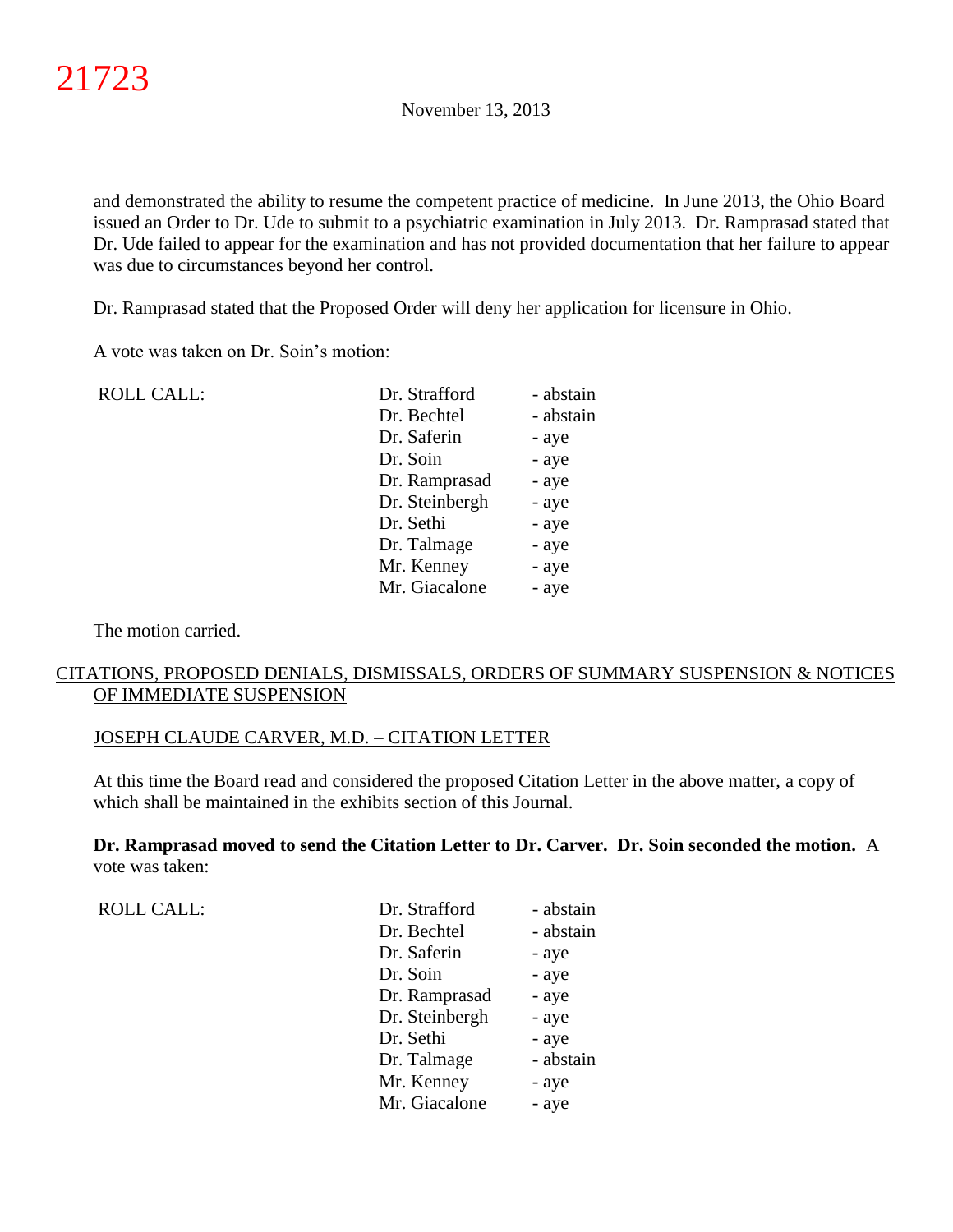and demonstrated the ability to resume the competent practice of medicine. In June 2013, the Ohio Board issued an Order to Dr. Ude to submit to a psychiatric examination in July 2013. Dr. Ramprasad stated that Dr. Ude failed to appear for the examination and has not provided documentation that her failure to appear was due to circumstances beyond her control.

Dr. Ramprasad stated that the Proposed Order will deny her application for licensure in Ohio.

A vote was taken on Dr. Soin's motion:

| ROLL CALL: | | |
|---|---|---|
| | Dr. Strafford | - abstain |
| | Dr. Bechtel | - abstain |
| | Dr. Saferin | - aye |
| | Dr. Soin | - aye |
| | Dr. Ramprasad | - aye |
| | Dr. Steinbergh | - aye |
| | Dr. Sethi | - aye |
| | Dr. Talmage | - aye |
| | Mr. Kenney | - aye |
| | Mr. Giacalone | - aye |

The motion carried.

## CITATIONS, PROPOSED DENIALS, DISMISSALS, ORDERS OF SUMMARY SUSPENSION & NOTICES OF IMMEDIATE SUSPENSION

### JOSEPH CLAUDE CARVER, M.D. – CITATION LETTER

At this time the Board read and considered the proposed Citation Letter in the above matter, a copy of which shall be maintained in the exhibits section of this Journal.

**Dr. Ramprasad moved to send the Citation Letter to Dr. Carver. Dr. Soin seconded the motion.** A vote was taken:

| ROLL CALL: | | |
|---|---|---|
| | Dr. Strafford | - abstain |
| | Dr. Bechtel | - abstain |
| | Dr. Saferin | - aye |
| | Dr. Soin | - aye |
| | Dr. Ramprasad | - aye |
| | Dr. Steinbergh | - aye |
| | Dr. Sethi | - aye |
| | Dr. Talmage | - abstain |
| | Mr. Kenney | - aye |
| | Mr. Giacalone | - aye |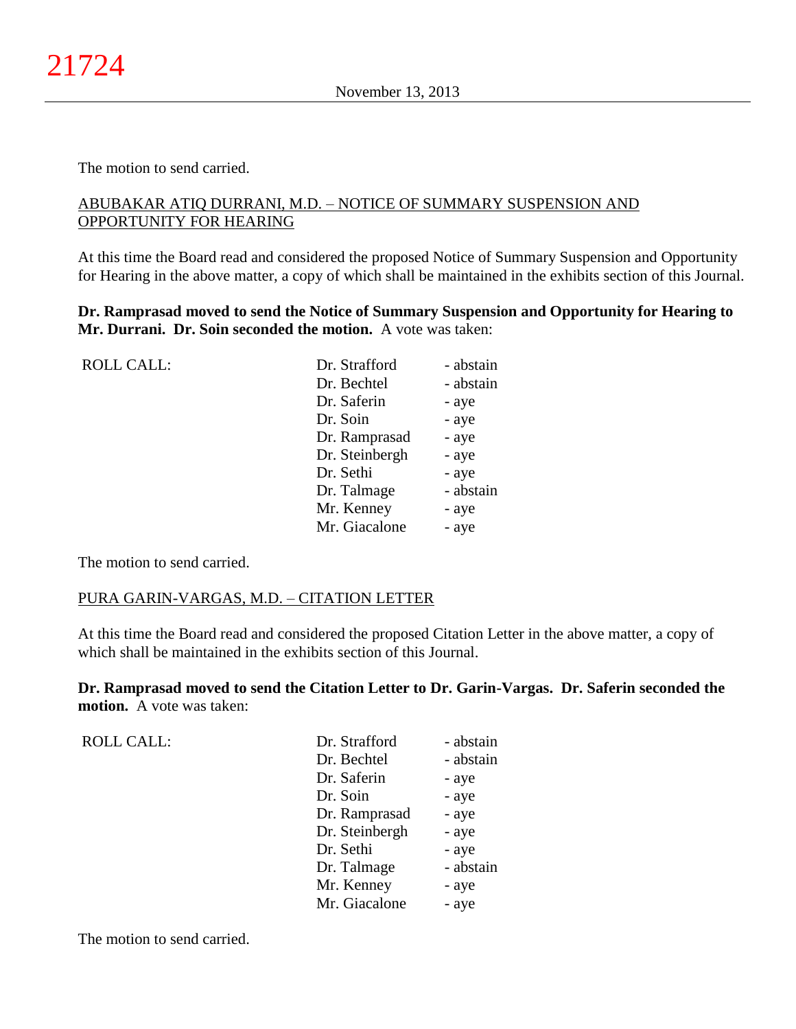The motion to send carried.

ABUBAKAR ATIQ DURRANI, M.D. – NOTICE OF SUMMARY SUSPENSION AND OPPORTUNITY FOR HEARING

At this time the Board read and considered the proposed Notice of Summary Suspension and Opportunity for Hearing in the above matter, a copy of which shall be maintained in the exhibits section of this Journal.

**Dr. Ramprasad moved to send the Notice of Summary Suspension and Opportunity for Hearing to Mr. Durrani. Dr. Soin seconded the motion.** A vote was taken:

| ROLL CALL: | Dr. Strafford | - abstain |
|---|---|---|
| | Dr. Bechtel | - abstain |
| | Dr. Saferin | - aye |
| | Dr. Soin | - aye |
| | Dr. Ramprasad | - aye |
| | Dr. Steinbergh | - aye |
| | Dr. Sethi | - aye |
| | Dr. Talmage | - abstain |
| | Mr. Kenney | - aye |
| | Mr. Giacalone | - aye |

The motion to send carried.

PURA GARIN-VARGAS, M.D. – CITATION LETTER

At this time the Board read and considered the proposed Citation Letter in the above matter, a copy of which shall be maintained in the exhibits section of this Journal.

**Dr. Ramprasad moved to send the Citation Letter to Dr. Garin-Vargas. Dr. Saferin seconded the motion.** A vote was taken:

| ROLL CALL: | Dr. Strafford | - abstain |
|---|---|---|
| | Dr. Bechtel | - abstain |
| | Dr. Saferin | - aye |
| | Dr. Soin | - aye |
| | Dr. Ramprasad | - aye |
| | Dr. Steinbergh | - aye |
| | Dr. Sethi | - aye |
| | Dr. Talmage | - abstain |
| | Mr. Kenney | - aye |
| | Mr. Giacalone | - aye |

The motion to send carried.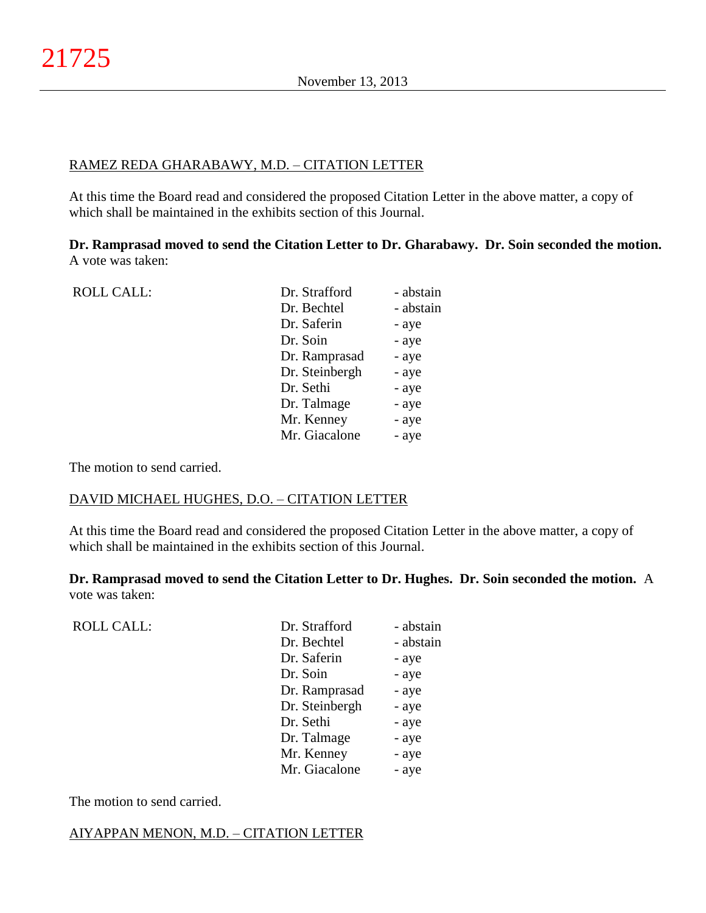RAMEZ REDA GHARABAWY, M.D. – CITATION LETTER

At this time the Board read and considered the proposed Citation Letter in the above matter, a copy of which shall be maintained in the exhibits section of this Journal.

**Dr. Ramprasad moved to send the Citation Letter to Dr. Gharabawy. Dr. Soin seconded the motion.** A vote was taken:

| ROLL CALL: | Dr. Strafford | - abstain |
|---|---|---|
| | Dr. Bechtel | - abstain |
| | Dr. Saferin | - aye |
| | Dr. Soin | - aye |
| | Dr. Ramprasad | - aye |
| | Dr. Steinbergh | - aye |
| | Dr. Sethi | - aye |
| | Dr. Talmage | - aye |
| | Mr. Kenney | - aye |
| | Mr. Giacalone | - aye |

The motion to send carried.

DAVID MICHAEL HUGHES, D.O. – CITATION LETTER

At this time the Board read and considered the proposed Citation Letter in the above matter, a copy of which shall be maintained in the exhibits section of this Journal.

**Dr. Ramprasad moved to send the Citation Letter to Dr. Hughes. Dr. Soin seconded the motion.** A vote was taken:

| ROLL CALL: | Dr. Strafford | - abstain |
|---|---|---|
| | Dr. Bechtel | - abstain |
| | Dr. Saferin | - aye |
| | Dr. Soin | - aye |
| | Dr. Ramprasad | - aye |
| | Dr. Steinbergh | - aye |
| | Dr. Sethi | - aye |
| | Dr. Talmage | - aye |
| | Mr. Kenney | - aye |
| | Mr. Giacalone | - aye |

The motion to send carried.

AIYAPPAN MENON, M.D. – CITATION LETTER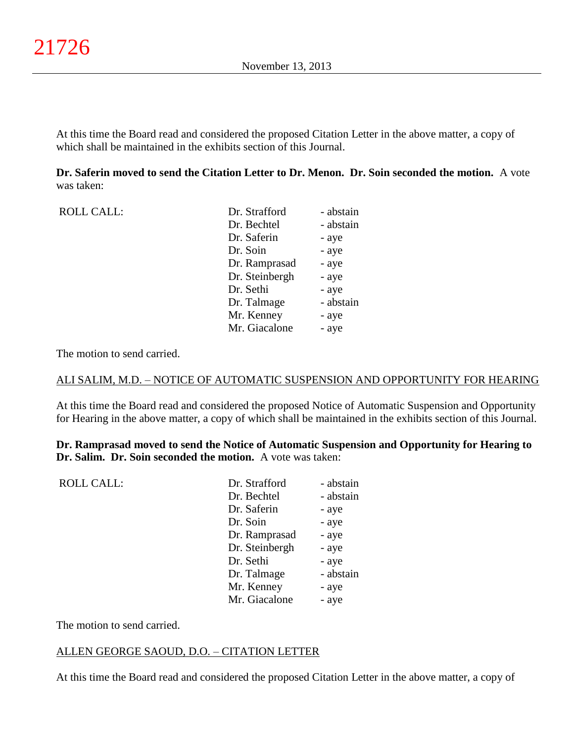At this time the Board read and considered the proposed Citation Letter in the above matter, a copy of which shall be maintained in the exhibits section of this Journal.

**Dr. Saferin moved to send the Citation Letter to Dr. Menon. Dr. Soin seconded the motion.** A vote was taken:

| ROLL CALL: | Dr. Strafford | - abstain |
|---|---|---|
| | Dr. Bechtel | - abstain |
| | Dr. Saferin | - aye |
| | Dr. Soin | - aye |
| | Dr. Ramprasad | - aye |
| | Dr. Steinbergh | - aye |
| | Dr. Sethi | - aye |
| | Dr. Talmage | - abstain |
| | Mr. Kenney | - aye |
| | Mr. Giacalone | - aye |

The motion to send carried.

ALI SALIM, M.D. – NOTICE OF AUTOMATIC SUSPENSION AND OPPORTUNITY FOR HEARING

At this time the Board read and considered the proposed Notice of Automatic Suspension and Opportunity for Hearing in the above matter, a copy of which shall be maintained in the exhibits section of this Journal.

**Dr. Ramprasad moved to send the Notice of Automatic Suspension and Opportunity for Hearing to Dr. Salim. Dr. Soin seconded the motion.** A vote was taken:

| ROLL CALL: | Dr. Strafford | - abstain |
|---|---|---|
| | Dr. Bechtel | - abstain |
| | Dr. Saferin | - aye |
| | Dr. Soin | - aye |
| | Dr. Ramprasad | - aye |
| | Dr. Steinbergh | - aye |
| | Dr. Sethi | - aye |
| | Dr. Talmage | - abstain |
| | Mr. Kenney | - aye |
| | Mr. Giacalone | - aye |

The motion to send carried.

ALLEN GEORGE SAOUD, D.O. – CITATION LETTER

At this time the Board read and considered the proposed Citation Letter in the above matter, a copy of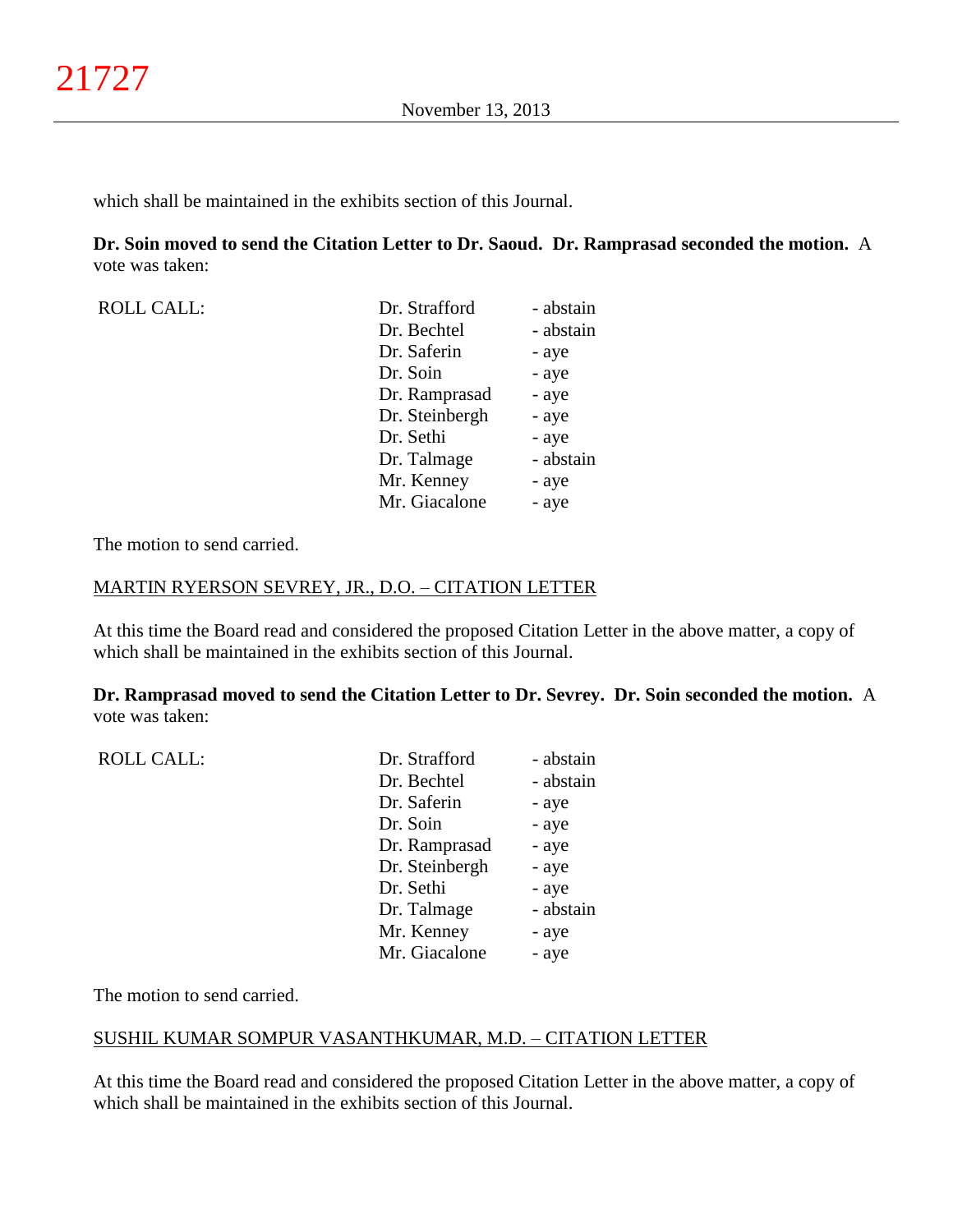which shall be maintained in the exhibits section of this Journal.

**Dr. Soin moved to send the Citation Letter to Dr. Saoud. Dr. Ramprasad seconded the motion.** A vote was taken:

| ROLL CALL: | | |
|---|---|---|
| | Dr. Strafford | - abstain |
| | Dr. Bechtel | - abstain |
| | Dr. Saferin | - aye |
| | Dr. Soin | - aye |
| | Dr. Ramprasad | - aye |
| | Dr. Steinbergh | - aye |
| | Dr. Sethi | - aye |
| | Dr. Talmage | - abstain |
| | Mr. Kenney | - aye |
| | Mr. Giacalone | - aye |

The motion to send carried.

MARTIN RYERSON SEVREY, JR., D.O. – CITATION LETTER

At this time the Board read and considered the proposed Citation Letter in the above matter, a copy of which shall be maintained in the exhibits section of this Journal.

**Dr. Ramprasad moved to send the Citation Letter to Dr. Sevrey. Dr. Soin seconded the motion.** A vote was taken:

| ROLL CALL: | | |
|---|---|---|
| | Dr. Strafford | - abstain |
| | Dr. Bechtel | - abstain |
| | Dr. Saferin | - aye |
| | Dr. Soin | - aye |
| | Dr. Ramprasad | - aye |
| | Dr. Steinbergh | - aye |
| | Dr. Sethi | - aye |
| | Dr. Talmage | - abstain |
| | Mr. Kenney | - aye |
| | Mr. Giacalone | - aye |

The motion to send carried.

SUSHIL KUMAR SOMPUR VASANTHKUMAR, M.D. – CITATION LETTER

At this time the Board read and considered the proposed Citation Letter in the above matter, a copy of which shall be maintained in the exhibits section of this Journal.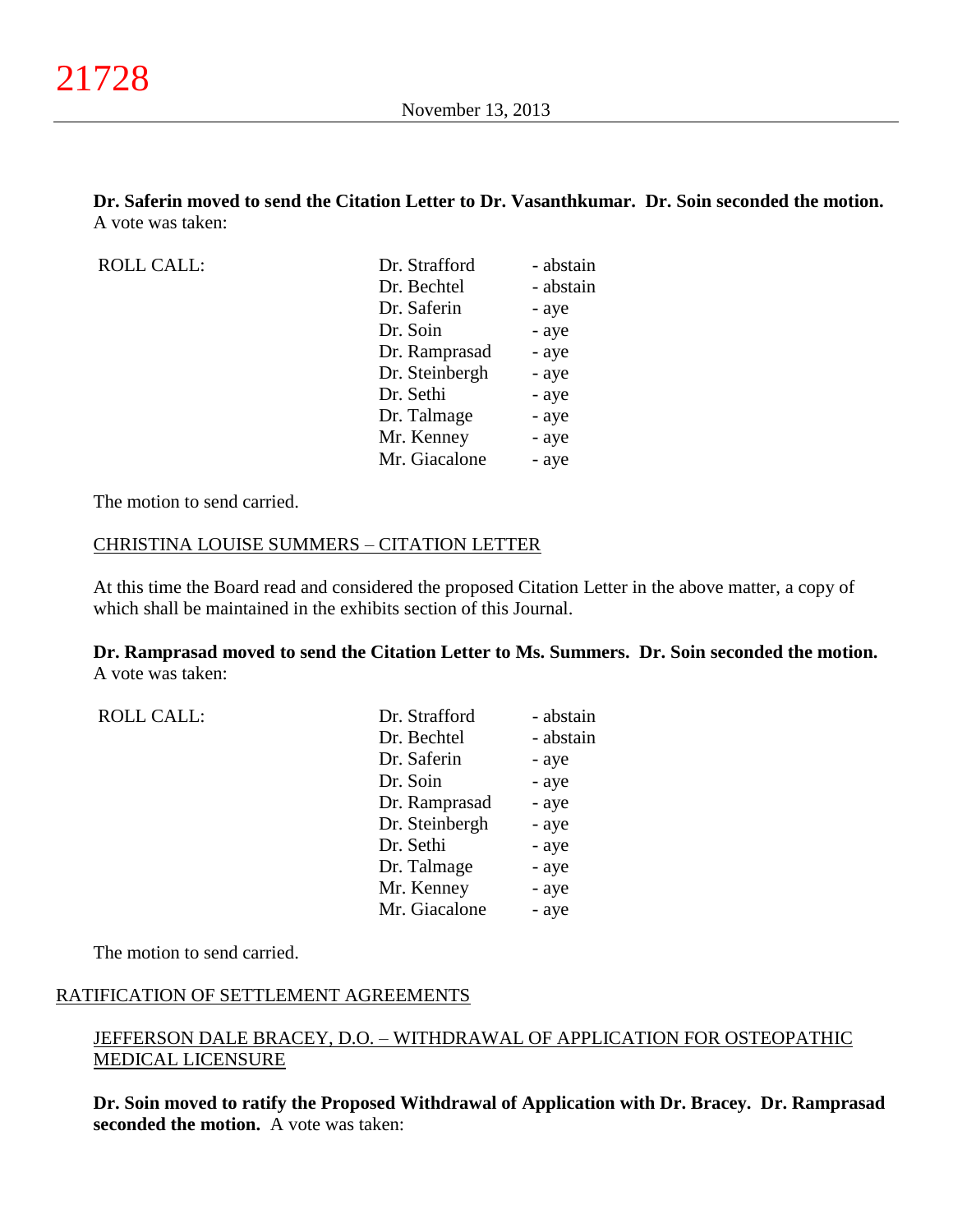**Dr. Saferin moved to send the Citation Letter to Dr. Vasanthkumar. Dr. Soin seconded the motion.** A vote was taken:

| ROLL CALL: | Dr. Strafford | - abstain |
|---|---|---|
| | Dr. Bechtel | - abstain |
| | Dr. Saferin | - aye |
| | Dr. Soin | - aye |
| | Dr. Ramprasad | - aye |
| | Dr. Steinbergh | - aye |
| | Dr. Sethi | - aye |
| | Dr. Talmage | - aye |
| | Mr. Kenney | - aye |
| | Mr. Giacalone | - aye |

The motion to send carried.

CHRISTINA LOUISE SUMMERS – CITATION LETTER

At this time the Board read and considered the proposed Citation Letter in the above matter, a copy of which shall be maintained in the exhibits section of this Journal.

**Dr. Ramprasad moved to send the Citation Letter to Ms. Summers. Dr. Soin seconded the motion.** A vote was taken:

| ROLL CALL: | Dr. Strafford | - abstain |
|---|---|---|
| | Dr. Bechtel | - abstain |
| | Dr. Saferin | - aye |
| | Dr. Soin | - aye |
| | Dr. Ramprasad | - aye |
| | Dr. Steinbergh | - aye |
| | Dr. Sethi | - aye |
| | Dr. Talmage | - aye |
| | Mr. Kenney | - aye |
| | Mr. Giacalone | - aye |

The motion to send carried.

## RATIFICATION OF SETTLEMENT AGREEMENTS

JEFFERSON DALE BRACEY, D.O. – WITHDRAWAL OF APPLICATION FOR OSTEOPATHIC MEDICAL LICENSURE

**Dr. Soin moved to ratify the Proposed Withdrawal of Application with Dr. Bracey. Dr. Ramprasad seconded the motion.** A vote was taken: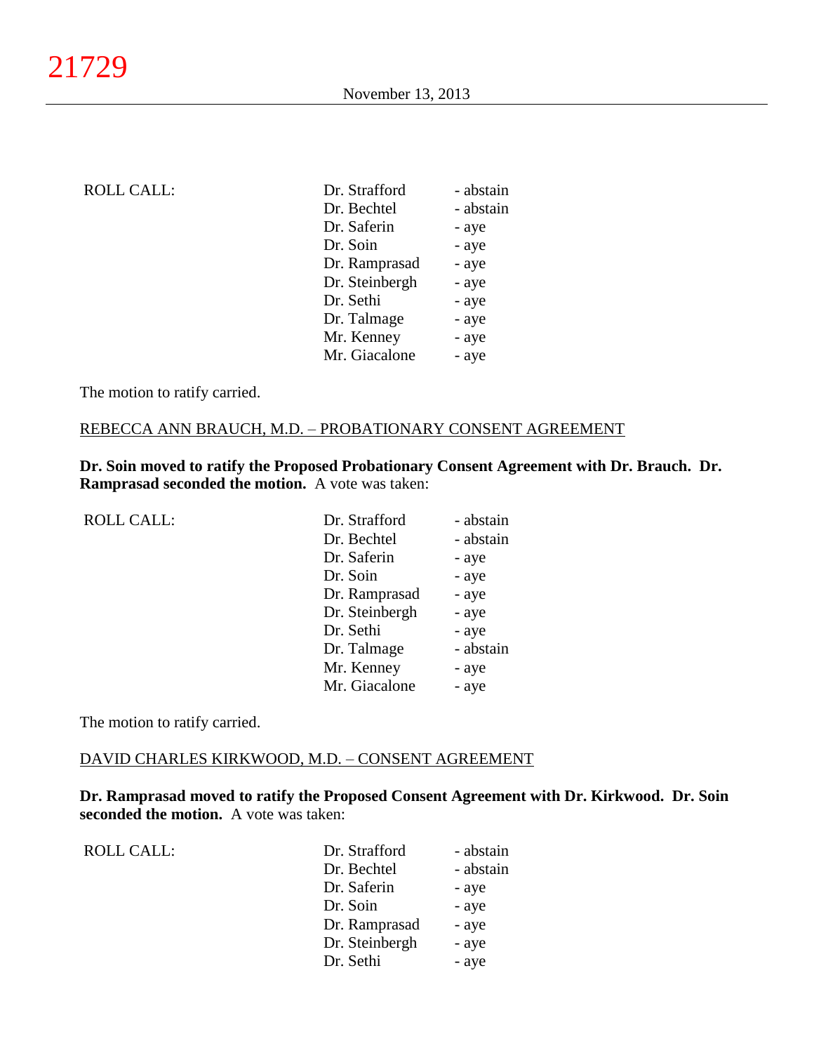| ROLL CALL: | Dr. Strafford | - abstain |
|---|---|---|
| | Dr. Bechtel | - abstain |
| | Dr. Saferin | - aye |
| | Dr. Soin | - aye |
| | Dr. Ramprasad | - aye |
| | Dr. Steinbergh | - aye |
| | Dr. Sethi | - aye |
| | Dr. Talmage | - aye |
| | Mr. Kenney | - aye |
| | Mr. Giacalone | - aye |

The motion to ratify carried.

REBECCA ANN BRAUCH, M.D. – PROBATIONARY CONSENT AGREEMENT

**Dr. Soin moved to ratify the Proposed Probationary Consent Agreement with Dr. Brauch. Dr. Ramprasad seconded the motion.** A vote was taken:

| ROLL CALL: | Dr. Strafford | - abstain |
|---|---|---|
| | Dr. Bechtel | - abstain |
| | Dr. Saferin | - aye |
| | Dr. Soin | - aye |
| | Dr. Ramprasad | - aye |
| | Dr. Steinbergh | - aye |
| | Dr. Sethi | - aye |
| | Dr. Talmage | - abstain |
| | Mr. Kenney | - aye |
| | Mr. Giacalone | - aye |

The motion to ratify carried.

DAVID CHARLES KIRKWOOD, M.D. – CONSENT AGREEMENT

**Dr. Ramprasad moved to ratify the Proposed Consent Agreement with Dr. Kirkwood. Dr. Soin seconded the motion.** A vote was taken:

| ROLL CALL: | Dr. Strafford | - abstain |
|---|---|---|
| | Dr. Bechtel | - abstain |
| | Dr. Saferin | - aye |
| | Dr. Soin | - aye |
| | Dr. Ramprasad | - aye |
| | Dr. Steinbergh | - aye |
| | Dr. Sethi | - aye |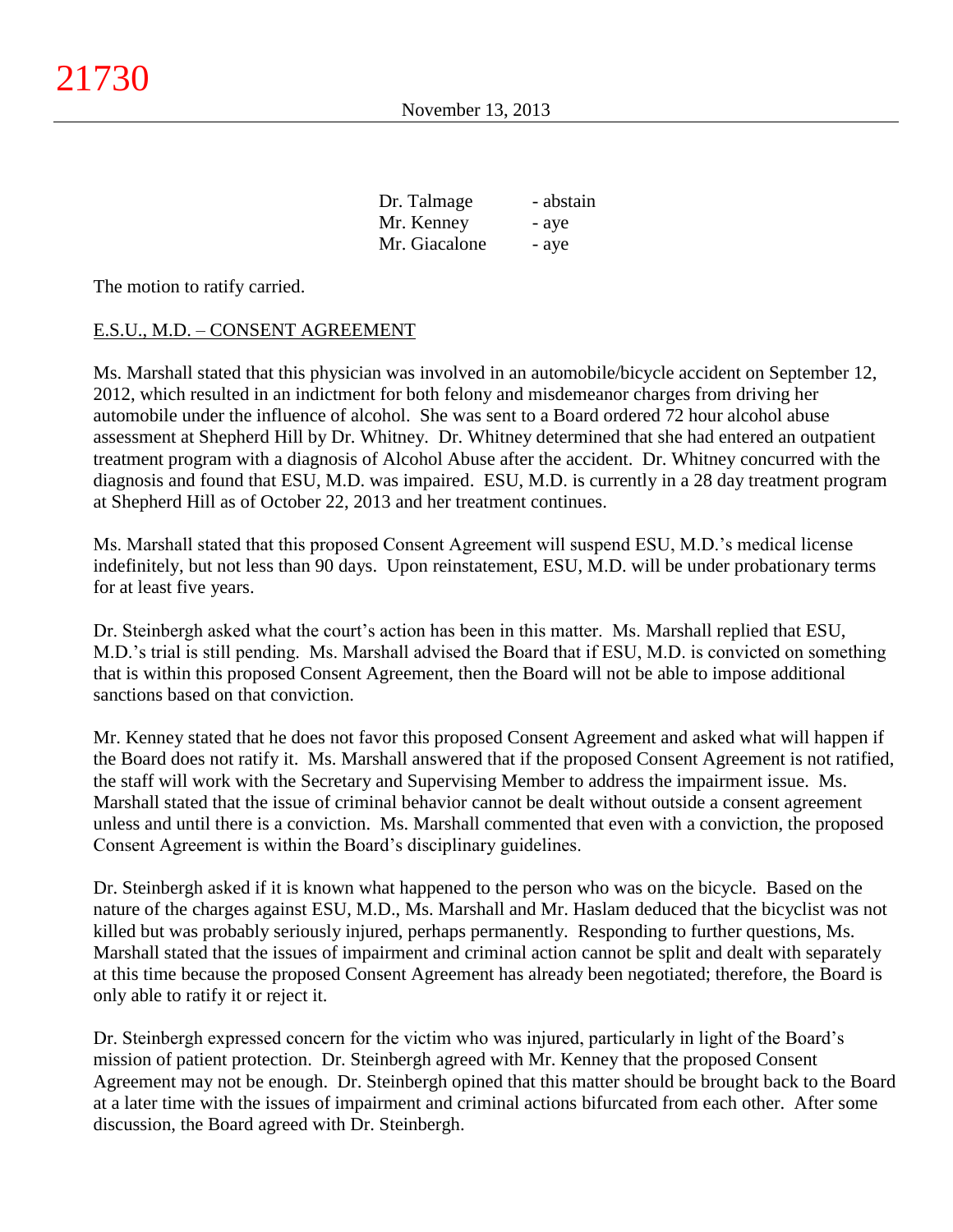| | |
|---|---|
| Dr. Talmage | - abstain |
| Mr. Kenney | - aye |
| Mr. Giacalone | - aye |

The motion to ratify carried.

E.S.U., M.D. – CONSENT AGREEMENT

Ms. Marshall stated that this physician was involved in an automobile/bicycle accident on September 12, 2012, which resulted in an indictment for both felony and misdemeanor charges from driving her automobile under the influence of alcohol. She was sent to a Board ordered 72 hour alcohol abuse assessment at Shepherd Hill by Dr. Whitney. Dr. Whitney determined that she had entered an outpatient treatment program with a diagnosis of Alcohol Abuse after the accident. Dr. Whitney concurred with the diagnosis and found that ESU, M.D. was impaired. ESU, M.D. is currently in a 28 day treatment program at Shepherd Hill as of October 22, 2013 and her treatment continues.

Ms. Marshall stated that this proposed Consent Agreement will suspend ESU, M.D.'s medical license indefinitely, but not less than 90 days. Upon reinstatement, ESU, M.D. will be under probationary terms for at least five years.

Dr. Steinbergh asked what the court's action has been in this matter. Ms. Marshall replied that ESU, M.D.'s trial is still pending. Ms. Marshall advised the Board that if ESU, M.D. is convicted on something that is within this proposed Consent Agreement, then the Board will not be able to impose additional sanctions based on that conviction.

Mr. Kenney stated that he does not favor this proposed Consent Agreement and asked what will happen if the Board does not ratify it. Ms. Marshall answered that if the proposed Consent Agreement is not ratified, the staff will work with the Secretary and Supervising Member to address the impairment issue. Ms. Marshall stated that the issue of criminal behavior cannot be dealt without outside a consent agreement unless and until there is a conviction. Ms. Marshall commented that even with a conviction, the proposed Consent Agreement is within the Board's disciplinary guidelines.

Dr. Steinbergh asked if it is known what happened to the person who was on the bicycle. Based on the nature of the charges against ESU, M.D., Ms. Marshall and Mr. Haslam deduced that the bicyclist was not killed but was probably seriously injured, perhaps permanently. Responding to further questions, Ms. Marshall stated that the issues of impairment and criminal action cannot be split and dealt with separately at this time because the proposed Consent Agreement has already been negotiated; therefore, the Board is only able to ratify it or reject it.

Dr. Steinbergh expressed concern for the victim who was injured, particularly in light of the Board's mission of patient protection. Dr. Steinbergh agreed with Mr. Kenney that the proposed Consent Agreement may not be enough. Dr. Steinbergh opined that this matter should be brought back to the Board at a later time with the issues of impairment and criminal actions bifurcated from each other. After some discussion, the Board agreed with Dr. Steinbergh.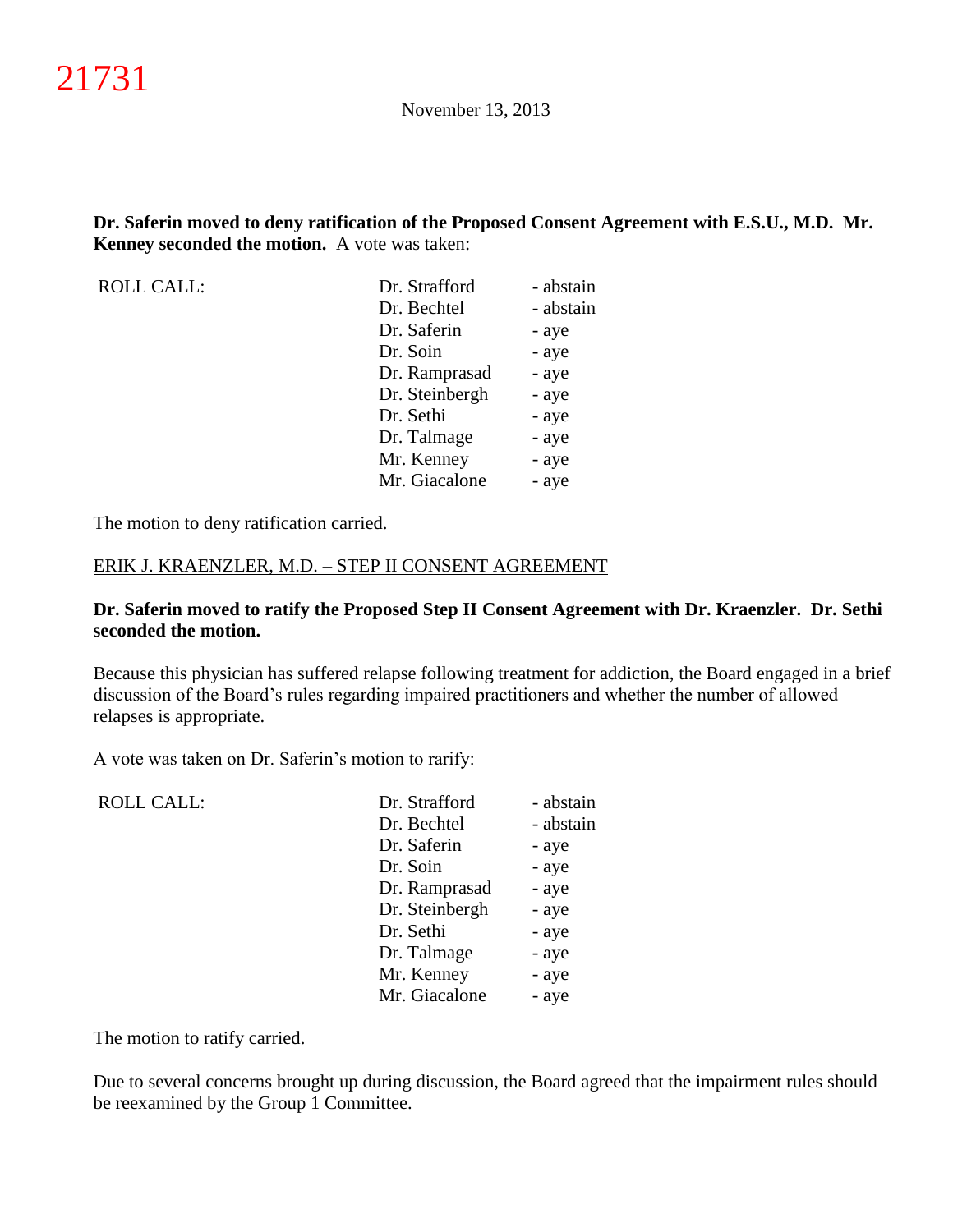**Dr. Saferin moved to deny ratification of the Proposed Consent Agreement with E.S.U., M.D. Mr. Kenney seconded the motion.** A vote was taken:

| ROLL CALL: | | |
|---|---|---|
| | Dr. Strafford | - abstain |
| | Dr. Bechtel | - abstain |
| | Dr. Saferin | - aye |
| | Dr. Soin | - aye |
| | Dr. Ramprasad | - aye |
| | Dr. Steinbergh | - aye |
| | Dr. Sethi | - aye |
| | Dr. Talmage | - aye |
| | Mr. Kenney | - aye |
| | Mr. Giacalone | - aye |

The motion to deny ratification carried.

ERIK J. KRAENZLER, M.D. – STEP II CONSENT AGREEMENT

**Dr. Saferin moved to ratify the Proposed Step II Consent Agreement with Dr. Kraenzler. Dr. Sethi seconded the motion.**

Because this physician has suffered relapse following treatment for addiction, the Board engaged in a brief discussion of the Board's rules regarding impaired practitioners and whether the number of allowed relapses is appropriate.

A vote was taken on Dr. Saferin's motion to rarify:

| ROLL CALL: | | |
|---|---|---|
| | Dr. Strafford | - abstain |
| | Dr. Bechtel | - abstain |
| | Dr. Saferin | - aye |
| | Dr. Soin | - aye |
| | Dr. Ramprasad | - aye |
| | Dr. Steinbergh | - aye |
| | Dr. Sethi | - aye |
| | Dr. Talmage | - aye |
| | Mr. Kenney | - aye |
| | Mr. Giacalone | - aye |

The motion to ratify carried.

Due to several concerns brought up during discussion, the Board agreed that the impairment rules should be reexamined by the Group 1 Committee.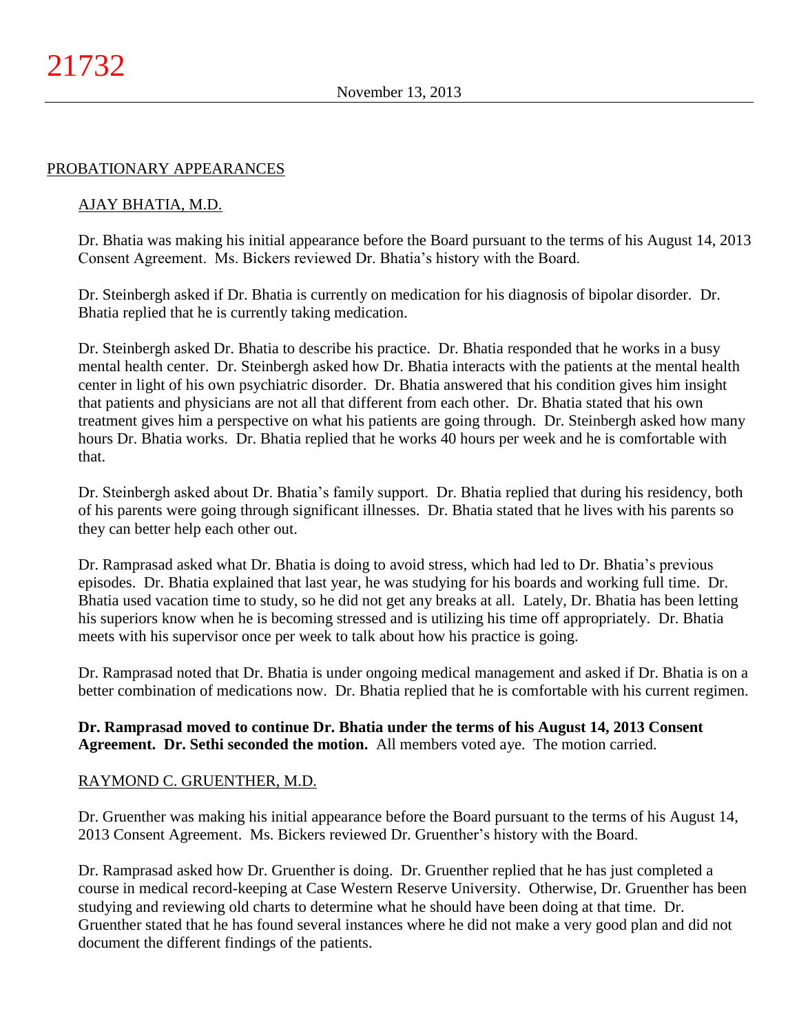## PROBATIONARY APPEARANCES

### AJAY BHATIA, M.D.

Dr. Bhatia was making his initial appearance before the Board pursuant to the terms of his August 14, 2013 Consent Agreement. Ms. Bickers reviewed Dr. Bhatia's history with the Board.

Dr. Steinbergh asked if Dr. Bhatia is currently on medication for his diagnosis of bipolar disorder. Dr. Bhatia replied that he is currently taking medication.

Dr. Steinbergh asked Dr. Bhatia to describe his practice. Dr. Bhatia responded that he works in a busy mental health center. Dr. Steinbergh asked how Dr. Bhatia interacts with the patients at the mental health center in light of his own psychiatric disorder. Dr. Bhatia answered that his condition gives him insight that patients and physicians are not all that different from each other. Dr. Bhatia stated that his own treatment gives him a perspective on what his patients are going through. Dr. Steinbergh asked how many hours Dr. Bhatia works. Dr. Bhatia replied that he works 40 hours per week and he is comfortable with that.

Dr. Steinbergh asked about Dr. Bhatia's family support. Dr. Bhatia replied that during his residency, both of his parents were going through significant illnesses. Dr. Bhatia stated that he lives with his parents so they can better help each other out.

Dr. Ramprasad asked what Dr. Bhatia is doing to avoid stress, which had led to Dr. Bhatia's previous episodes. Dr. Bhatia explained that last year, he was studying for his boards and working full time. Dr. Bhatia used vacation time to study, so he did not get any breaks at all. Lately, Dr. Bhatia has been letting his superiors know when he is becoming stressed and is utilizing his time off appropriately. Dr. Bhatia meets with his supervisor once per week to talk about how his practice is going.

Dr. Ramprasad noted that Dr. Bhatia is under ongoing medical management and asked if Dr. Bhatia is on a better combination of medications now. Dr. Bhatia replied that he is comfortable with his current regimen.

**Dr. Ramprasad moved to continue Dr. Bhatia under the terms of his August 14, 2013 Consent Agreement. Dr. Sethi seconded the motion.** All members voted aye. The motion carried.

### RAYMOND C. GRUENTHER, M.D.

Dr. Gruenther was making his initial appearance before the Board pursuant to the terms of his August 14, 2013 Consent Agreement. Ms. Bickers reviewed Dr. Gruenther's history with the Board.

Dr. Ramprasad asked how Dr. Gruenther is doing. Dr. Gruenther replied that he has just completed a course in medical record-keeping at Case Western Reserve University. Otherwise, Dr. Gruenther has been studying and reviewing old charts to determine what he should have been doing at that time. Dr. Gruenther stated that he has found several instances where he did not make a very good plan and did not document the different findings of the patients.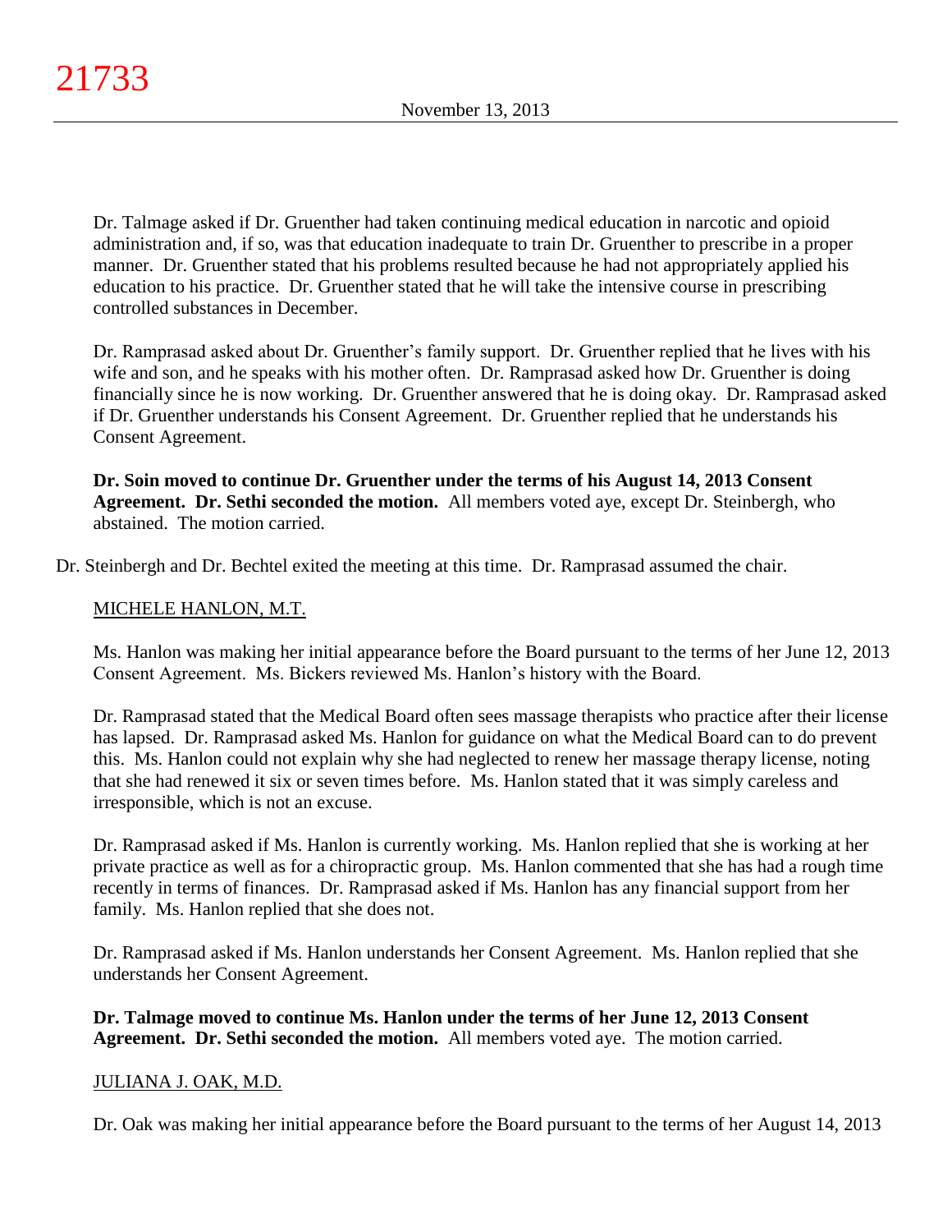Dr. Talmage asked if Dr. Gruenther had taken continuing medical education in narcotic and opioid administration and, if so, was that education inadequate to train Dr. Gruenther to prescribe in a proper manner. Dr. Gruenther stated that his problems resulted because he had not appropriately applied his education to his practice. Dr. Gruenther stated that he will take the intensive course in prescribing controlled substances in December.

Dr. Ramprasad asked about Dr. Gruenther's family support. Dr. Gruenther replied that he lives with his wife and son, and he speaks with his mother often. Dr. Ramprasad asked how Dr. Gruenther is doing financially since he is now working. Dr. Gruenther answered that he is doing okay. Dr. Ramprasad asked if Dr. Gruenther understands his Consent Agreement. Dr. Gruenther replied that he understands his Consent Agreement.

**Dr. Soin moved to continue Dr. Gruenther under the terms of his August 14, 2013 Consent Agreement. Dr. Sethi seconded the motion.** All members voted aye, except Dr. Steinbergh, who abstained. The motion carried.

Dr. Steinbergh and Dr. Bechtel exited the meeting at this time. Dr. Ramprasad assumed the chair.

MICHELE HANLON, M.T.

Ms. Hanlon was making her initial appearance before the Board pursuant to the terms of her June 12, 2013 Consent Agreement. Ms. Bickers reviewed Ms. Hanlon's history with the Board.

Dr. Ramprasad stated that the Medical Board often sees massage therapists who practice after their license has lapsed. Dr. Ramprasad asked Ms. Hanlon for guidance on what the Medical Board can to do prevent this. Ms. Hanlon could not explain why she had neglected to renew her massage therapy license, noting that she had renewed it six or seven times before. Ms. Hanlon stated that it was simply careless and irresponsible, which is not an excuse.

Dr. Ramprasad asked if Ms. Hanlon is currently working. Ms. Hanlon replied that she is working at her private practice as well as for a chiropractic group. Ms. Hanlon commented that she has had a rough time recently in terms of finances. Dr. Ramprasad asked if Ms. Hanlon has any financial support from her family. Ms. Hanlon replied that she does not.

Dr. Ramprasad asked if Ms. Hanlon understands her Consent Agreement. Ms. Hanlon replied that she understands her Consent Agreement.

**Dr. Talmage moved to continue Ms. Hanlon under the terms of her June 12, 2013 Consent Agreement. Dr. Sethi seconded the motion.** All members voted aye. The motion carried.

JULIANA J. OAK, M.D.

Dr. Oak was making her initial appearance before the Board pursuant to the terms of her August 14, 2013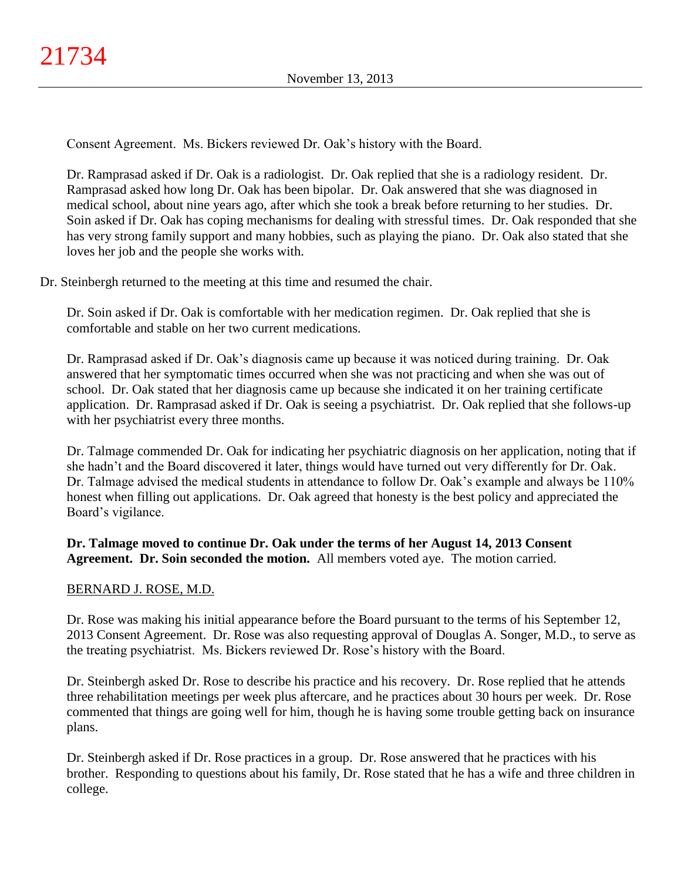Consent Agreement. Ms. Bickers reviewed Dr. Oak's history with the Board.

Dr. Ramprasad asked if Dr. Oak is a radiologist. Dr. Oak replied that she is a radiology resident. Dr. Ramprasad asked how long Dr. Oak has been bipolar. Dr. Oak answered that she was diagnosed in medical school, about nine years ago, after which she took a break before returning to her studies. Dr. Soin asked if Dr. Oak has coping mechanisms for dealing with stressful times. Dr. Oak responded that she has very strong family support and many hobbies, such as playing the piano. Dr. Oak also stated that she loves her job and the people she works with.

Dr. Steinbergh returned to the meeting at this time and resumed the chair.

Dr. Soin asked if Dr. Oak is comfortable with her medication regimen. Dr. Oak replied that she is comfortable and stable on her two current medications.

Dr. Ramprasad asked if Dr. Oak's diagnosis came up because it was noticed during training. Dr. Oak answered that her symptomatic times occurred when she was not practicing and when she was out of school. Dr. Oak stated that her diagnosis came up because she indicated it on her training certificate application. Dr. Ramprasad asked if Dr. Oak is seeing a psychiatrist. Dr. Oak replied that she follows-up with her psychiatrist every three months.

Dr. Talmage commended Dr. Oak for indicating her psychiatric diagnosis on her application, noting that if she hadn't and the Board discovered it later, things would have turned out very differently for Dr. Oak. Dr. Talmage advised the medical students in attendance to follow Dr. Oak's example and always be 110% honest when filling out applications. Dr. Oak agreed that honesty is the best policy and appreciated the Board's vigilance.

**Dr. Talmage moved to continue Dr. Oak under the terms of her August 14, 2013 Consent Agreement. Dr. Soin seconded the motion.** All members voted aye. The motion carried.

BERNARD J. ROSE, M.D.

Dr. Rose was making his initial appearance before the Board pursuant to the terms of his September 12, 2013 Consent Agreement. Dr. Rose was also requesting approval of Douglas A. Songer, M.D., to serve as the treating psychiatrist. Ms. Bickers reviewed Dr. Rose's history with the Board.

Dr. Steinbergh asked Dr. Rose to describe his practice and his recovery. Dr. Rose replied that he attends three rehabilitation meetings per week plus aftercare, and he practices about 30 hours per week. Dr. Rose commented that things are going well for him, though he is having some trouble getting back on insurance plans.

Dr. Steinbergh asked if Dr. Rose practices in a group. Dr. Rose answered that he practices with his brother. Responding to questions about his family, Dr. Rose stated that he has a wife and three children in college.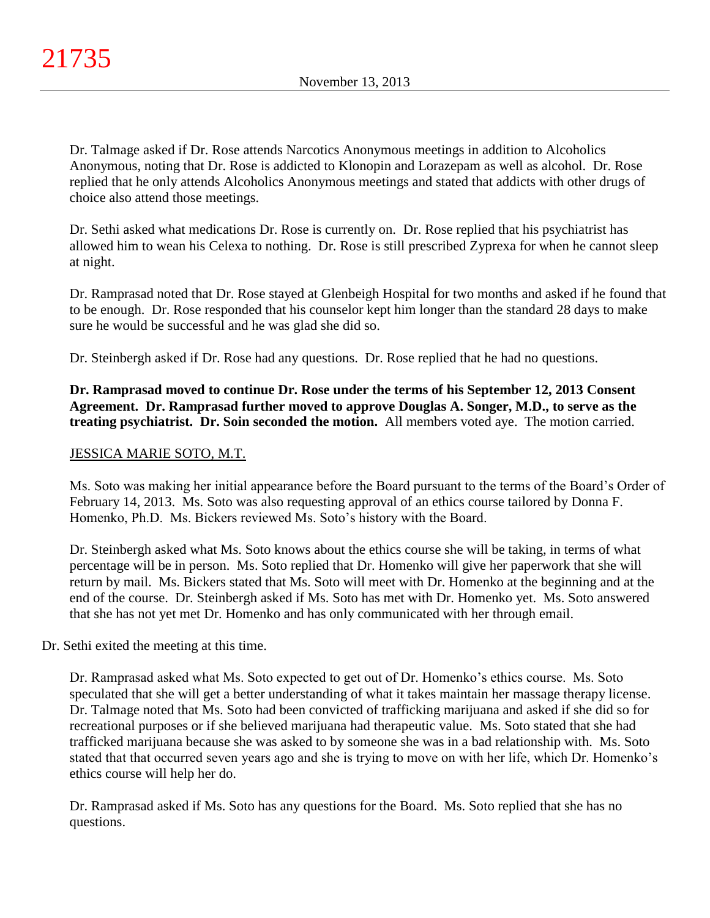Dr. Talmage asked if Dr. Rose attends Narcotics Anonymous meetings in addition to Alcoholics Anonymous, noting that Dr. Rose is addicted to Klonopin and Lorazepam as well as alcohol. Dr. Rose replied that he only attends Alcoholics Anonymous meetings and stated that addicts with other drugs of choice also attend those meetings.

Dr. Sethi asked what medications Dr. Rose is currently on. Dr. Rose replied that his psychiatrist has allowed him to wean his Celexa to nothing. Dr. Rose is still prescribed Zyprexa for when he cannot sleep at night.

Dr. Ramprasad noted that Dr. Rose stayed at Glenbeigh Hospital for two months and asked if he found that to be enough. Dr. Rose responded that his counselor kept him longer than the standard 28 days to make sure he would be successful and he was glad she did so.

Dr. Steinbergh asked if Dr. Rose had any questions. Dr. Rose replied that he had no questions.

**Dr. Ramprasad moved to continue Dr. Rose under the terms of his September 12, 2013 Consent Agreement. Dr. Ramprasad further moved to approve Douglas A. Songer, M.D., to serve as the treating psychiatrist. Dr. Soin seconded the motion.** All members voted aye. The motion carried.

JESSICA MARIE SOTO, M.T.

Ms. Soto was making her initial appearance before the Board pursuant to the terms of the Board's Order of February 14, 2013. Ms. Soto was also requesting approval of an ethics course tailored by Donna F. Homenko, Ph.D. Ms. Bickers reviewed Ms. Soto's history with the Board.

Dr. Steinbergh asked what Ms. Soto knows about the ethics course she will be taking, in terms of what percentage will be in person. Ms. Soto replied that Dr. Homenko will give her paperwork that she will return by mail. Ms. Bickers stated that Ms. Soto will meet with Dr. Homenko at the beginning and at the end of the course. Dr. Steinbergh asked if Ms. Soto has met with Dr. Homenko yet. Ms. Soto answered that she has not yet met Dr. Homenko and has only communicated with her through email.

Dr. Sethi exited the meeting at this time.

Dr. Ramprasad asked what Ms. Soto expected to get out of Dr. Homenko's ethics course. Ms. Soto speculated that she will get a better understanding of what it takes maintain her massage therapy license. Dr. Talmage noted that Ms. Soto had been convicted of trafficking marijuana and asked if she did so for recreational purposes or if she believed marijuana had therapeutic value. Ms. Soto stated that she had trafficked marijuana because she was asked to by someone she was in a bad relationship with. Ms. Soto stated that that occurred seven years ago and she is trying to move on with her life, which Dr. Homenko's ethics course will help her do.

Dr. Ramprasad asked if Ms. Soto has any questions for the Board. Ms. Soto replied that she has no questions.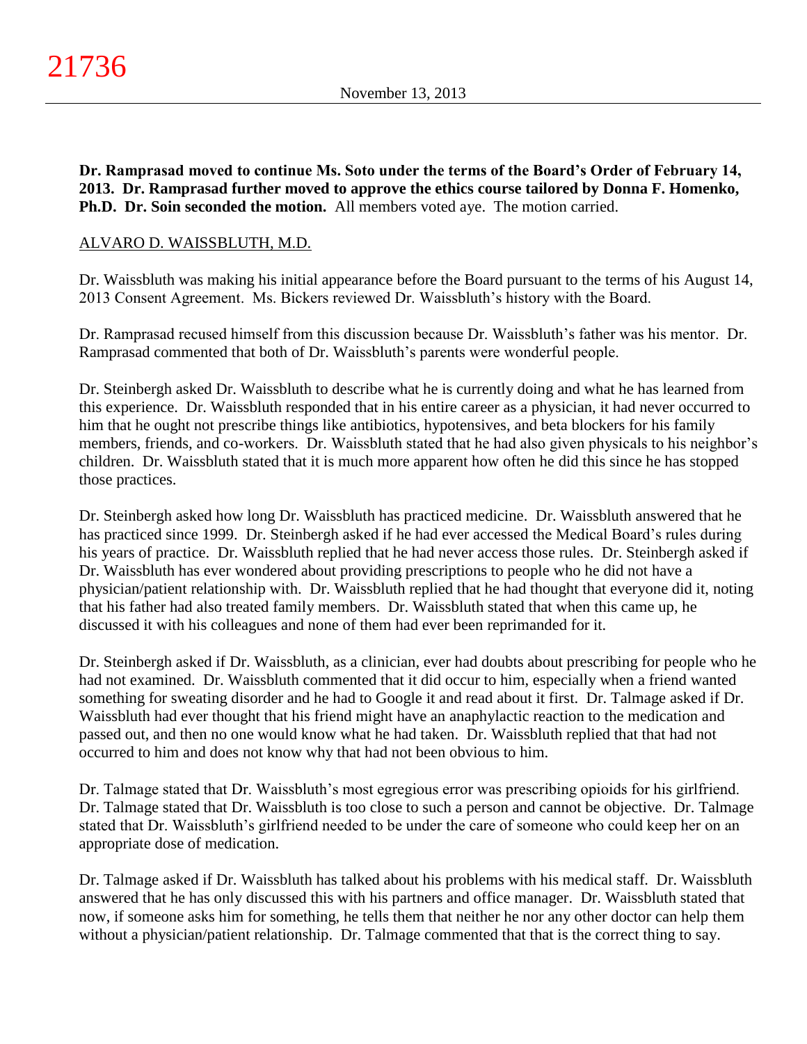**Dr. Ramprasad moved to continue Ms. Soto under the terms of the Board's Order of February 14, 2013. Dr. Ramprasad further moved to approve the ethics course tailored by Donna F. Homenko, Ph.D. Dr. Soin seconded the motion.** All members voted aye. The motion carried.

ALVARO D. WAISSBLUTH, M.D.

Dr. Waissbluth was making his initial appearance before the Board pursuant to the terms of his August 14, 2013 Consent Agreement. Ms. Bickers reviewed Dr. Waissbluth's history with the Board.

Dr. Ramprasad recused himself from this discussion because Dr. Waissbluth's father was his mentor. Dr. Ramprasad commented that both of Dr. Waissbluth's parents were wonderful people.

Dr. Steinbergh asked Dr. Waissbluth to describe what he is currently doing and what he has learned from this experience. Dr. Waissbluth responded that in his entire career as a physician, it had never occurred to him that he ought not prescribe things like antibiotics, hypotensives, and beta blockers for his family members, friends, and co-workers. Dr. Waissbluth stated that he had also given physicals to his neighbor's children. Dr. Waissbluth stated that it is much more apparent how often he did this since he has stopped those practices.

Dr. Steinbergh asked how long Dr. Waissbluth has practiced medicine. Dr. Waissbluth answered that he has practiced since 1999. Dr. Steinbergh asked if he had ever accessed the Medical Board's rules during his years of practice. Dr. Waissbluth replied that he had never access those rules. Dr. Steinbergh asked if Dr. Waissbluth has ever wondered about providing prescriptions to people who he did not have a physician/patient relationship with. Dr. Waissbluth replied that he had thought that everyone did it, noting that his father had also treated family members. Dr. Waissbluth stated that when this came up, he discussed it with his colleagues and none of them had ever been reprimanded for it.

Dr. Steinbergh asked if Dr. Waissbluth, as a clinician, ever had doubts about prescribing for people who he had not examined. Dr. Waissbluth commented that it did occur to him, especially when a friend wanted something for sweating disorder and he had to Google it and read about it first. Dr. Talmage asked if Dr. Waissbluth had ever thought that his friend might have an anaphylactic reaction to the medication and passed out, and then no one would know what he had taken. Dr. Waissbluth replied that that had not occurred to him and does not know why that had not been obvious to him.

Dr. Talmage stated that Dr. Waissbluth's most egregious error was prescribing opioids for his girlfriend. Dr. Talmage stated that Dr. Waissbluth is too close to such a person and cannot be objective. Dr. Talmage stated that Dr. Waissbluth's girlfriend needed to be under the care of someone who could keep her on an appropriate dose of medication.

Dr. Talmage asked if Dr. Waissbluth has talked about his problems with his medical staff. Dr. Waissbluth answered that he has only discussed this with his partners and office manager. Dr. Waissbluth stated that now, if someone asks him for something, he tells them that neither he nor any other doctor can help them without a physician/patient relationship. Dr. Talmage commented that that is the correct thing to say.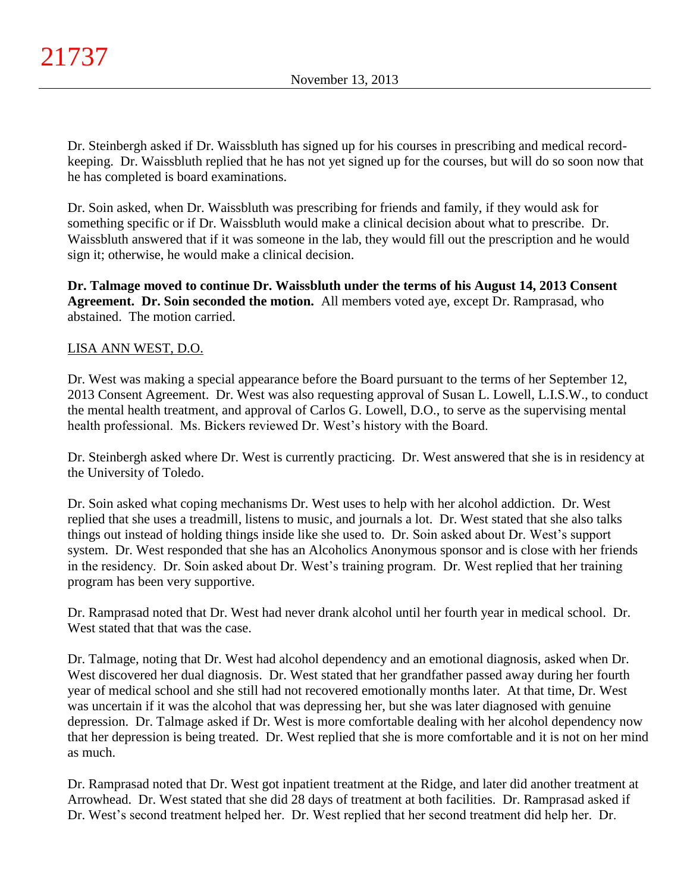Dr. Steinbergh asked if Dr. Waissbluth has signed up for his courses in prescribing and medical record-keeping. Dr. Waissbluth replied that he has not yet signed up for the courses, but will do so soon now that he has completed is board examinations.

Dr. Soin asked, when Dr. Waissbluth was prescribing for friends and family, if they would ask for something specific or if Dr. Waissbluth would make a clinical decision about what to prescribe. Dr. Waissbluth answered that if it was someone in the lab, they would fill out the prescription and he would sign it; otherwise, he would make a clinical decision.

**Dr. Talmage moved to continue Dr. Waissbluth under the terms of his August 14, 2013 Consent Agreement. Dr. Soin seconded the motion.** All members voted aye, except Dr. Ramprasad, who abstained. The motion carried.

LISA ANN WEST, D.O.

Dr. West was making a special appearance before the Board pursuant to the terms of her September 12, 2013 Consent Agreement. Dr. West was also requesting approval of Susan L. Lowell, L.I.S.W., to conduct the mental health treatment, and approval of Carlos G. Lowell, D.O., to serve as the supervising mental health professional. Ms. Bickers reviewed Dr. West's history with the Board.

Dr. Steinbergh asked where Dr. West is currently practicing. Dr. West answered that she is in residency at the University of Toledo.

Dr. Soin asked what coping mechanisms Dr. West uses to help with her alcohol addiction. Dr. West replied that she uses a treadmill, listens to music, and journals a lot. Dr. West stated that she also talks things out instead of holding things inside like she used to. Dr. Soin asked about Dr. West's support system. Dr. West responded that she has an Alcoholics Anonymous sponsor and is close with her friends in the residency. Dr. Soin asked about Dr. West's training program. Dr. West replied that her training program has been very supportive.

Dr. Ramprasad noted that Dr. West had never drank alcohol until her fourth year in medical school. Dr. West stated that that was the case.

Dr. Talmage, noting that Dr. West had alcohol dependency and an emotional diagnosis, asked when Dr. West discovered her dual diagnosis. Dr. West stated that her grandfather passed away during her fourth year of medical school and she still had not recovered emotionally months later. At that time, Dr. West was uncertain if it was the alcohol that was depressing her, but she was later diagnosed with genuine depression. Dr. Talmage asked if Dr. West is more comfortable dealing with her alcohol dependency now that her depression is being treated. Dr. West replied that she is more comfortable and it is not on her mind as much.

Dr. Ramprasad noted that Dr. West got inpatient treatment at the Ridge, and later did another treatment at Arrowhead. Dr. West stated that she did 28 days of treatment at both facilities. Dr. Ramprasad asked if Dr. West's second treatment helped her. Dr. West replied that her second treatment did help her. Dr.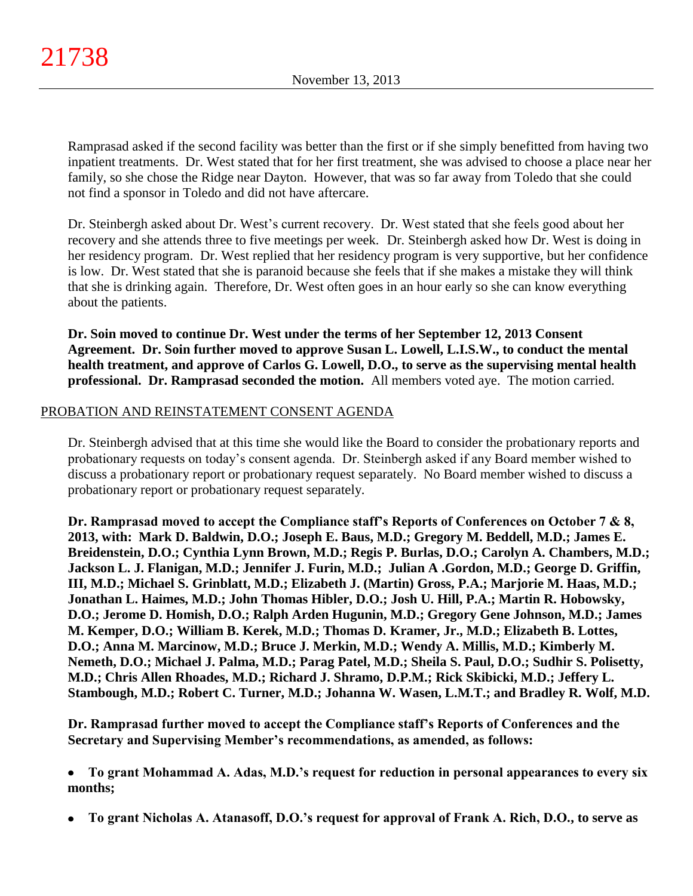Ramprasad asked if the second facility was better than the first or if she simply benefitted from having two inpatient treatments. Dr. West stated that for her first treatment, she was advised to choose a place near her family, so she chose the Ridge near Dayton. However, that was so far away from Toledo that she could not find a sponsor in Toledo and did not have aftercare.

Dr. Steinbergh asked about Dr. West's current recovery. Dr. West stated that she feels good about her recovery and she attends three to five meetings per week. Dr. Steinbergh asked how Dr. West is doing in her residency program. Dr. West replied that her residency program is very supportive, but her confidence is low. Dr. West stated that she is paranoid because she feels that if she makes a mistake they will think that she is drinking again. Therefore, Dr. West often goes in an hour early so she can know everything about the patients.

**Dr. Soin moved to continue Dr. West under the terms of her September 12, 2013 Consent Agreement. Dr. Soin further moved to approve Susan L. Lowell, L.I.S.W., to conduct the mental health treatment, and approve of Carlos G. Lowell, D.O., to serve as the supervising mental health professional. Dr. Ramprasad seconded the motion.** All members voted aye. The motion carried.

## PROBATION AND REINSTATEMENT CONSENT AGENDA

Dr. Steinbergh advised that at this time she would like the Board to consider the probationary reports and probationary requests on today's consent agenda. Dr. Steinbergh asked if any Board member wished to discuss a probationary report or probationary request separately. No Board member wished to discuss a probationary report or probationary request separately.

**Dr. Ramprasad moved to accept the Compliance staff's Reports of Conferences on October 7 & 8, 2013, with: Mark D. Baldwin, D.O.; Joseph E. Baus, M.D.; Gregory M. Beddell, M.D.; James E. Breidenstein, D.O.; Cynthia Lynn Brown, M.D.; Regis P. Burlas, D.O.; Carolyn A. Chambers, M.D.; Jackson L. J. Flanigan, M.D.; Jennifer J. Furin, M.D.; Julian A .Gordon, M.D.; George D. Griffin, III, M.D.; Michael S. Grinblatt, M.D.; Elizabeth J. (Martin) Gross, P.A.; Marjorie M. Haas, M.D.; Jonathan L. Haimes, M.D.; John Thomas Hibler, D.O.; Josh U. Hill, P.A.; Martin R. Hobowsky, D.O.; Jerome D. Homish, D.O.; Ralph Arden Hugunin, M.D.; Gregory Gene Johnson, M.D.; James M. Kemper, D.O.; William B. Kerek, M.D.; Thomas D. Kramer, Jr., M.D.; Elizabeth B. Lottes, D.O.; Anna M. Marcinow, M.D.; Bruce J. Merkin, M.D.; Wendy A. Millis, M.D.; Kimberly M. Nemeth, D.O.; Michael J. Palma, M.D.; Parag Patel, M.D.; Sheila S. Paul, D.O.; Sudhir S. Polisetty, M.D.; Chris Allen Rhoades, M.D.; Richard J. Shramo, D.P.M.; Rick Skibicki, M.D.; Jeffery L. Stambough, M.D.; Robert C. Turner, M.D.; Johanna W. Wasen, L.M.T.; and Bradley R. Wolf, M.D.**

**Dr. Ramprasad further moved to accept the Compliance staff's Reports of Conferences and the Secretary and Supervising Member's recommendations, as amended, as follows:**

- **To grant Mohammad A. Adas, M.D.'s request for reduction in personal appearances to every six months;**
- **To grant Nicholas A. Atanasoff, D.O.'s request for approval of Frank A. Rich, D.O., to serve as**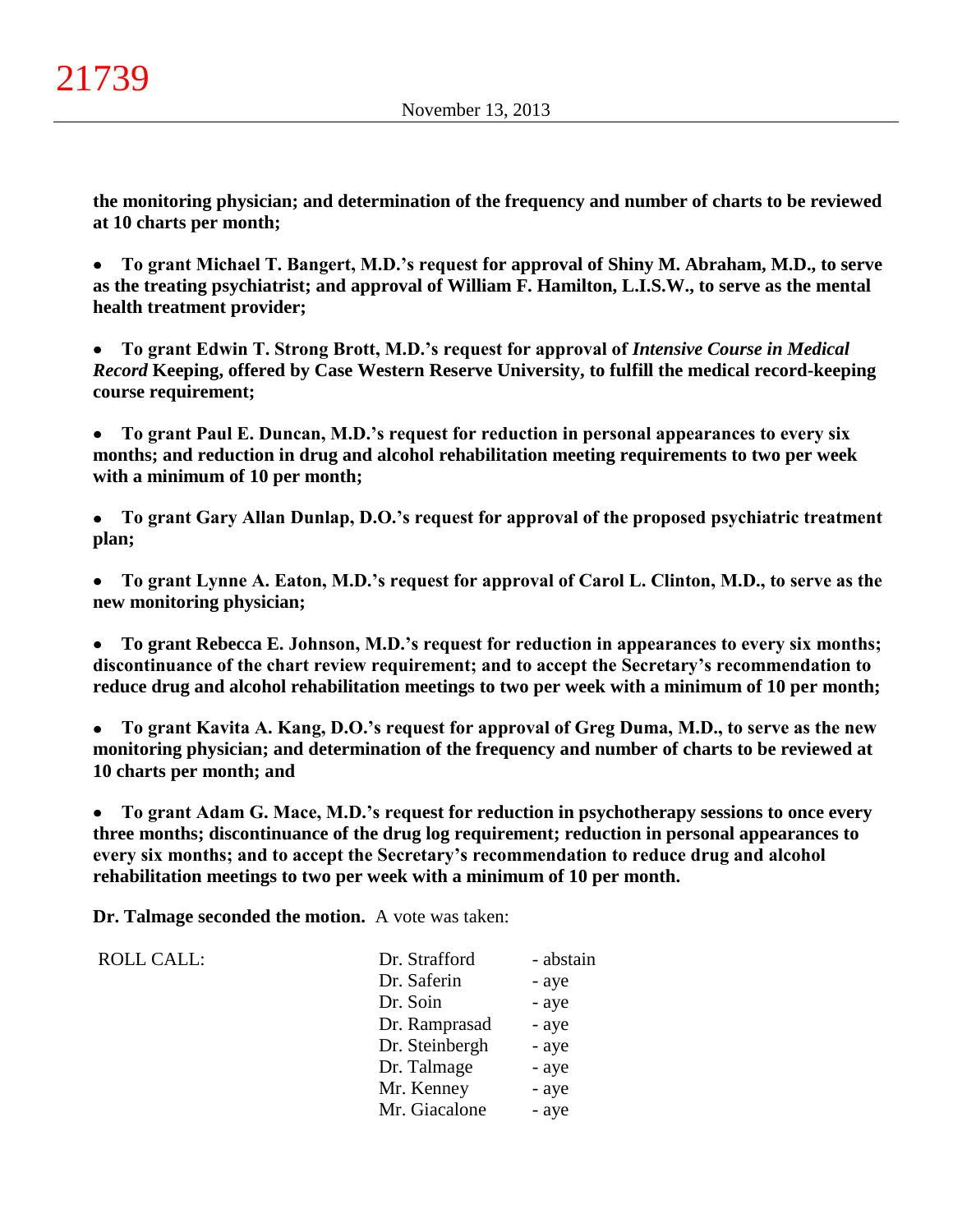**the monitoring physician; and determination of the frequency and number of charts to be reviewed at 10 charts per month;**

- **To grant Michael T. Bangert, M.D.'s request for approval of Shiny M. Abraham, M.D., to serve as the treating psychiatrist; and approval of William F. Hamilton, L.I.S.W., to serve as the mental health treatment provider;**

- **To grant Edwin T. Strong Brott, M.D.'s request for approval of *Intensive Course in Medical Record* Keeping, offered by Case Western Reserve University, to fulfill the medical record-keeping course requirement;**

- **To grant Paul E. Duncan, M.D.'s request for reduction in personal appearances to every six months; and reduction in drug and alcohol rehabilitation meeting requirements to two per week with a minimum of 10 per month;**

- **To grant Gary Allan Dunlap, D.O.'s request for approval of the proposed psychiatric treatment plan;**

- **To grant Lynne A. Eaton, M.D.'s request for approval of Carol L. Clinton, M.D., to serve as the new monitoring physician;**

- **To grant Rebecca E. Johnson, M.D.'s request for reduction in appearances to every six months; discontinuance of the chart review requirement; and to accept the Secretary's recommendation to reduce drug and alcohol rehabilitation meetings to two per week with a minimum of 10 per month;**

- **To grant Kavita A. Kang, D.O.'s request for approval of Greg Duma, M.D., to serve as the new monitoring physician; and determination of the frequency and number of charts to be reviewed at 10 charts per month; and**

- **To grant Adam G. Mace, M.D.'s request for reduction in psychotherapy sessions to once every three months; discontinuance of the drug log requirement; reduction in personal appearances to every six months; and to accept the Secretary's recommendation to reduce drug and alcohol rehabilitation meetings to two per week with a minimum of 10 per month.**

**Dr. Talmage seconded the motion.** A vote was taken:

| ROLL CALL: | | |
|---|---|---|
| | Dr. Strafford | - abstain |
| | Dr. Saferin | - aye |
| | Dr. Soin | - aye |
| | Dr. Ramprasad | - aye |
| | Dr. Steinbergh | - aye |
| | Dr. Talmage | - aye |
| | Mr. Kenney | - aye |
| | Mr. Giacalone | - aye |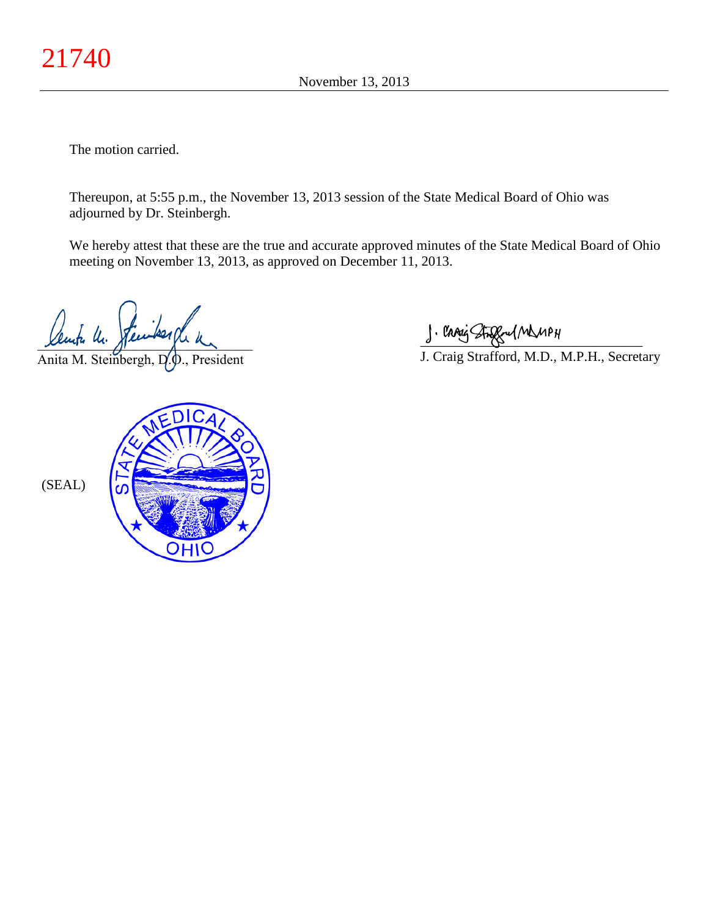The motion carried.

Thereupon, at 5:55 p.m., the November 13, 2013 session of the State Medical Board of Ohio was adjourned by Dr. Steinbergh.

We hereby attest that these are the true and accurate approved minutes of the State Medical Board of Ohio meeting on November 13, 2013, as approved on December 11, 2013.

Anita M. Steinbergh, D.O., President

J. Craig Strafford, M.D., M.P.H., Secretary

(SEAL)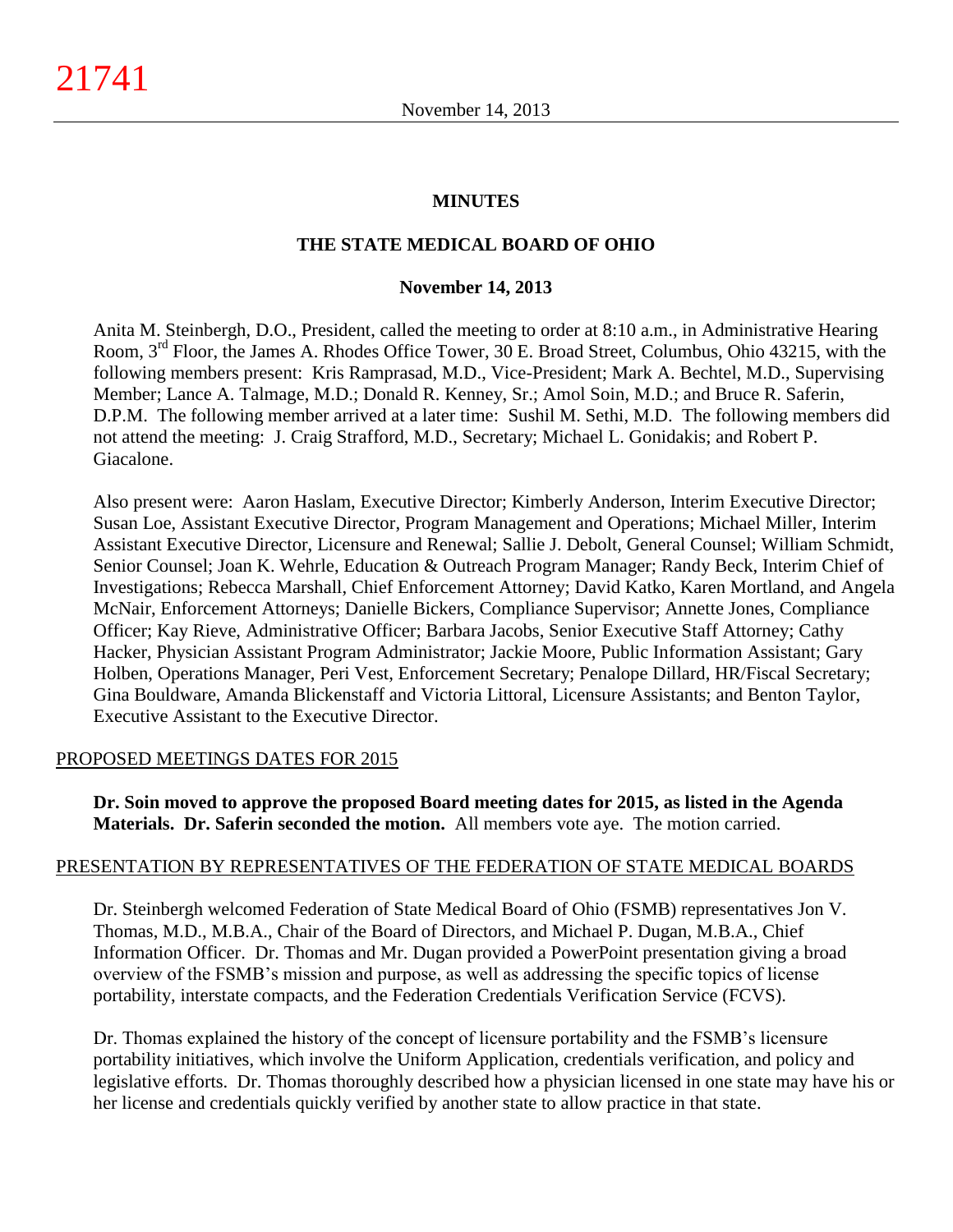# MINUTES

## THE STATE MEDICAL BOARD OF OHIO

### November 14, 2013

Anita M. Steinbergh, D.O., President, called the meeting to order at 8:10 a.m., in Administrative Hearing Room, 3rd Floor, the James A. Rhodes Office Tower, 30 E. Broad Street, Columbus, Ohio 43215, with the following members present: Kris Ramprasad, M.D., Vice-President; Mark A. Bechtel, M.D., Supervising Member; Lance A. Talmage, M.D.; Donald R. Kenney, Sr.; Amol Soin, M.D.; and Bruce R. Saferin, D.P.M. The following member arrived at a later time: Sushil M. Sethi, M.D. The following members did not attend the meeting: J. Craig Strafford, M.D., Secretary; Michael L. Gonidakis; and Robert P. Giacalone.

Also present were: Aaron Haslam, Executive Director; Kimberly Anderson, Interim Executive Director; Susan Loe, Assistant Executive Director, Program Management and Operations; Michael Miller, Interim Assistant Executive Director, Licensure and Renewal; Sallie J. Debolt, General Counsel; William Schmidt, Senior Counsel; Joan K. Wehrle, Education & Outreach Program Manager; Randy Beck, Interim Chief of Investigations; Rebecca Marshall, Chief Enforcement Attorney; David Katko, Karen Mortland, and Angela McNair, Enforcement Attorneys; Danielle Bickers, Compliance Supervisor; Annette Jones, Compliance Officer; Kay Rieve, Administrative Officer; Barbara Jacobs, Senior Executive Staff Attorney; Cathy Hacker, Physician Assistant Program Administrator; Jackie Moore, Public Information Assistant; Gary Holben, Operations Manager, Peri Vest, Enforcement Secretary; Penalope Dillard, HR/Fiscal Secretary; Gina Bouldware, Amanda Blickenstaff and Victoria Littoral, Licensure Assistants; and Benton Taylor, Executive Assistant to the Executive Director.

PROPOSED MEETINGS DATES FOR 2015

**Dr. Soin moved to approve the proposed Board meeting dates for 2015, as listed in the Agenda Materials. Dr. Saferin seconded the motion.** All members vote aye. The motion carried.

PRESENTATION BY REPRESENTATIVES OF THE FEDERATION OF STATE MEDICAL BOARDS

Dr. Steinbergh welcomed Federation of State Medical Board of Ohio (FSMB) representatives Jon V. Thomas, M.D., M.B.A., Chair of the Board of Directors, and Michael P. Dugan, M.B.A., Chief Information Officer. Dr. Thomas and Mr. Dugan provided a PowerPoint presentation giving a broad overview of the FSMB's mission and purpose, as well as addressing the specific topics of license portability, interstate compacts, and the Federation Credentials Verification Service (FCVS).

Dr. Thomas explained the history of the concept of licensure portability and the FSMB's licensure portability initiatives, which involve the Uniform Application, credentials verification, and policy and legislative efforts. Dr. Thomas thoroughly described how a physician licensed in one state may have his or her license and credentials quickly verified by another state to allow practice in that state.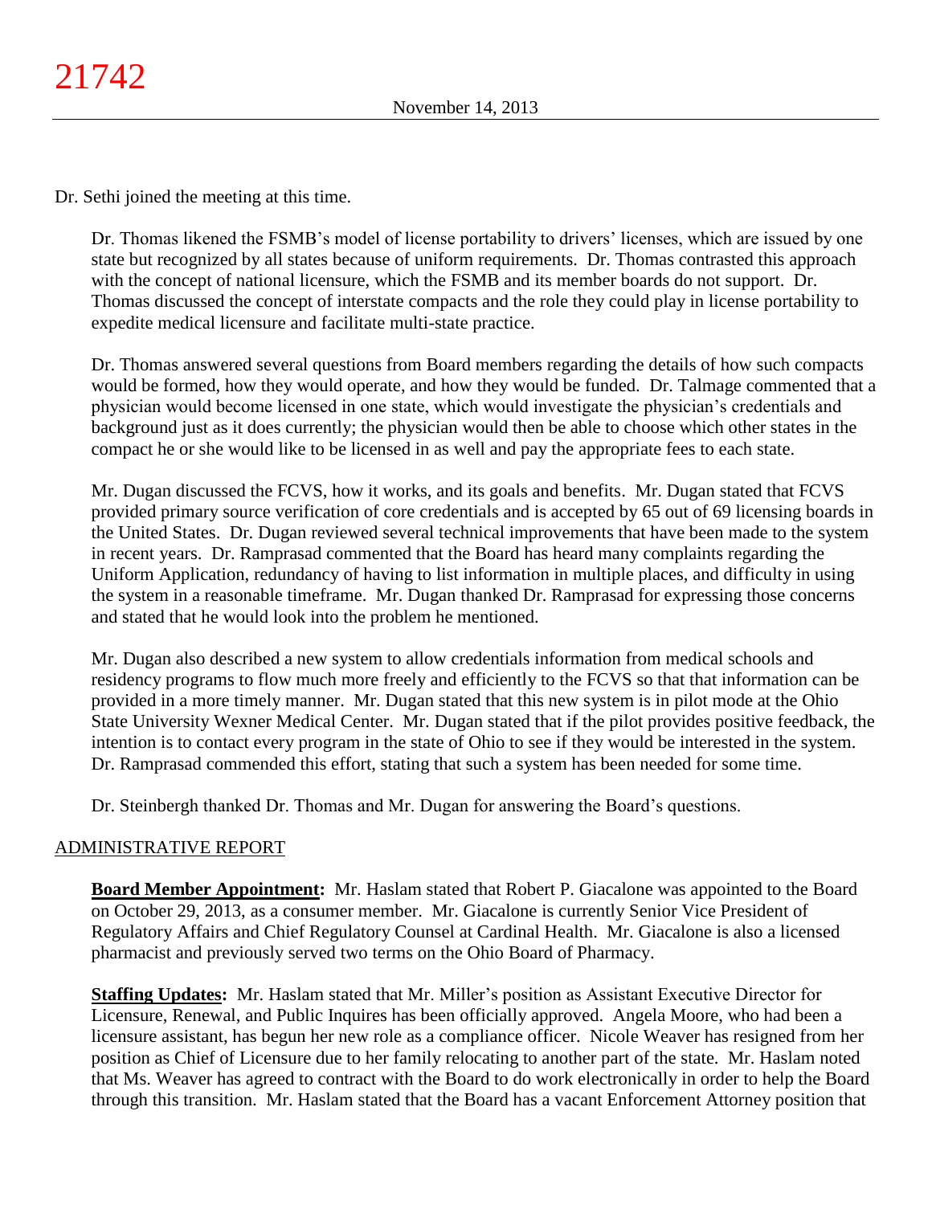Dr. Sethi joined the meeting at this time.

Dr. Thomas likened the FSMB's model of license portability to drivers' licenses, which are issued by one state but recognized by all states because of uniform requirements. Dr. Thomas contrasted this approach with the concept of national licensure, which the FSMB and its member boards do not support. Dr. Thomas discussed the concept of interstate compacts and the role they could play in license portability to expedite medical licensure and facilitate multi-state practice.

Dr. Thomas answered several questions from Board members regarding the details of how such compacts would be formed, how they would operate, and how they would be funded. Dr. Talmage commented that a physician would become licensed in one state, which would investigate the physician's credentials and background just as it does currently; the physician would then be able to choose which other states in the compact he or she would like to be licensed in as well and pay the appropriate fees to each state.

Mr. Dugan discussed the FCVS, how it works, and its goals and benefits. Mr. Dugan stated that FCVS provided primary source verification of core credentials and is accepted by 65 out of 69 licensing boards in the United States. Dr. Dugan reviewed several technical improvements that have been made to the system in recent years. Dr. Ramprasad commented that the Board has heard many complaints regarding the Uniform Application, redundancy of having to list information in multiple places, and difficulty in using the system in a reasonable timeframe. Mr. Dugan thanked Dr. Ramprasad for expressing those concerns and stated that he would look into the problem he mentioned.

Mr. Dugan also described a new system to allow credentials information from medical schools and residency programs to flow much more freely and efficiently to the FCVS so that that information can be provided in a more timely manner. Mr. Dugan stated that this new system is in pilot mode at the Ohio State University Wexner Medical Center. Mr. Dugan stated that if the pilot provides positive feedback, the intention is to contact every program in the state of Ohio to see if they would be interested in the system. Dr. Ramprasad commended this effort, stating that such a system has been needed for some time.

Dr. Steinbergh thanked Dr. Thomas and Mr. Dugan for answering the Board's questions.

## ADMINISTRATIVE REPORT

**Board Member Appointment:** Mr. Haslam stated that Robert P. Giacalone was appointed to the Board on October 29, 2013, as a consumer member. Mr. Giacalone is currently Senior Vice President of Regulatory Affairs and Chief Regulatory Counsel at Cardinal Health. Mr. Giacalone is also a licensed pharmacist and previously served two terms on the Ohio Board of Pharmacy.

**Staffing Updates:** Mr. Haslam stated that Mr. Miller's position as Assistant Executive Director for Licensure, Renewal, and Public Inquires has been officially approved. Angela Moore, who had been a licensure assistant, has begun her new role as a compliance officer. Nicole Weaver has resigned from her position as Chief of Licensure due to her family relocating to another part of the state. Mr. Haslam noted that Ms. Weaver has agreed to contract with the Board to do work electronically in order to help the Board through this transition. Mr. Haslam stated that the Board has a vacant Enforcement Attorney position that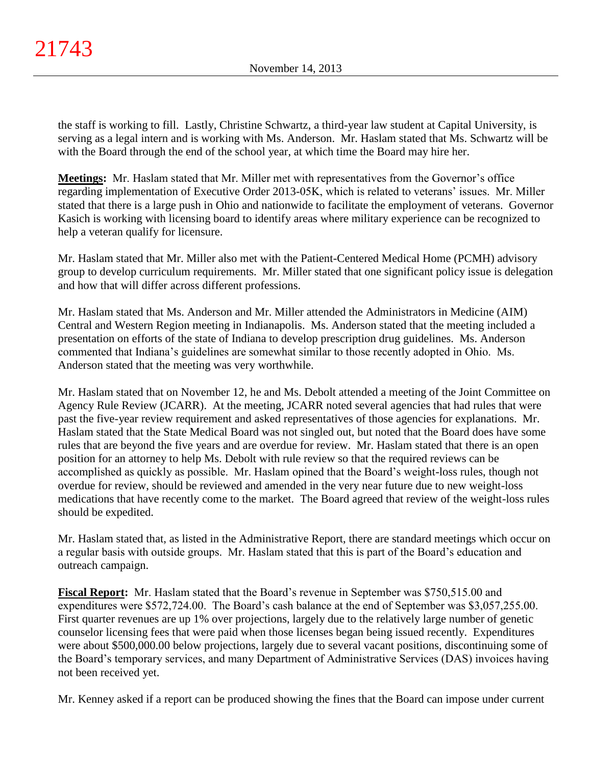the staff is working to fill. Lastly, Christine Schwartz, a third-year law student at Capital University, is serving as a legal intern and is working with Ms. Anderson. Mr. Haslam stated that Ms. Schwartz will be with the Board through the end of the school year, at which time the Board may hire her.

**Meetings:** Mr. Haslam stated that Mr. Miller met with representatives from the Governor's office regarding implementation of Executive Order 2013-05K, which is related to veterans' issues. Mr. Miller stated that there is a large push in Ohio and nationwide to facilitate the employment of veterans. Governor Kasich is working with licensing board to identify areas where military experience can be recognized to help a veteran qualify for licensure.

Mr. Haslam stated that Mr. Miller also met with the Patient-Centered Medical Home (PCMH) advisory group to develop curriculum requirements. Mr. Miller stated that one significant policy issue is delegation and how that will differ across different professions.

Mr. Haslam stated that Ms. Anderson and Mr. Miller attended the Administrators in Medicine (AIM) Central and Western Region meeting in Indianapolis. Ms. Anderson stated that the meeting included a presentation on efforts of the state of Indiana to develop prescription drug guidelines. Ms. Anderson commented that Indiana's guidelines are somewhat similar to those recently adopted in Ohio. Ms. Anderson stated that the meeting was very worthwhile.

Mr. Haslam stated that on November 12, he and Ms. Debolt attended a meeting of the Joint Committee on Agency Rule Review (JCARR). At the meeting, JCARR noted several agencies that had rules that were past the five-year review requirement and asked representatives of those agencies for explanations. Mr. Haslam stated that the State Medical Board was not singled out, but noted that the Board does have some rules that are beyond the five years and are overdue for review. Mr. Haslam stated that there is an open position for an attorney to help Ms. Debolt with rule review so that the required reviews can be accomplished as quickly as possible. Mr. Haslam opined that the Board's weight-loss rules, though not overdue for review, should be reviewed and amended in the very near future due to new weight-loss medications that have recently come to the market. The Board agreed that review of the weight-loss rules should be expedited.

Mr. Haslam stated that, as listed in the Administrative Report, there are standard meetings which occur on a regular basis with outside groups. Mr. Haslam stated that this is part of the Board's education and outreach campaign.

**Fiscal Report:** Mr. Haslam stated that the Board's revenue in September was $750,515.00 and expenditures were $572,724.00. The Board's cash balance at the end of September was $3,057,255.00. First quarter revenues are up 1% over projections, largely due to the relatively large number of genetic counselor licensing fees that were paid when those licenses began being issued recently. Expenditures were about $500,000.00 below projections, largely due to several vacant positions, discontinuing some of the Board's temporary services, and many Department of Administrative Services (DAS) invoices having not been received yet.

Mr. Kenney asked if a report can be produced showing the fines that the Board can impose under current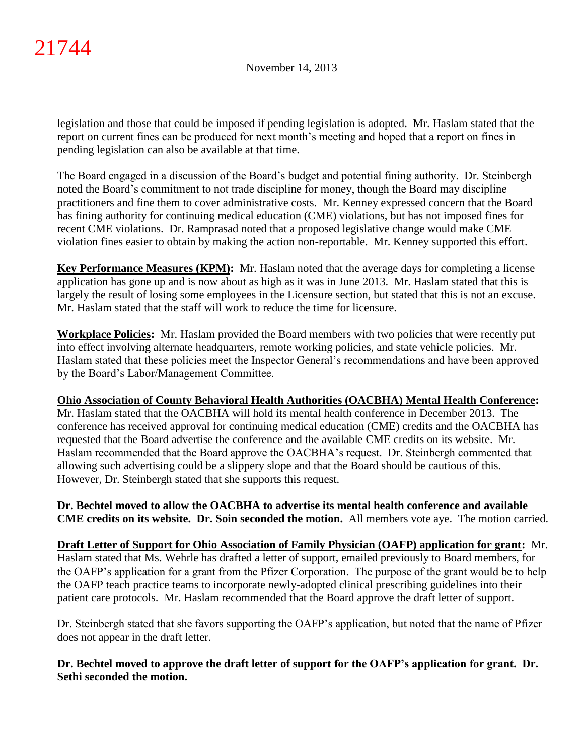legislation and those that could be imposed if pending legislation is adopted. Mr. Haslam stated that the report on current fines can be produced for next month's meeting and hoped that a report on fines in pending legislation can also be available at that time.

The Board engaged in a discussion of the Board's budget and potential fining authority. Dr. Steinbergh noted the Board's commitment to not trade discipline for money, though the Board may discipline practitioners and fine them to cover administrative costs. Mr. Kenney expressed concern that the Board has fining authority for continuing medical education (CME) violations, but has not imposed fines for recent CME violations. Dr. Ramprasad noted that a proposed legislative change would make CME violation fines easier to obtain by making the action non-reportable. Mr. Kenney supported this effort.

**Key Performance Measures (KPM):** Mr. Haslam noted that the average days for completing a license application has gone up and is now about as high as it was in June 2013. Mr. Haslam stated that this is largely the result of losing some employees in the Licensure section, but stated that this is not an excuse. Mr. Haslam stated that the staff will work to reduce the time for licensure.

**Workplace Policies:** Mr. Haslam provided the Board members with two policies that were recently put into effect involving alternate headquarters, remote working policies, and state vehicle policies. Mr. Haslam stated that these policies meet the Inspector General's recommendations and have been approved by the Board's Labor/Management Committee.

**Ohio Association of County Behavioral Health Authorities (OACBHA) Mental Health Conference:** Mr. Haslam stated that the OACBHA will hold its mental health conference in December 2013. The conference has received approval for continuing medical education (CME) credits and the OACBHA has requested that the Board advertise the conference and the available CME credits on its website. Mr. Haslam recommended that the Board approve the OACBHA's request. Dr. Steinbergh commented that allowing such advertising could be a slippery slope and that the Board should be cautious of this. However, Dr. Steinbergh stated that she supports this request.

**Dr. Bechtel moved to allow the OACBHA to advertise its mental health conference and available CME credits on its website. Dr. Soin seconded the motion.** All members vote aye. The motion carried.

**Draft Letter of Support for Ohio Association of Family Physician (OAFP) application for grant:** Mr. Haslam stated that Ms. Wehrle has drafted a letter of support, emailed previously to Board members, for the OAFP's application for a grant from the Pfizer Corporation. The purpose of the grant would be to help the OAFP teach practice teams to incorporate newly-adopted clinical prescribing guidelines into their patient care protocols. Mr. Haslam recommended that the Board approve the draft letter of support.

Dr. Steinbergh stated that she favors supporting the OAFP's application, but noted that the name of Pfizer does not appear in the draft letter.

**Dr. Bechtel moved to approve the draft letter of support for the OAFP's application for grant. Dr. Sethi seconded the motion.**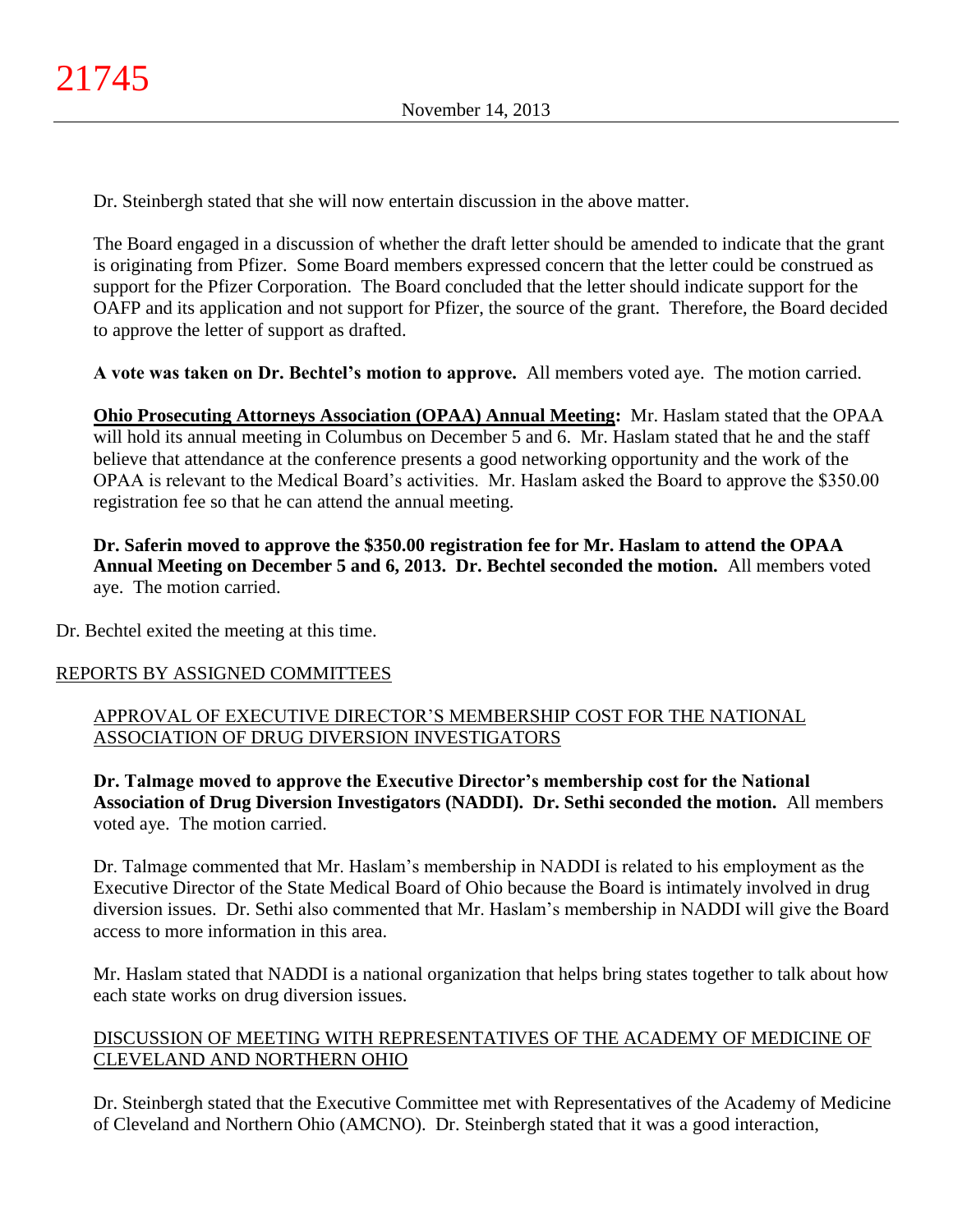Dr. Steinbergh stated that she will now entertain discussion in the above matter.

The Board engaged in a discussion of whether the draft letter should be amended to indicate that the grant is originating from Pfizer. Some Board members expressed concern that the letter could be construed as support for the Pfizer Corporation. The Board concluded that the letter should indicate support for the OAFP and its application and not support for Pfizer, the source of the grant. Therefore, the Board decided to approve the letter of support as drafted.

**A vote was taken on Dr. Bechtel's motion to approve.** All members voted aye. The motion carried.

**Ohio Prosecuting Attorneys Association (OPAA) Annual Meeting:** Mr. Haslam stated that the OPAA will hold its annual meeting in Columbus on December 5 and 6. Mr. Haslam stated that he and the staff believe that attendance at the conference presents a good networking opportunity and the work of the OPAA is relevant to the Medical Board's activities. Mr. Haslam asked the Board to approve the $350.00 registration fee so that he can attend the annual meeting.

**Dr. Saferin moved to approve the $350.00 registration fee for Mr. Haslam to attend the OPAA Annual Meeting on December 5 and 6, 2013. Dr. Bechtel seconded the motion.** All members voted aye. The motion carried.

Dr. Bechtel exited the meeting at this time.

## REPORTS BY ASSIGNED COMMITTEES

### APPROVAL OF EXECUTIVE DIRECTOR'S MEMBERSHIP COST FOR THE NATIONAL ASSOCIATION OF DRUG DIVERSION INVESTIGATORS

**Dr. Talmage moved to approve the Executive Director's membership cost for the National Association of Drug Diversion Investigators (NADDI). Dr. Sethi seconded the motion.** All members voted aye. The motion carried.

Dr. Talmage commented that Mr. Haslam's membership in NADDI is related to his employment as the Executive Director of the State Medical Board of Ohio because the Board is intimately involved in drug diversion issues. Dr. Sethi also commented that Mr. Haslam's membership in NADDI will give the Board access to more information in this area.

Mr. Haslam stated that NADDI is a national organization that helps bring states together to talk about how each state works on drug diversion issues.

### DISCUSSION OF MEETING WITH REPRESENTATIVES OF THE ACADEMY OF MEDICINE OF CLEVELAND AND NORTHERN OHIO

Dr. Steinbergh stated that the Executive Committee met with Representatives of the Academy of Medicine of Cleveland and Northern Ohio (AMCNO). Dr. Steinbergh stated that it was a good interaction,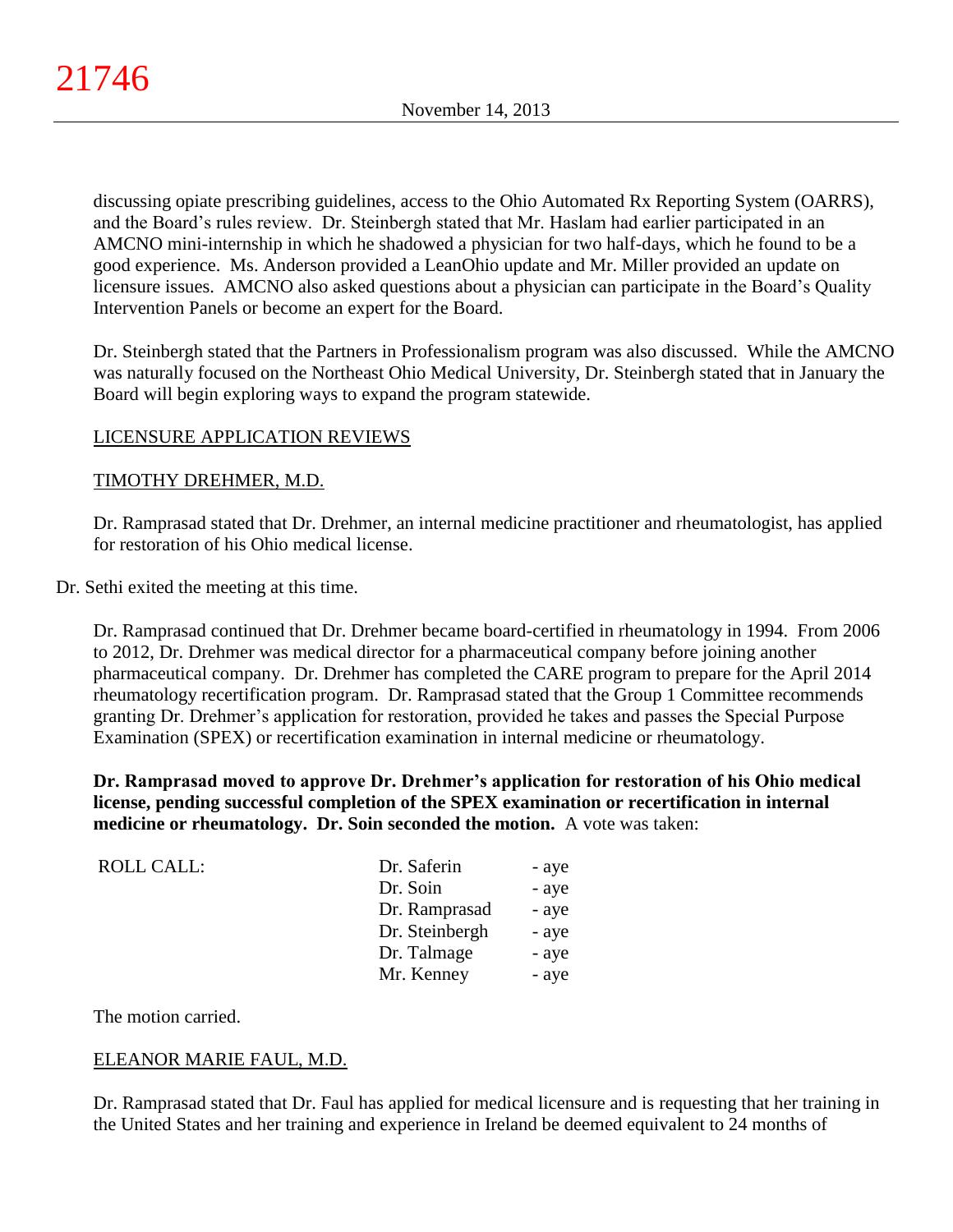discussing opiate prescribing guidelines, access to the Ohio Automated Rx Reporting System (OARRS), and the Board's rules review. Dr. Steinbergh stated that Mr. Haslam had earlier participated in an AMCNO mini-internship in which he shadowed a physician for two half-days, which he found to be a good experience. Ms. Anderson provided a LeanOhio update and Mr. Miller provided an update on licensure issues. AMCNO also asked questions about a physician can participate in the Board's Quality Intervention Panels or become an expert for the Board.

Dr. Steinbergh stated that the Partners in Professionalism program was also discussed. While the AMCNO was naturally focused on the Northeast Ohio Medical University, Dr. Steinbergh stated that in January the Board will begin exploring ways to expand the program statewide.

## LICENSURE APPLICATION REVIEWS

### TIMOTHY DREHMER, M.D.

Dr. Ramprasad stated that Dr. Drehmer, an internal medicine practitioner and rheumatologist, has applied for restoration of his Ohio medical license.

Dr. Sethi exited the meeting at this time.

Dr. Ramprasad continued that Dr. Drehmer became board-certified in rheumatology in 1994. From 2006 to 2012, Dr. Drehmer was medical director for a pharmaceutical company before joining another pharmaceutical company. Dr. Drehmer has completed the CARE program to prepare for the April 2014 rheumatology recertification program. Dr. Ramprasad stated that the Group 1 Committee recommends granting Dr. Drehmer's application for restoration, provided he takes and passes the Special Purpose Examination (SPEX) or recertification examination in internal medicine or rheumatology.

**Dr. Ramprasad moved to approve Dr. Drehmer's application for restoration of his Ohio medical license, pending successful completion of the SPEX examination or recertification in internal medicine or rheumatology. Dr. Soin seconded the motion.** A vote was taken:

| ROLL CALL: | | |
|---|---|---|
| | Dr. Saferin | - aye |
| | Dr. Soin | - aye |
| | Dr. Ramprasad | - aye |
| | Dr. Steinbergh | - aye |
| | Dr. Talmage | - aye |
| | Mr. Kenney | - aye |

The motion carried.

### ELEANOR MARIE FAUL, M.D.

Dr. Ramprasad stated that Dr. Faul has applied for medical licensure and is requesting that her training in the United States and her training and experience in Ireland be deemed equivalent to 24 months of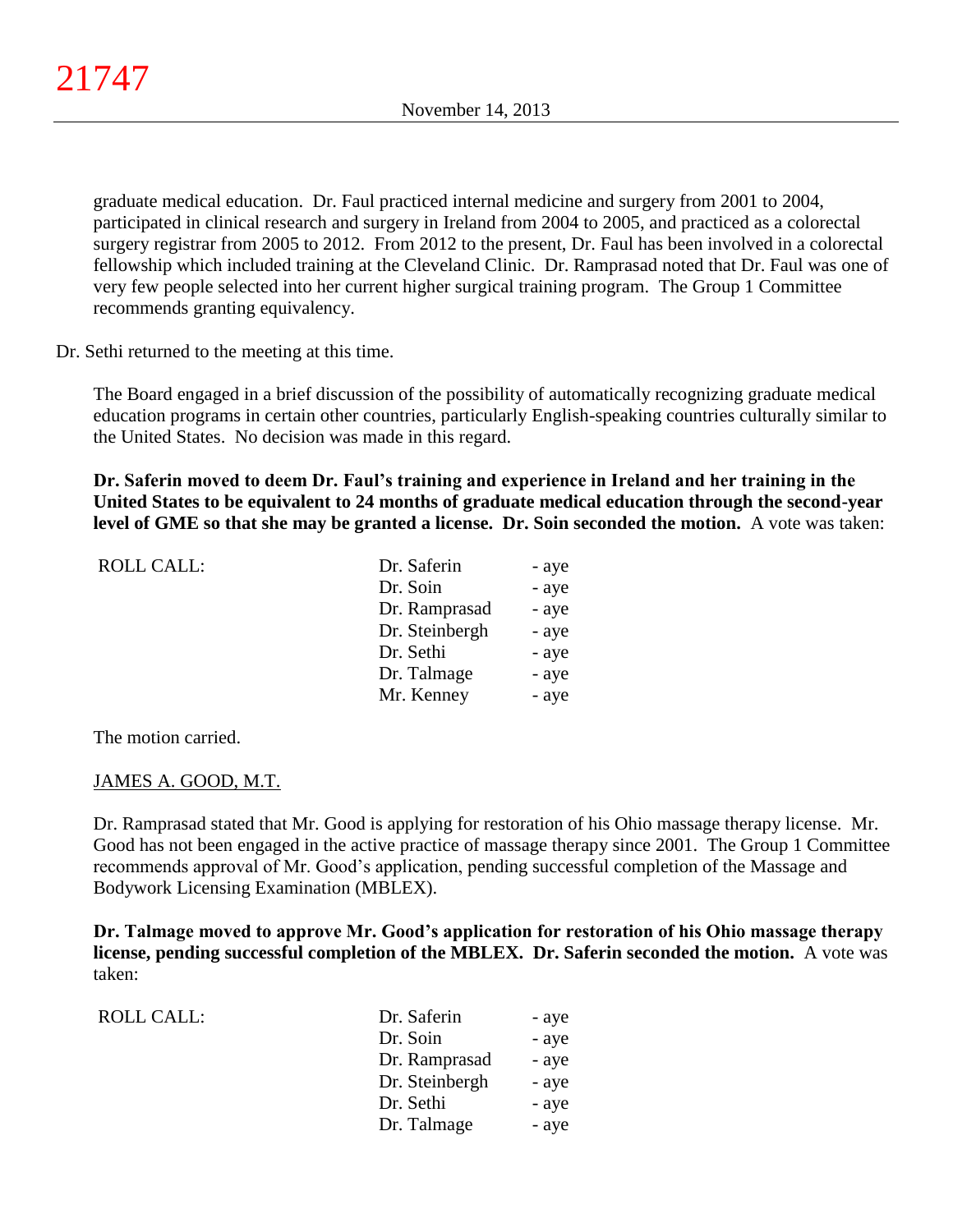graduate medical education. Dr. Faul practiced internal medicine and surgery from 2001 to 2004, participated in clinical research and surgery in Ireland from 2004 to 2005, and practiced as a colorectal surgery registrar from 2005 to 2012. From 2012 to the present, Dr. Faul has been involved in a colorectal fellowship which included training at the Cleveland Clinic. Dr. Ramprasad noted that Dr. Faul was one of very few people selected into her current higher surgical training program. The Group 1 Committee recommends granting equivalency.

Dr. Sethi returned to the meeting at this time.

The Board engaged in a brief discussion of the possibility of automatically recognizing graduate medical education programs in certain other countries, particularly English-speaking countries culturally similar to the United States. No decision was made in this regard.

**Dr. Saferin moved to deem Dr. Faul's training and experience in Ireland and her training in the United States to be equivalent to 24 months of graduate medical education through the second-year level of GME so that she may be granted a license. Dr. Soin seconded the motion.** A vote was taken:

| ROLL CALL: | | |
|---|---|---|
| | Dr. Saferin | - aye |
| | Dr. Soin | - aye |
| | Dr. Ramprasad | - aye |
| | Dr. Steinbergh | - aye |
| | Dr. Sethi | - aye |
| | Dr. Talmage | - aye |
| | Mr. Kenney | - aye |

The motion carried.

JAMES A. GOOD, M.T.

Dr. Ramprasad stated that Mr. Good is applying for restoration of his Ohio massage therapy license. Mr. Good has not been engaged in the active practice of massage therapy since 2001. The Group 1 Committee recommends approval of Mr. Good's application, pending successful completion of the Massage and Bodywork Licensing Examination (MBLEX).

**Dr. Talmage moved to approve Mr. Good's application for restoration of his Ohio massage therapy license, pending successful completion of the MBLEX. Dr. Saferin seconded the motion.** A vote was taken:

| ROLL CALL: | | |
|---|---|---|
| | Dr. Saferin | - aye |
| | Dr. Soin | - aye |
| | Dr. Ramprasad | - aye |
| | Dr. Steinbergh | - aye |
| | Dr. Sethi | - aye |
| | Dr. Talmage | - aye |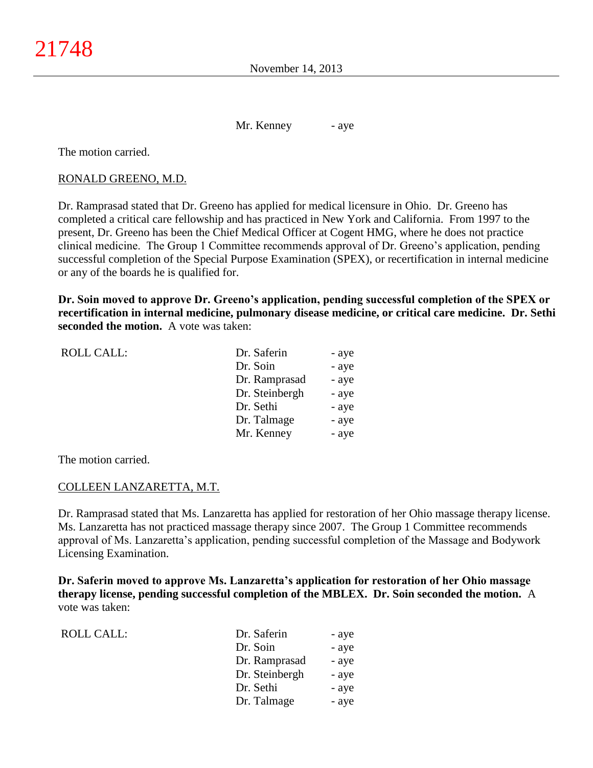Mr. Kenney - aye

The motion carried.

RONALD GREENO, M.D.

Dr. Ramprasad stated that Dr. Greeno has applied for medical licensure in Ohio. Dr. Greeno has completed a critical care fellowship and has practiced in New York and California. From 1997 to the present, Dr. Greeno has been the Chief Medical Officer at Cogent HMG, where he does not practice clinical medicine. The Group 1 Committee recommends approval of Dr. Greeno's application, pending successful completion of the Special Purpose Examination (SPEX), or recertification in internal medicine or any of the boards he is qualified for.

**Dr. Soin moved to approve Dr. Greeno's application, pending successful completion of the SPEX or recertification in internal medicine, pulmonary disease medicine, or critical care medicine. Dr. Sethi seconded the motion.** A vote was taken:

| ROLL CALL: | | |
|---|---|---|
| | Dr. Saferin | - aye |
| | Dr. Soin | - aye |
| | Dr. Ramprasad | - aye |
| | Dr. Steinbergh | - aye |
| | Dr. Sethi | - aye |
| | Dr. Talmage | - aye |
| | Mr. Kenney | - aye |

The motion carried.

COLLEEN LANZARETTA, M.T.

Dr. Ramprasad stated that Ms. Lanzaretta has applied for restoration of her Ohio massage therapy license. Ms. Lanzaretta has not practiced massage therapy since 2007. The Group 1 Committee recommends approval of Ms. Lanzaretta's application, pending successful completion of the Massage and Bodywork Licensing Examination.

**Dr. Saferin moved to approve Ms. Lanzaretta's application for restoration of her Ohio massage therapy license, pending successful completion of the MBLEX. Dr. Soin seconded the motion.** A vote was taken:

| ROLL CALL: | | |
|---|---|---|
| | Dr. Saferin | - aye |
| | Dr. Soin | - aye |
| | Dr. Ramprasad | - aye |
| | Dr. Steinbergh | - aye |
| | Dr. Sethi | - aye |
| | Dr. Talmage | - aye |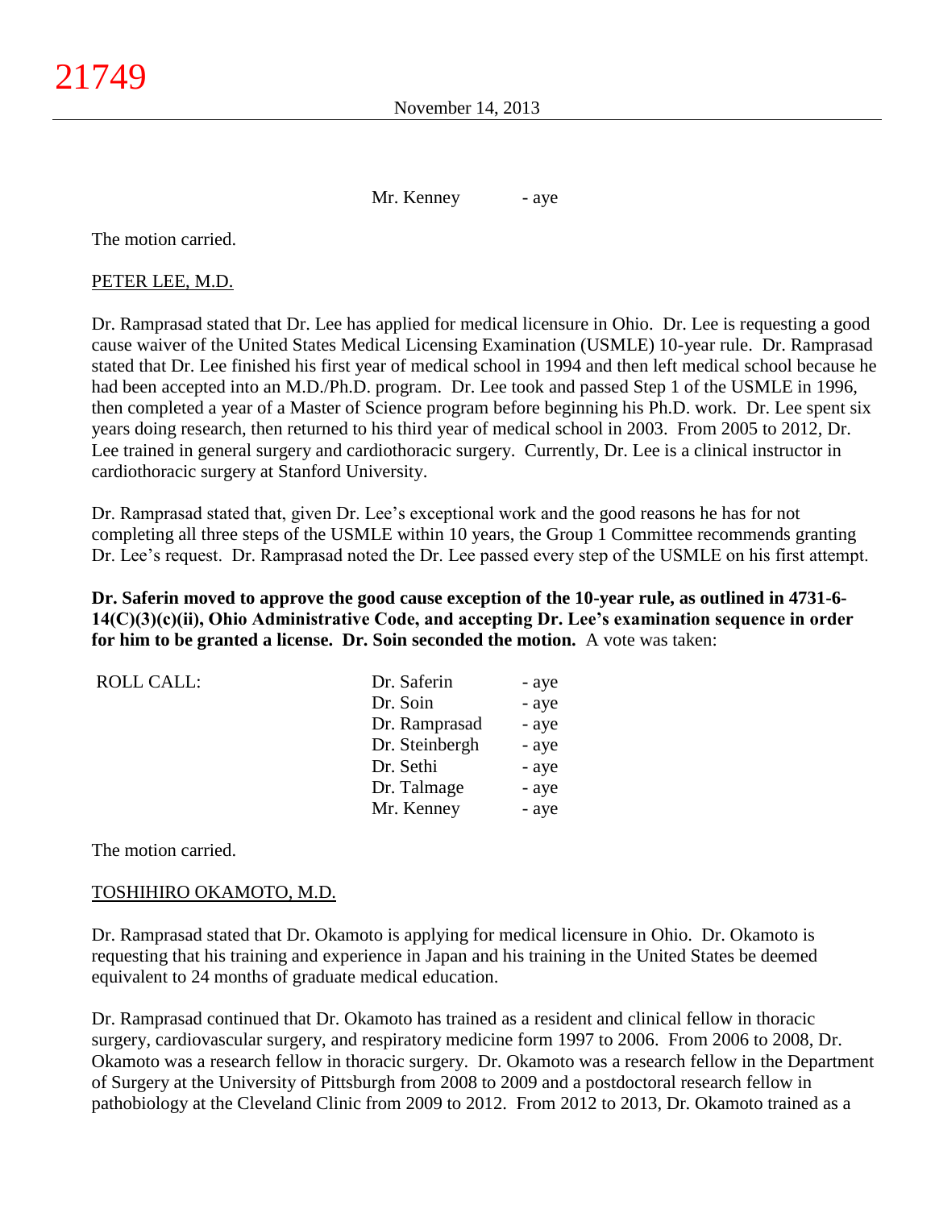Mr. Kenney - aye

The motion carried.

PETER LEE, M.D.

Dr. Ramprasad stated that Dr. Lee has applied for medical licensure in Ohio. Dr. Lee is requesting a good cause waiver of the United States Medical Licensing Examination (USMLE) 10-year rule. Dr. Ramprasad stated that Dr. Lee finished his first year of medical school in 1994 and then left medical school because he had been accepted into an M.D./Ph.D. program. Dr. Lee took and passed Step 1 of the USMLE in 1996, then completed a year of a Master of Science program before beginning his Ph.D. work. Dr. Lee spent six years doing research, then returned to his third year of medical school in 2003. From 2005 to 2012, Dr. Lee trained in general surgery and cardiothoracic surgery. Currently, Dr. Lee is a clinical instructor in cardiothoracic surgery at Stanford University.

Dr. Ramprasad stated that, given Dr. Lee's exceptional work and the good reasons he has for not completing all three steps of the USMLE within 10 years, the Group 1 Committee recommends granting Dr. Lee's request. Dr. Ramprasad noted the Dr. Lee passed every step of the USMLE on his first attempt.

**Dr. Saferin moved to approve the good cause exception of the 10-year rule, as outlined in 4731-6-14(C)(3)(c)(ii), Ohio Administrative Code, and accepting Dr. Lee's examination sequence in order for him to be granted a license. Dr. Soin seconded the motion.** A vote was taken:

| ROLL CALL: | Dr. Saferin | - aye |
|---|---|---|
| | Dr. Soin | - aye |
| | Dr. Ramprasad | - aye |
| | Dr. Steinbergh | - aye |
| | Dr. Sethi | - aye |
| | Dr. Talmage | - aye |
| | Mr. Kenney | - aye |

The motion carried.

TOSHIHIRO OKAMOTO, M.D.

Dr. Ramprasad stated that Dr. Okamoto is applying for medical licensure in Ohio. Dr. Okamoto is requesting that his training and experience in Japan and his training in the United States be deemed equivalent to 24 months of graduate medical education.

Dr. Ramprasad continued that Dr. Okamoto has trained as a resident and clinical fellow in thoracic surgery, cardiovascular surgery, and respiratory medicine form 1997 to 2006. From 2006 to 2008, Dr. Okamoto was a research fellow in thoracic surgery. Dr. Okamoto was a research fellow in the Department of Surgery at the University of Pittsburgh from 2008 to 2009 and a postdoctoral research fellow in pathobiology at the Cleveland Clinic from 2009 to 2012. From 2012 to 2013, Dr. Okamoto trained as a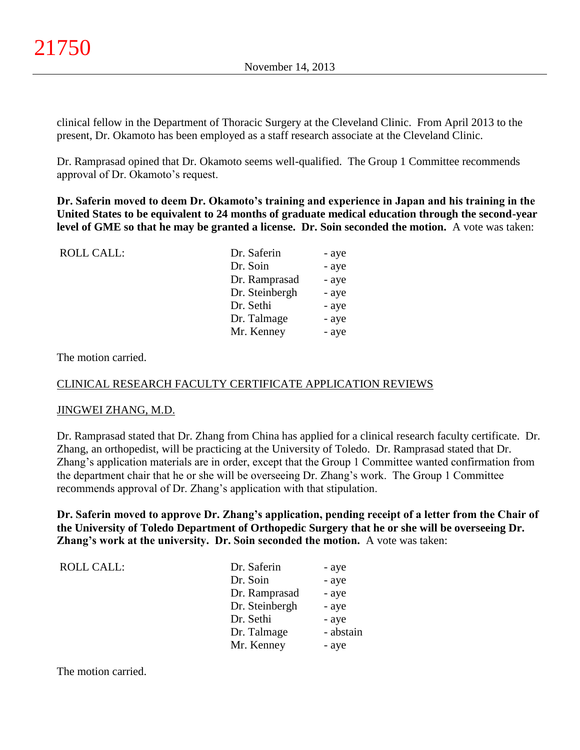clinical fellow in the Department of Thoracic Surgery at the Cleveland Clinic. From April 2013 to the present, Dr. Okamoto has been employed as a staff research associate at the Cleveland Clinic.

Dr. Ramprasad opined that Dr. Okamoto seems well-qualified. The Group 1 Committee recommends approval of Dr. Okamoto's request.

**Dr. Saferin moved to deem Dr. Okamoto's training and experience in Japan and his training in the United States to be equivalent to 24 months of graduate medical education through the second-year level of GME so that he may be granted a license. Dr. Soin seconded the motion.** A vote was taken:

| ROLL CALL: | | |
|---|---|---|
| | Dr. Saferin | - aye |
| | Dr. Soin | - aye |
| | Dr. Ramprasad | - aye |
| | Dr. Steinbergh | - aye |
| | Dr. Sethi | - aye |
| | Dr. Talmage | - aye |
| | Mr. Kenney | - aye |

The motion carried.

## CLINICAL RESEARCH FACULTY CERTIFICATE APPLICATION REVIEWS

### JINGWEI ZHANG, M.D.

Dr. Ramprasad stated that Dr. Zhang from China has applied for a clinical research faculty certificate. Dr. Zhang, an orthopedist, will be practicing at the University of Toledo. Dr. Ramprasad stated that Dr. Zhang's application materials are in order, except that the Group 1 Committee wanted confirmation from the department chair that he or she will be overseeing Dr. Zhang's work. The Group 1 Committee recommends approval of Dr. Zhang's application with that stipulation.

**Dr. Saferin moved to approve Dr. Zhang's application, pending receipt of a letter from the Chair of the University of Toledo Department of Orthopedic Surgery that he or she will be overseeing Dr. Zhang's work at the university. Dr. Soin seconded the motion.** A vote was taken:

| ROLL CALL: | | |
|---|---|---|
| | Dr. Saferin | - aye |
| | Dr. Soin | - aye |
| | Dr. Ramprasad | - aye |
| | Dr. Steinbergh | - aye |
| | Dr. Sethi | - aye |
| | Dr. Talmage | - abstain |
| | Mr. Kenney | - aye |

The motion carried.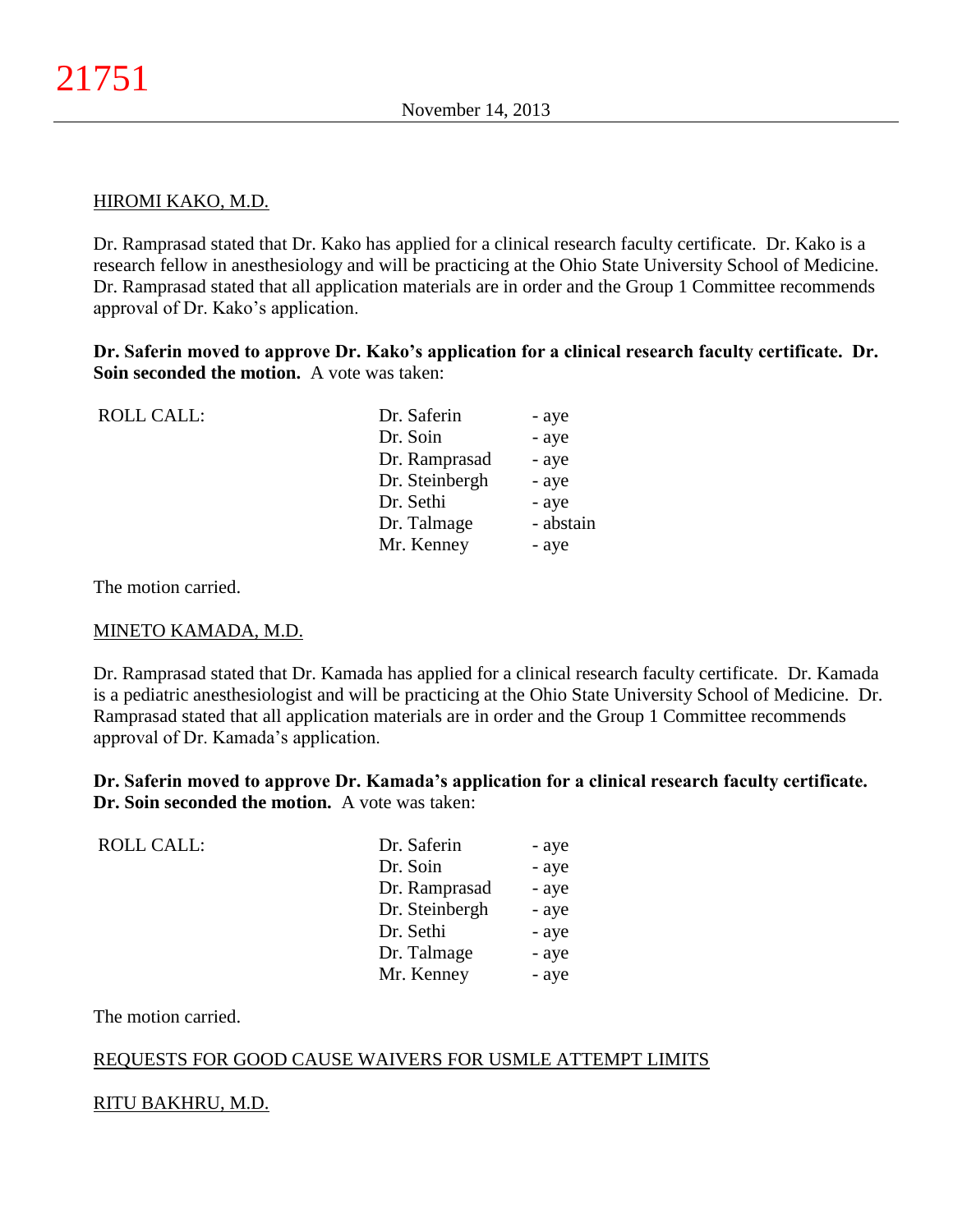HIROMI KAKO, M.D.

Dr. Ramprasad stated that Dr. Kako has applied for a clinical research faculty certificate. Dr. Kako is a research fellow in anesthesiology and will be practicing at the Ohio State University School of Medicine. Dr. Ramprasad stated that all application materials are in order and the Group 1 Committee recommends approval of Dr. Kako's application.

**Dr. Saferin moved to approve Dr. Kako's application for a clinical research faculty certificate. Dr. Soin seconded the motion.** A vote was taken:

| ROLL CALL: | Dr. Saferin | - aye |
|---|---|---|
| | Dr. Soin | - aye |
| | Dr. Ramprasad | - aye |
| | Dr. Steinbergh | - aye |
| | Dr. Sethi | - aye |
| | Dr. Talmage | - abstain |
| | Mr. Kenney | - aye |

The motion carried.

MINETO KAMADA, M.D.

Dr. Ramprasad stated that Dr. Kamada has applied for a clinical research faculty certificate. Dr. Kamada is a pediatric anesthesiologist and will be practicing at the Ohio State University School of Medicine. Dr. Ramprasad stated that all application materials are in order and the Group 1 Committee recommends approval of Dr. Kamada's application.

**Dr. Saferin moved to approve Dr. Kamada's application for a clinical research faculty certificate. Dr. Soin seconded the motion.** A vote was taken:

| ROLL CALL: | Dr. Saferin | - aye |
|---|---|---|
| | Dr. Soin | - aye |
| | Dr. Ramprasad | - aye |
| | Dr. Steinbergh | - aye |
| | Dr. Sethi | - aye |
| | Dr. Talmage | - aye |
| | Mr. Kenney | - aye |

The motion carried.

REQUESTS FOR GOOD CAUSE WAIVERS FOR USMLE ATTEMPT LIMITS

RITU BAKHRU, M.D.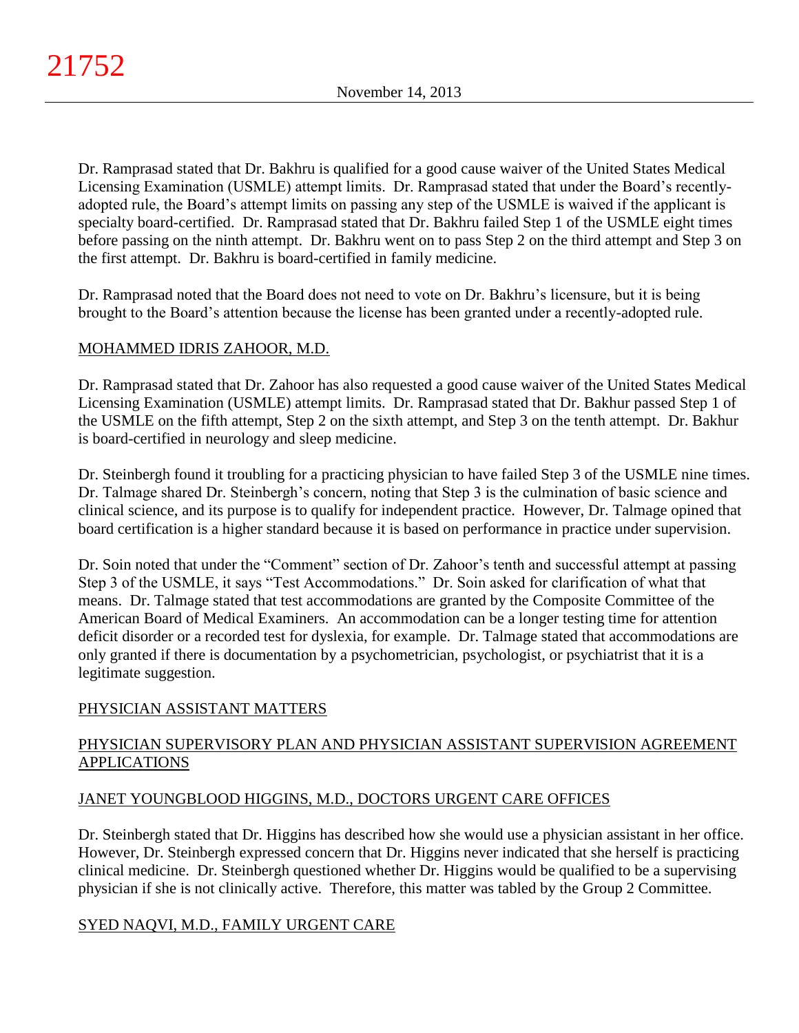Dr. Ramprasad stated that Dr. Bakhru is qualified for a good cause waiver of the United States Medical Licensing Examination (USMLE) attempt limits. Dr. Ramprasad stated that under the Board's recently-adopted rule, the Board's attempt limits on passing any step of the USMLE is waived if the applicant is specialty board-certified. Dr. Ramprasad stated that Dr. Bakhru failed Step 1 of the USMLE eight times before passing on the ninth attempt. Dr. Bakhru went on to pass Step 2 on the third attempt and Step 3 on the first attempt. Dr. Bakhru is board-certified in family medicine.

Dr. Ramprasad noted that the Board does not need to vote on Dr. Bakhru's licensure, but it is being brought to the Board's attention because the license has been granted under a recently-adopted rule.

MOHAMMED IDRIS ZAHOOR, M.D.

Dr. Ramprasad stated that Dr. Zahoor has also requested a good cause waiver of the United States Medical Licensing Examination (USMLE) attempt limits. Dr. Ramprasad stated that Dr. Bakhur passed Step 1 of the USMLE on the fifth attempt, Step 2 on the sixth attempt, and Step 3 on the tenth attempt. Dr. Bakhur is board-certified in neurology and sleep medicine.

Dr. Steinbergh found it troubling for a practicing physician to have failed Step 3 of the USMLE nine times. Dr. Talmage shared Dr. Steinbergh's concern, noting that Step 3 is the culmination of basic science and clinical science, and its purpose is to qualify for independent practice. However, Dr. Talmage opined that board certification is a higher standard because it is based on performance in practice under supervision.

Dr. Soin noted that under the "Comment" section of Dr. Zahoor's tenth and successful attempt at passing Step 3 of the USMLE, it says "Test Accommodations." Dr. Soin asked for clarification of what that means. Dr. Talmage stated that test accommodations are granted by the Composite Committee of the American Board of Medical Examiners. An accommodation can be a longer testing time for attention deficit disorder or a recorded test for dyslexia, for example. Dr. Talmage stated that accommodations are only granted if there is documentation by a psychometrician, psychologist, or psychiatrist that it is a legitimate suggestion.

PHYSICIAN ASSISTANT MATTERS

PHYSICIAN SUPERVISORY PLAN AND PHYSICIAN ASSISTANT SUPERVISION AGREEMENT APPLICATIONS

JANET YOUNGBLOOD HIGGINS, M.D., DOCTORS URGENT CARE OFFICES

Dr. Steinbergh stated that Dr. Higgins has described how she would use a physician assistant in her office. However, Dr. Steinbergh expressed concern that Dr. Higgins never indicated that she herself is practicing clinical medicine. Dr. Steinbergh questioned whether Dr. Higgins would be qualified to be a supervising physician if she is not clinically active. Therefore, this matter was tabled by the Group 2 Committee.

SYED NAQVI, M.D., FAMILY URGENT CARE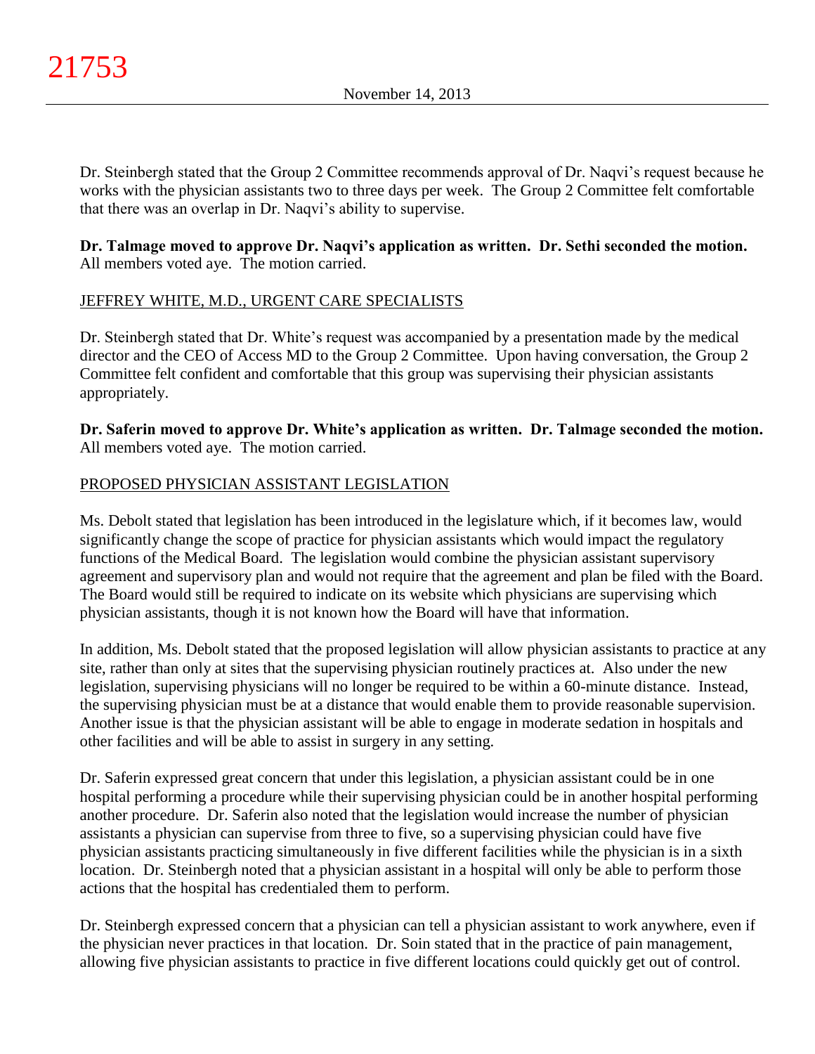Dr. Steinbergh stated that the Group 2 Committee recommends approval of Dr. Naqvi's request because he works with the physician assistants two to three days per week. The Group 2 Committee felt comfortable that there was an overlap in Dr. Naqvi's ability to supervise.

**Dr. Talmage moved to approve Dr. Naqvi's application as written. Dr. Sethi seconded the motion.** All members voted aye. The motion carried.

JEFFREY WHITE, M.D., URGENT CARE SPECIALISTS

Dr. Steinbergh stated that Dr. White's request was accompanied by a presentation made by the medical director and the CEO of Access MD to the Group 2 Committee. Upon having conversation, the Group 2 Committee felt confident and comfortable that this group was supervising their physician assistants appropriately.

**Dr. Saferin moved to approve Dr. White's application as written. Dr. Talmage seconded the motion.** All members voted aye. The motion carried.

PROPOSED PHYSICIAN ASSISTANT LEGISLATION

Ms. Debolt stated that legislation has been introduced in the legislature which, if it becomes law, would significantly change the scope of practice for physician assistants which would impact the regulatory functions of the Medical Board. The legislation would combine the physician assistant supervisory agreement and supervisory plan and would not require that the agreement and plan be filed with the Board. The Board would still be required to indicate on its website which physicians are supervising which physician assistants, though it is not known how the Board will have that information.

In addition, Ms. Debolt stated that the proposed legislation will allow physician assistants to practice at any site, rather than only at sites that the supervising physician routinely practices at. Also under the new legislation, supervising physicians will no longer be required to be within a 60-minute distance. Instead, the supervising physician must be at a distance that would enable them to provide reasonable supervision. Another issue is that the physician assistant will be able to engage in moderate sedation in hospitals and other facilities and will be able to assist in surgery in any setting.

Dr. Saferin expressed great concern that under this legislation, a physician assistant could be in one hospital performing a procedure while their supervising physician could be in another hospital performing another procedure. Dr. Saferin also noted that the legislation would increase the number of physician assistants a physician can supervise from three to five, so a supervising physician could have five physician assistants practicing simultaneously in five different facilities while the physician is in a sixth location. Dr. Steinbergh noted that a physician assistant in a hospital will only be able to perform those actions that the hospital has credentialed them to perform.

Dr. Steinbergh expressed concern that a physician can tell a physician assistant to work anywhere, even if the physician never practices in that location. Dr. Soin stated that in the practice of pain management, allowing five physician assistants to practice in five different locations could quickly get out of control.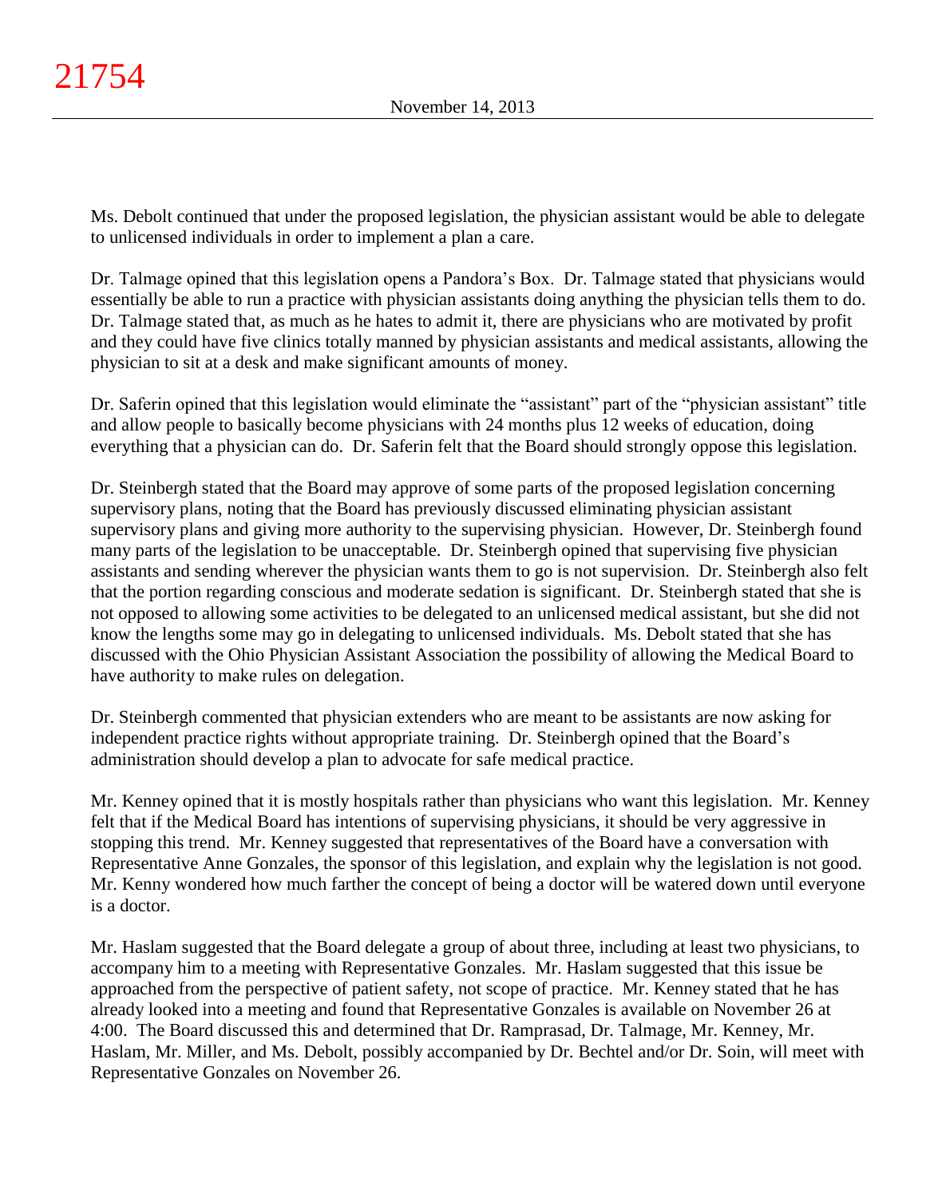Ms. Debolt continued that under the proposed legislation, the physician assistant would be able to delegate to unlicensed individuals in order to implement a plan a care.

Dr. Talmage opined that this legislation opens a Pandora's Box. Dr. Talmage stated that physicians would essentially be able to run a practice with physician assistants doing anything the physician tells them to do. Dr. Talmage stated that, as much as he hates to admit it, there are physicians who are motivated by profit and they could have five clinics totally manned by physician assistants and medical assistants, allowing the physician to sit at a desk and make significant amounts of money.

Dr. Saferin opined that this legislation would eliminate the "assistant" part of the "physician assistant" title and allow people to basically become physicians with 24 months plus 12 weeks of education, doing everything that a physician can do. Dr. Saferin felt that the Board should strongly oppose this legislation.

Dr. Steinbergh stated that the Board may approve of some parts of the proposed legislation concerning supervisory plans, noting that the Board has previously discussed eliminating physician assistant supervisory plans and giving more authority to the supervising physician. However, Dr. Steinbergh found many parts of the legislation to be unacceptable. Dr. Steinbergh opined that supervising five physician assistants and sending wherever the physician wants them to go is not supervision. Dr. Steinbergh also felt that the portion regarding conscious and moderate sedation is significant. Dr. Steinbergh stated that she is not opposed to allowing some activities to be delegated to an unlicensed medical assistant, but she did not know the lengths some may go in delegating to unlicensed individuals. Ms. Debolt stated that she has discussed with the Ohio Physician Assistant Association the possibility of allowing the Medical Board to have authority to make rules on delegation.

Dr. Steinbergh commented that physician extenders who are meant to be assistants are now asking for independent practice rights without appropriate training. Dr. Steinbergh opined that the Board's administration should develop a plan to advocate for safe medical practice.

Mr. Kenney opined that it is mostly hospitals rather than physicians who want this legislation. Mr. Kenney felt that if the Medical Board has intentions of supervising physicians, it should be very aggressive in stopping this trend. Mr. Kenney suggested that representatives of the Board have a conversation with Representative Anne Gonzales, the sponsor of this legislation, and explain why the legislation is not good. Mr. Kenny wondered how much farther the concept of being a doctor will be watered down until everyone is a doctor.

Mr. Haslam suggested that the Board delegate a group of about three, including at least two physicians, to accompany him to a meeting with Representative Gonzales. Mr. Haslam suggested that this issue be approached from the perspective of patient safety, not scope of practice. Mr. Kenney stated that he has already looked into a meeting and found that Representative Gonzales is available on November 26 at 4:00. The Board discussed this and determined that Dr. Ramprasad, Dr. Talmage, Mr. Kenney, Mr. Haslam, Mr. Miller, and Ms. Debolt, possibly accompanied by Dr. Bechtel and/or Dr. Soin, will meet with Representative Gonzales on November 26.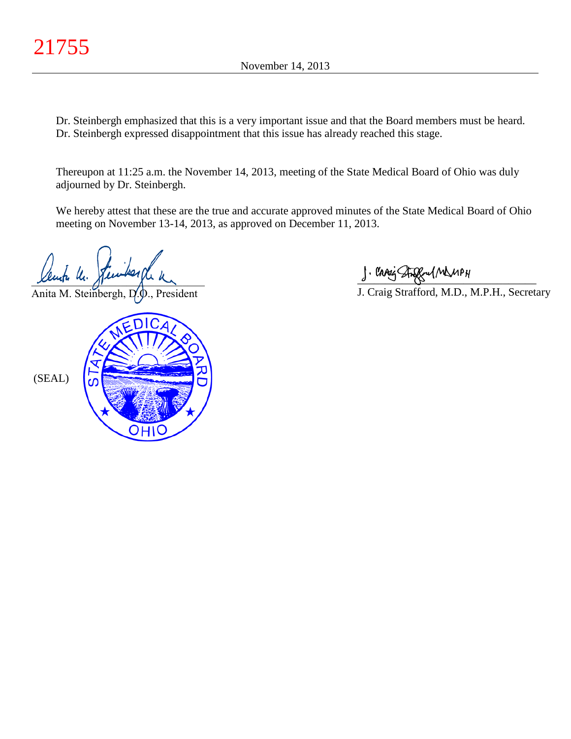Dr. Steinbergh emphasized that this is a very important issue and that the Board members must be heard. Dr. Steinbergh expressed disappointment that this issue has already reached this stage.

Thereupon at 11:25 a.m. the November 14, 2013, meeting of the State Medical Board of Ohio was duly adjourned by Dr. Steinbergh.

We hereby attest that these are the true and accurate approved minutes of the State Medical Board of Ohio meeting on November 13-14, 2013, as approved on December 11, 2013.

Anita M. Steinbergh, D.O., President

J. Craig Strafford, M.D., M.P.H., Secretary

(SEAL)